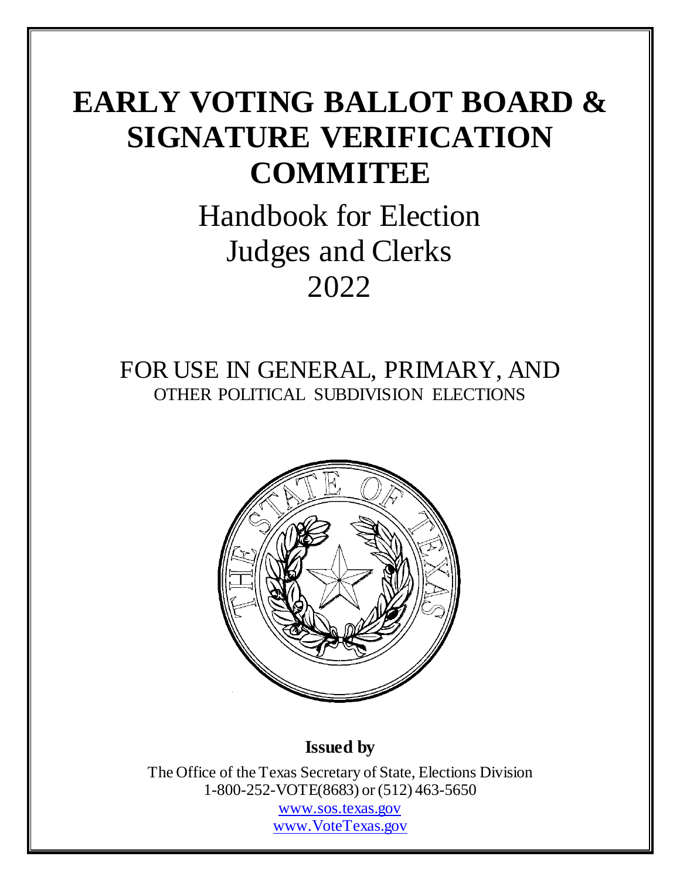# EARLY VOTING BALLOT BOARD & SIGNATURE VERIFICATION COMMITEE

## Handbook for Election Judges and Clerks 2022

FOR USE IN GENERAL, PRIMARY, AND OTHER POLITICAL SUBDIVISION ELECTIONS

**Issued by**

The Office of the Texas Secretary of State, Elections Division
1-800-252-VOTE(8683) or (512) 463-5650
www.sos.texas.gov
www.VoteTexas.gov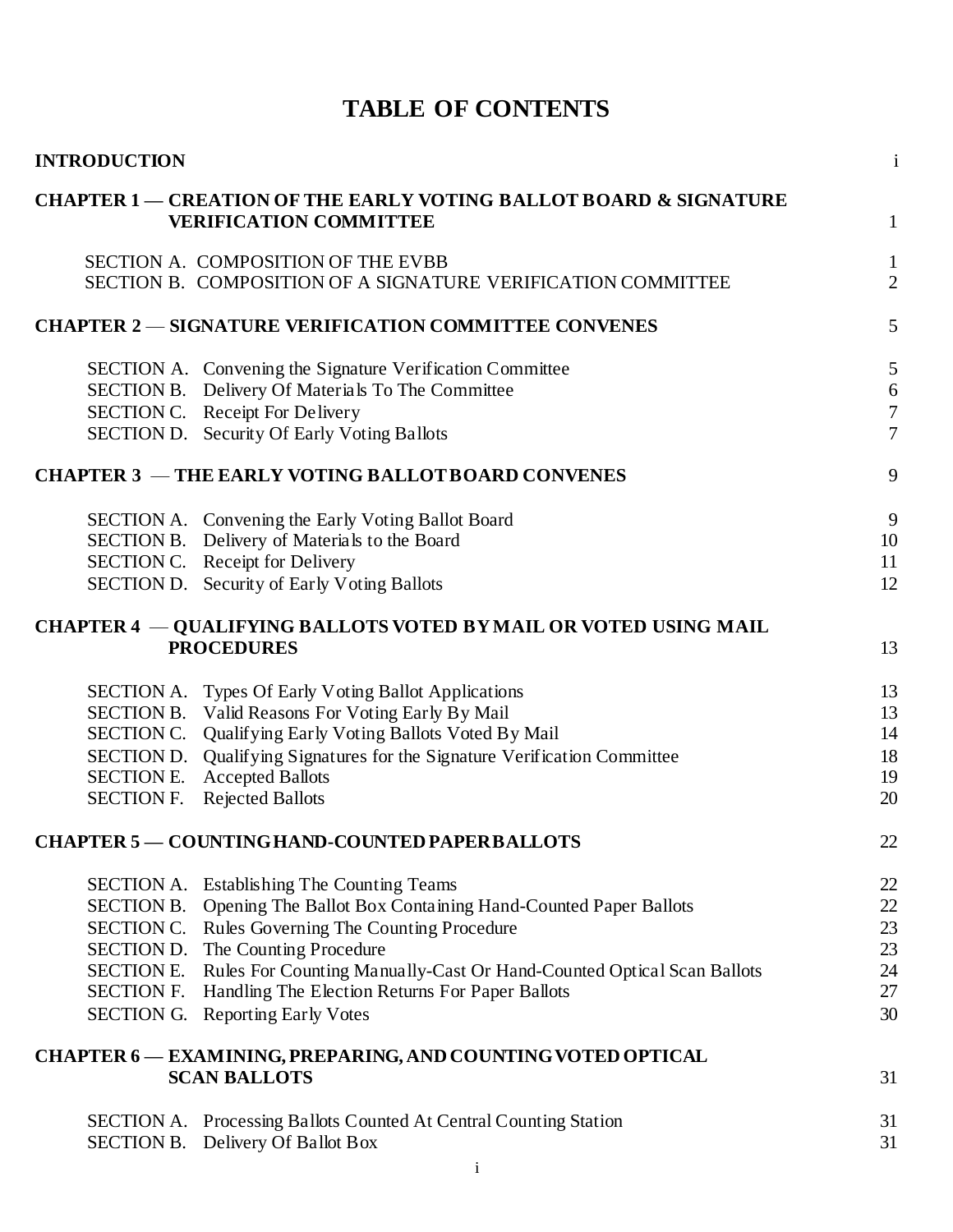# TABLE OF CONTENTS

| | |
|---|---|
| **INTRODUCTION** | i |
| **CHAPTER 1 — CREATION OF THE EARLY VOTING BALLOT BOARD & SIGNATURE VERIFICATION COMMITTEE** | 1 |
| SECTION A. COMPOSITION OF THE EVBB | 1 |
| SECTION B. COMPOSITION OF A SIGNATURE VERIFICATION COMMITTEE | 2 |
| **CHAPTER 2 — SIGNATURE VERIFICATION COMMITTEE CONVENES** | 5 |
| SECTION A. Convening the Signature Verification Committee | 5 |
| SECTION B. Delivery Of Materials To The Committee | 6 |
| SECTION C. Receipt For Delivery | 7 |
| SECTION D. Security Of Early Voting Ballots | 7 |
| **CHAPTER 3 — THE EARLY VOTING BALLOT BOARD CONVENES** | 9 |
| SECTION A. Convening the Early Voting Ballot Board | 9 |
| SECTION B. Delivery of Materials to the Board | 10 |
| SECTION C. Receipt for Delivery | 11 |
| SECTION D. Security of Early Voting Ballots | 12 |
| **CHAPTER 4 — QUALIFYING BALLOTS VOTED BY MAIL OR VOTED USING MAIL PROCEDURES** | 13 |
| SECTION A. Types Of Early Voting Ballot Applications | 13 |
| SECTION B. Valid Reasons For Voting Early By Mail | 13 |
| SECTION C. Qualifying Early Voting Ballots Voted By Mail | 14 |
| SECTION D. Qualifying Signatures for the Signature Verification Committee | 18 |
| SECTION E. Accepted Ballots | 19 |
| SECTION F. Rejected Ballots | 20 |
| **CHAPTER 5 — COUNTING HAND-COUNTED PAPER BALLOTS** | 22 |
| SECTION A. Establishing The Counting Teams | 22 |
| SECTION B. Opening The Ballot Box Containing Hand-Counted Paper Ballots | 22 |
| SECTION C. Rules Governing The Counting Procedure | 23 |
| SECTION D. The Counting Procedure | 23 |
| SECTION E. Rules For Counting Manually-Cast Or Hand-Counted Optical Scan Ballots | 24 |
| SECTION F. Handling The Election Returns For Paper Ballots | 27 |
| SECTION G. Reporting Early Votes | 30 |
| **CHAPTER 6 — EXAMINING, PREPARING, AND COUNTING VOTED OPTICAL SCAN BALLOTS** | 31 |
| SECTION A. Processing Ballots Counted At Central Counting Station | 31 |
| SECTION B. Delivery Of Ballot Box | 31 |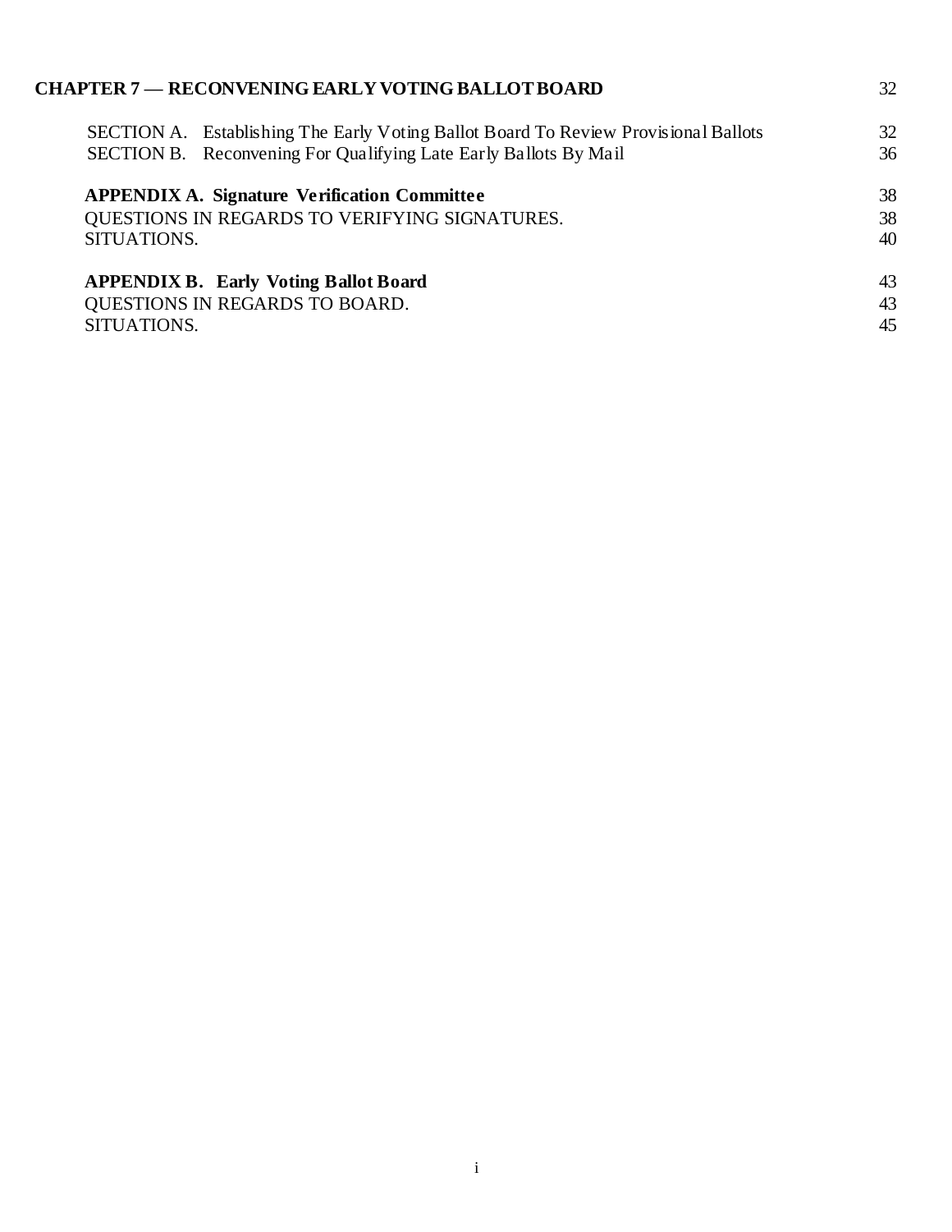| | |
|---|---|
| **CHAPTER 7 — RECONVENING EARLY VOTING BALLOT BOARD** | 32 |
| SECTION A. Establishing The Early Voting Ballot Board To Review Provisional Ballots | 32 |
| SECTION B. Reconvening For Qualifying Late Early Ballots By Mail | 36 |
| **APPENDIX A. Signature Verification Committee** | 38 |
| QUESTIONS IN REGARDS TO VERIFYING SIGNATURES. | 38 |
| SITUATIONS. | 40 |
| **APPENDIX B. Early Voting Ballot Board** | 43 |
| QUESTIONS IN REGARDS TO BOARD. | 43 |
| SITUATIONS. | 45 |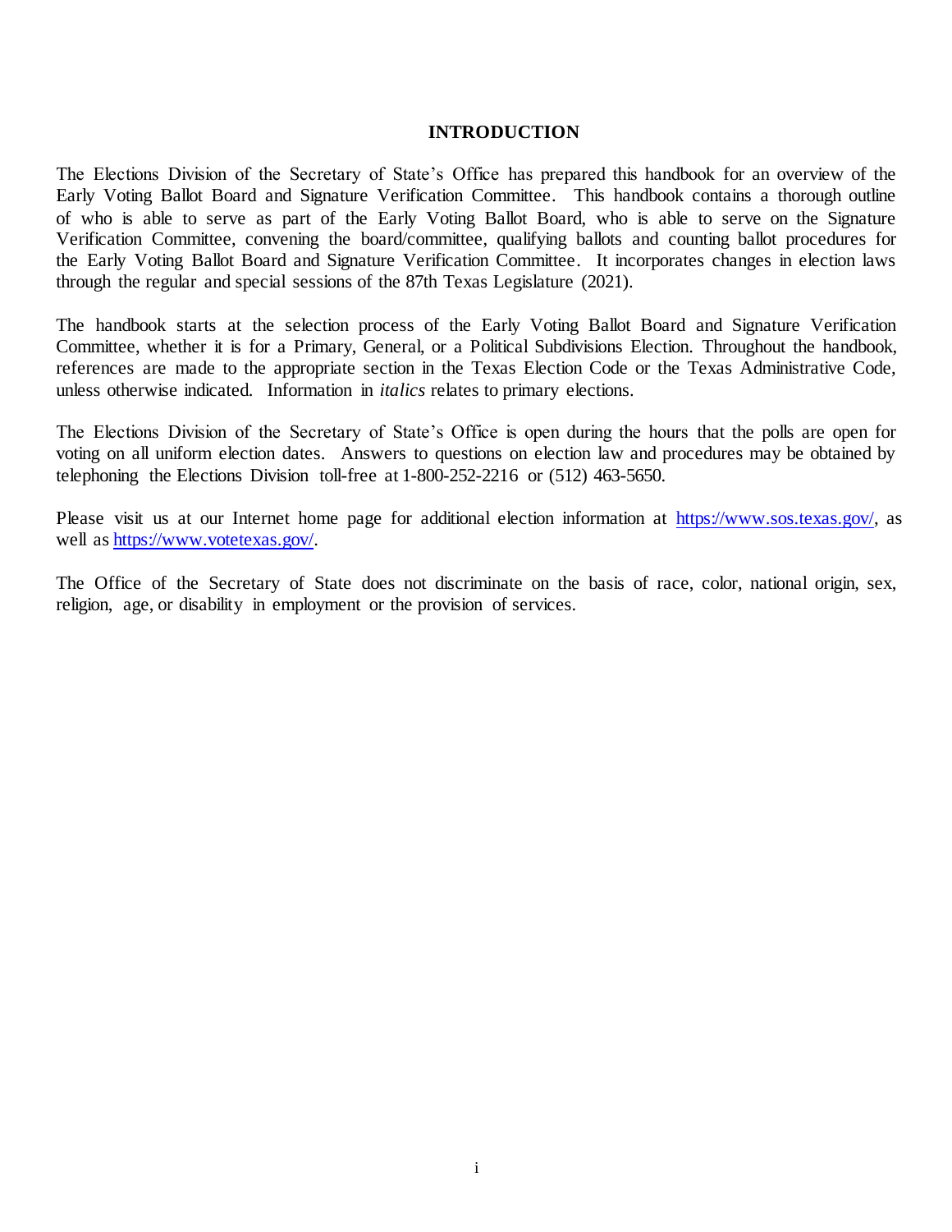# INTRODUCTION

The Elections Division of the Secretary of State's Office has prepared this handbook for an overview of the Early Voting Ballot Board and Signature Verification Committee. This handbook contains a thorough outline of who is able to serve as part of the Early Voting Ballot Board, who is able to serve on the Signature Verification Committee, convening the board/committee, qualifying ballots and counting ballot procedures for the Early Voting Ballot Board and Signature Verification Committee. It incorporates changes in election laws through the regular and special sessions of the 87th Texas Legislature (2021).

The handbook starts at the selection process of the Early Voting Ballot Board and Signature Verification Committee, whether it is for a Primary, General, or a Political Subdivisions Election. Throughout the handbook, references are made to the appropriate section in the Texas Election Code or the Texas Administrative Code, unless otherwise indicated. Information in *italics* relates to primary elections.

The Elections Division of the Secretary of State's Office is open during the hours that the polls are open for voting on all uniform election dates. Answers to questions on election law and procedures may be obtained by telephoning the Elections Division toll-free at 1-800-252-2216 or (512) 463-5650.

Please visit us at our Internet home page for additional election information at [https://www.sos.texas.gov/](https://www.sos.texas.gov/), as well as [https://www.votetexas.gov/](https://www.votetexas.gov/).

The Office of the Secretary of State does not discriminate on the basis of race, color, national origin, sex, religion, age, or disability in employment or the provision of services.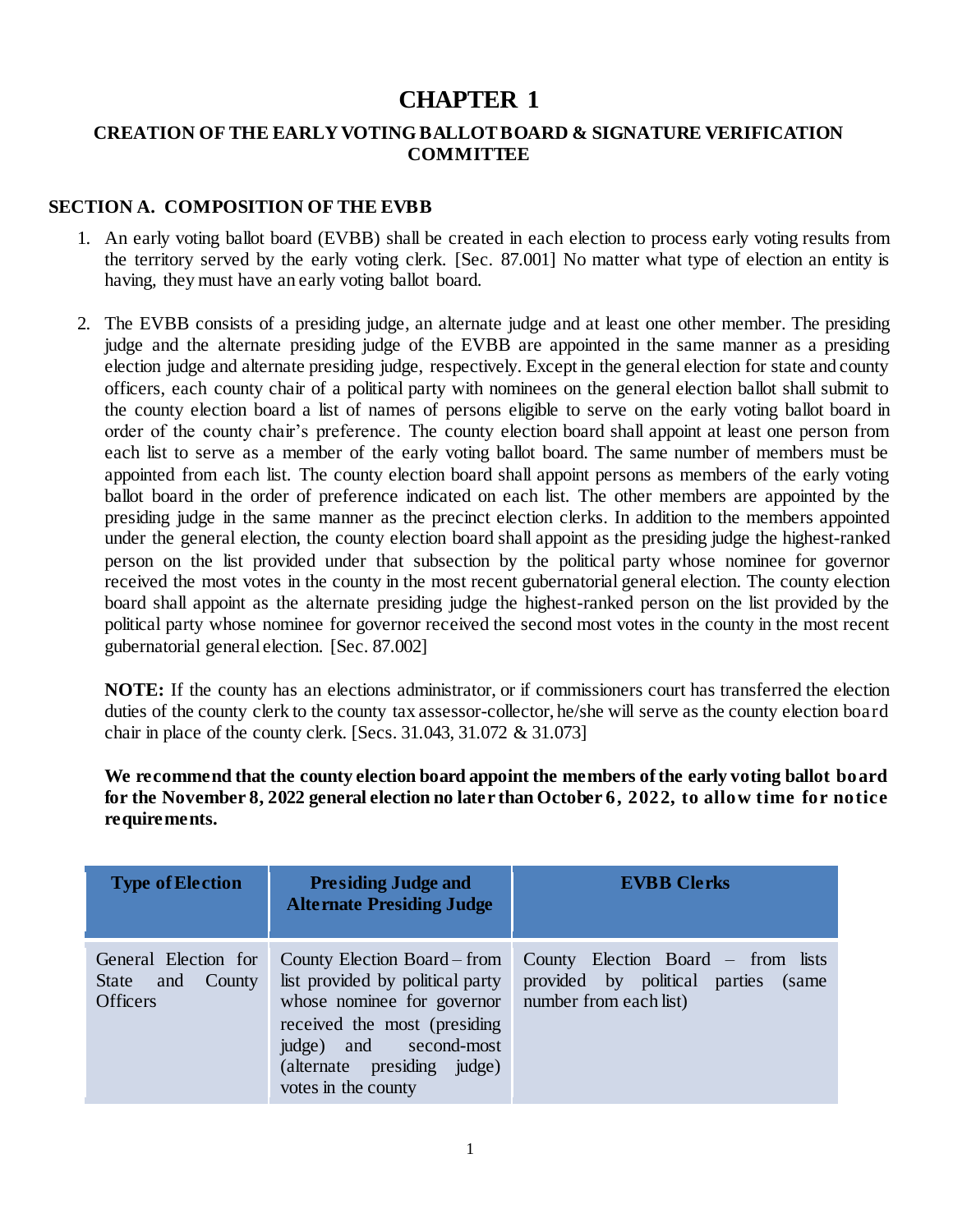# CHAPTER 1

## CREATION OF THE EARLY VOTING BALLOT BOARD & SIGNATURE VERIFICATION COMMITTEE

### SECTION A. COMPOSITION OF THE EVBB

1. An early voting ballot board (EVBB) shall be created in each election to process early voting results from the territory served by the early voting clerk. [Sec. 87.001] No matter what type of election an entity is having, they must have an early voting ballot board.

2. The EVBB consists of a presiding judge, an alternate judge and at least one other member. The presiding judge and the alternate presiding judge of the EVBB are appointed in the same manner as a presiding election judge and alternate presiding judge, respectively. Except in the general election for state and county officers, each county chair of a political party with nominees on the general election ballot shall submit to the county election board a list of names of persons eligible to serve on the early voting ballot board in order of the county chair's preference. The county election board shall appoint at least one person from each list to serve as a member of the early voting ballot board. The same number of members must be appointed from each list. The county election board shall appoint persons as members of the early voting ballot board in the order of preference indicated on each list. The other members are appointed by the presiding judge in the same manner as the precinct election clerks. In addition to the members appointed under the general election, the county election board shall appoint as the presiding judge the highest-ranked person on the list provided under that subsection by the political party whose nominee for governor received the most votes in the county in the most recent gubernatorial general election. The county election board shall appoint as the alternate presiding judge the highest-ranked person on the list provided by the political party whose nominee for governor received the second most votes in the county in the most recent gubernatorial general election. [Sec. 87.002]

   **NOTE:** If the county has an elections administrator, or if commissioners court has transferred the election duties of the county clerk to the county tax assessor-collector, he/she will serve as the county election board chair in place of the county clerk. [Secs. 31.043, 31.072 & 31.073]

   **We recommend that the county election board appoint the members of the early voting ballot board for the November 8, 2022 general election no later than October 6, 2022, to allow time for notice requirements.**

| Type of Election | Presiding Judge and Alternate Presiding Judge | EVBB Clerks |
|---|---|---|
| General Election for State and County Officers | County Election Board – from list provided by political party whose nominee for governor received the most (presiding judge) and second-most (alternate presiding judge) votes in the county | County Election Board – from lists provided by political parties (same number from each list) |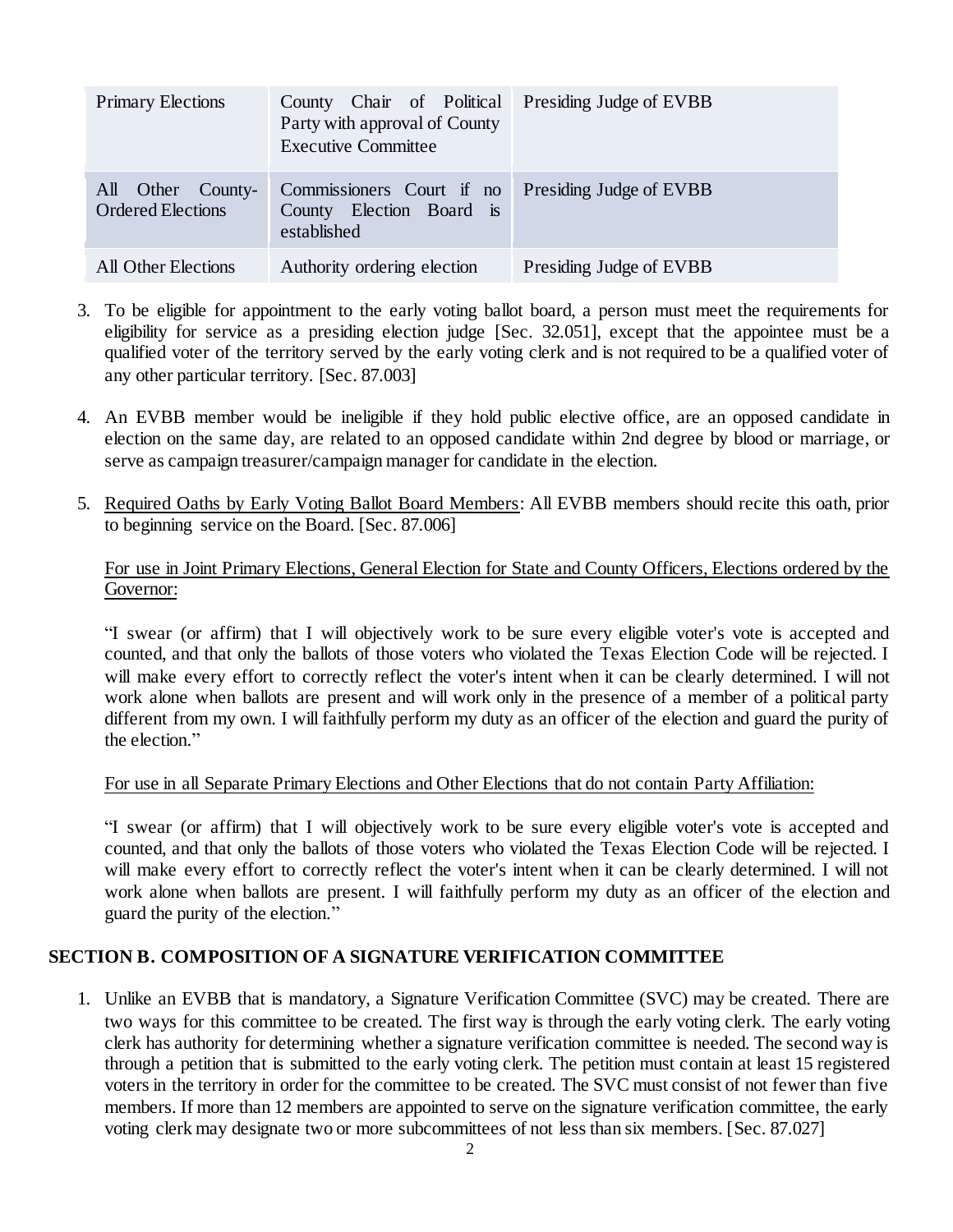| | | |
|---|---|---|
| Primary Elections | County Chair of Political Party with approval of County Executive Committee | Presiding Judge of EVBB |
| All Other County-Ordered Elections | Commissioners Court if no County Election Board is established | Presiding Judge of EVBB |
| All Other Elections | Authority ordering election | Presiding Judge of EVBB |

3. To be eligible for appointment to the early voting ballot board, a person must meet the requirements for eligibility for service as a presiding election judge [Sec. 32.051], except that the appointee must be a qualified voter of the territory served by the early voting clerk and is not required to be a qualified voter of any other particular territory. [Sec. 87.003]

4. An EVBB member would be ineligible if they hold public elective office, are an opposed candidate in election on the same day, are related to an opposed candidate within 2nd degree by blood or marriage, or serve as campaign treasurer/campaign manager for candidate in the election.

5. <u>Required Oaths by Early Voting Ballot Board Members</u>: All EVBB members should recite this oath, prior to beginning service on the Board. [Sec. 87.006]

   <u>For use in Joint Primary Elections, General Election for State and County Officers, Elections ordered by the Governor:</u>

   "I swear (or affirm) that I will objectively work to be sure every eligible voter's vote is accepted and counted, and that only the ballots of those voters who violated the Texas Election Code will be rejected. I will make every effort to correctly reflect the voter's intent when it can be clearly determined. I will not work alone when ballots are present and will work only in the presence of a member of a political party different from my own. I will faithfully perform my duty as an officer of the election and guard the purity of the election."

   <u>For use in all Separate Primary Elections and Other Elections that do not contain Party Affiliation:</u>

   "I swear (or affirm) that I will objectively work to be sure every eligible voter's vote is accepted and counted, and that only the ballots of those voters who violated the Texas Election Code will be rejected. I will make every effort to correctly reflect the voter's intent when it can be clearly determined. I will not work alone when ballots are present. I will faithfully perform my duty as an officer of the election and guard the purity of the election."

## SECTION B. COMPOSITION OF A SIGNATURE VERIFICATION COMMITTEE

1. Unlike an EVBB that is mandatory, a Signature Verification Committee (SVC) may be created. There are two ways for this committee to be created. The first way is through the early voting clerk. The early voting clerk has authority for determining whether a signature verification committee is needed. The second way is through a petition that is submitted to the early voting clerk. The petition must contain at least 15 registered voters in the territory in order for the committee to be created. The SVC must consist of not fewer than five members. If more than 12 members are appointed to serve on the signature verification committee, the early voting clerk may designate two or more subcommittees of not less than six members. [Sec. 87.027]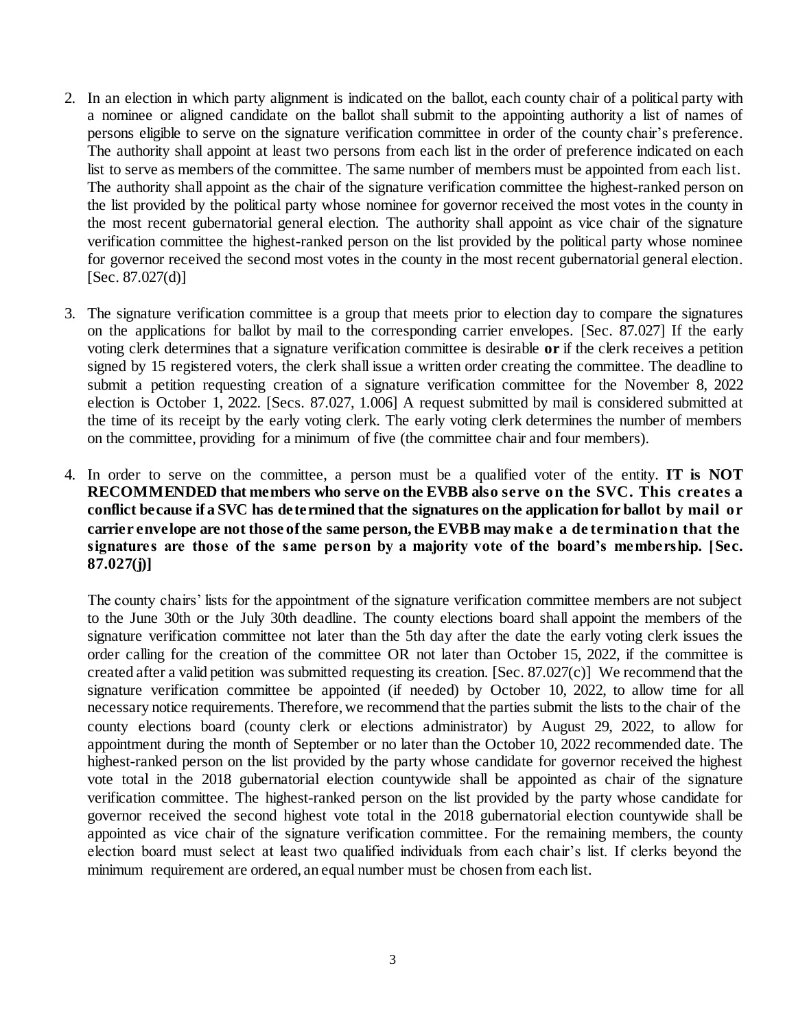2. In an election in which party alignment is indicated on the ballot, each county chair of a political party with a nominee or aligned candidate on the ballot shall submit to the appointing authority a list of names of persons eligible to serve on the signature verification committee in order of the county chair's preference. The authority shall appoint at least two persons from each list in the order of preference indicated on each list to serve as members of the committee. The same number of members must be appointed from each list. The authority shall appoint as the chair of the signature verification committee the highest-ranked person on the list provided by the political party whose nominee for governor received the most votes in the county in the most recent gubernatorial general election. The authority shall appoint as vice chair of the signature verification committee the highest-ranked person on the list provided by the political party whose nominee for governor received the second most votes in the county in the most recent gubernatorial general election. [Sec. 87.027(d)]

3. The signature verification committee is a group that meets prior to election day to compare the signatures on the applications for ballot by mail to the corresponding carrier envelopes. [Sec. 87.027] If the early voting clerk determines that a signature verification committee is desirable **or** if the clerk receives a petition signed by 15 registered voters, the clerk shall issue a written order creating the committee. The deadline to submit a petition requesting creation of a signature verification committee for the November 8, 2022 election is October 1, 2022. [Secs. 87.027, 1.006] A request submitted by mail is considered submitted at the time of its receipt by the early voting clerk. The early voting clerk determines the number of members on the committee, providing for a minimum of five (the committee chair and four members).

4. In order to serve on the committee, a person must be a qualified voter of the entity. **IT is NOT RECOMMENDED that members who serve on the EVBB also serve on the SVC. This creates a conflict because if a SVC has determined that the signatures on the application for ballot by mail or carrier envelope are not those of the same person, the EVBB may make a determination that the signatures are those of the same person by a majority vote of the board's membership. [Sec. 87.027(j)]**

   The county chairs' lists for the appointment of the signature verification committee members are not subject to the June 30th or the July 30th deadline. The county elections board shall appoint the members of the signature verification committee not later than the 5th day after the date the early voting clerk issues the order calling for the creation of the committee OR not later than October 15, 2022, if the committee is created after a valid petition was submitted requesting its creation. [Sec. 87.027(c)] We recommend that the signature verification committee be appointed (if needed) by October 10, 2022, to allow time for all necessary notice requirements. Therefore, we recommend that the parties submit the lists to the chair of the county elections board (county clerk or elections administrator) by August 29, 2022, to allow for appointment during the month of September or no later than the October 10, 2022 recommended date. The highest-ranked person on the list provided by the party whose candidate for governor received the highest vote total in the 2018 gubernatorial election countywide shall be appointed as chair of the signature verification committee. The highest-ranked person on the list provided by the party whose candidate for governor received the second highest vote total in the 2018 gubernatorial election countywide shall be appointed as vice chair of the signature verification committee. For the remaining members, the county election board must select at least two qualified individuals from each chair's list. If clerks beyond the minimum requirement are ordered, an equal number must be chosen from each list.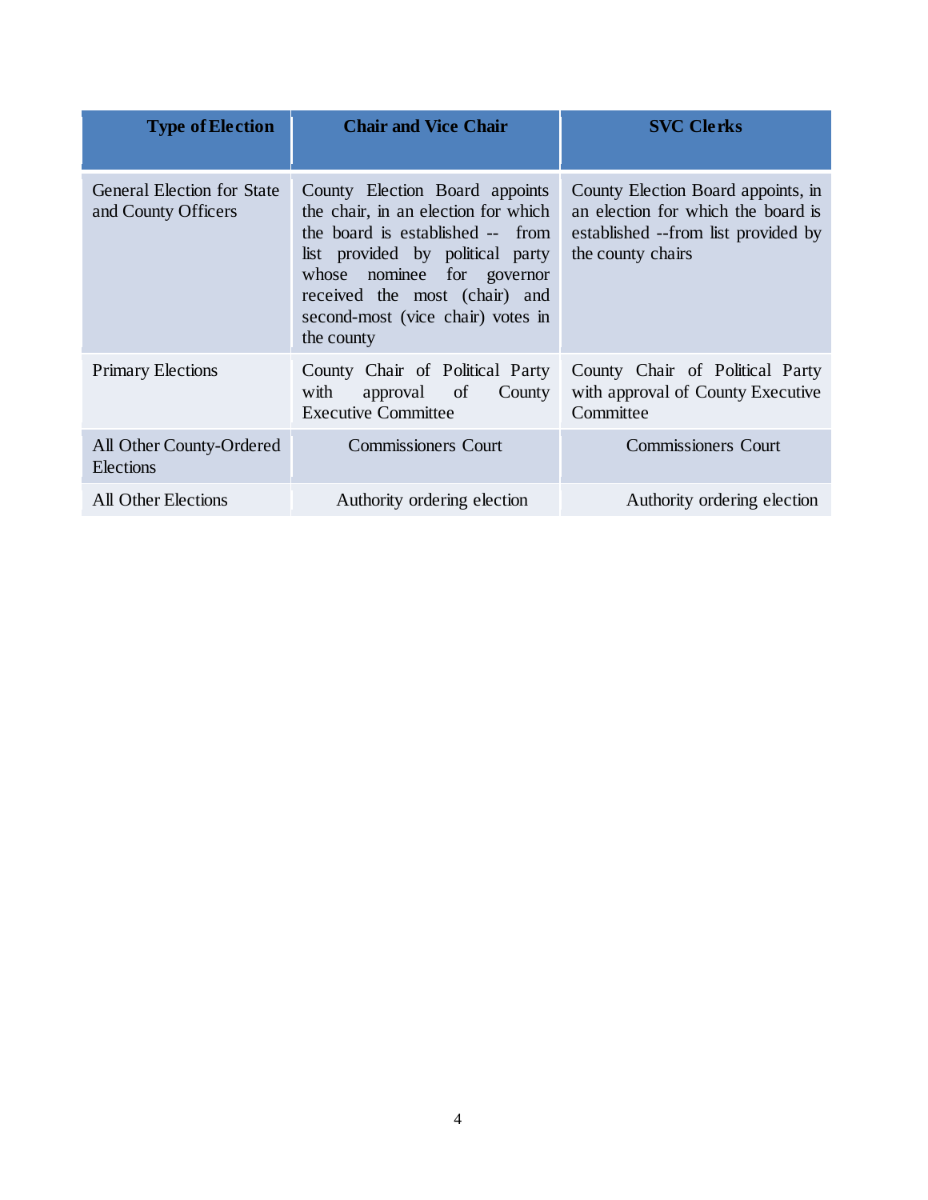| Type of Election | Chair and Vice Chair | SVC Clerks |
| --- | --- | --- |
| General Election for State and County Officers | County Election Board appoints the chair, in an election for which the board is established -- from list provided by political party whose nominee for governor received the most (chair) and second-most (vice chair) votes in the county | County Election Board appoints, in an election for which the board is established --from list provided by the county chairs |
| Primary Elections | County Chair of Political Party with approval of County Executive Committee | County Chair of Political Party with approval of County Executive Committee |
| All Other County-Ordered Elections | Commissioners Court | Commissioners Court |
| All Other Elections | Authority ordering election | Authority ordering election |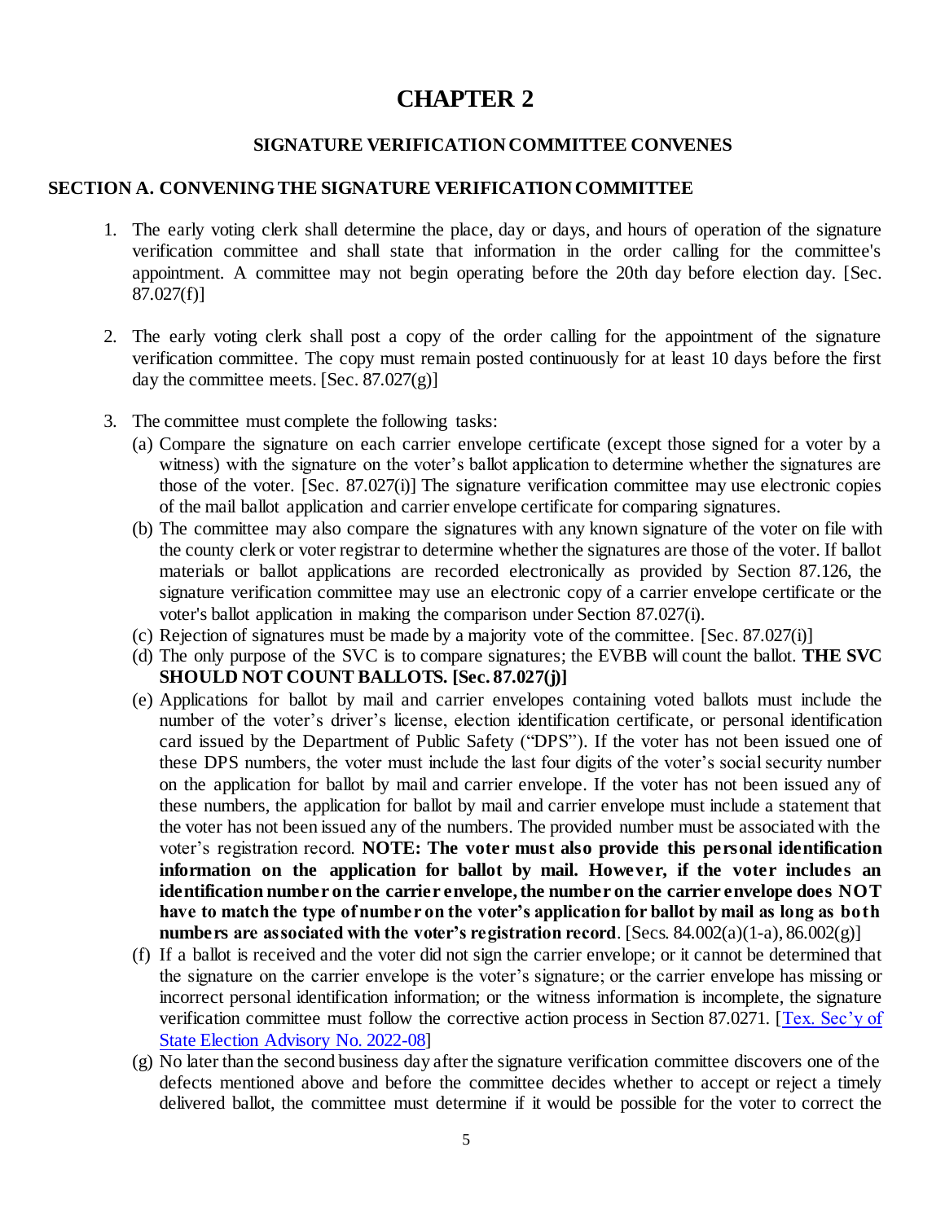# CHAPTER 2

## SIGNATURE VERIFICATION COMMITTEE CONVENES

### SECTION A. CONVENING THE SIGNATURE VERIFICATION COMMITTEE

1. The early voting clerk shall determine the place, day or days, and hours of operation of the signature verification committee and shall state that information in the order calling for the committee's appointment. A committee may not begin operating before the 20th day before election day. [Sec. 87.027(f)]

2. The early voting clerk shall post a copy of the order calling for the appointment of the signature verification committee. The copy must remain posted continuously for at least 10 days before the first day the committee meets. [Sec. 87.027(g)]

3. The committee must complete the following tasks:
   (a) Compare the signature on each carrier envelope certificate (except those signed for a voter by a witness) with the signature on the voter's ballot application to determine whether the signatures are those of the voter. [Sec. 87.027(i)] The signature verification committee may use electronic copies of the mail ballot application and carrier envelope certificate for comparing signatures.
   (b) The committee may also compare the signatures with any known signature of the voter on file with the county clerk or voter registrar to determine whether the signatures are those of the voter. If ballot materials or ballot applications are recorded electronically as provided by Section 87.126, the signature verification committee may use an electronic copy of a carrier envelope certificate or the voter's ballot application in making the comparison under Section 87.027(i).
   (c) Rejection of signatures must be made by a majority vote of the committee. [Sec. 87.027(i)]
   (d) The only purpose of the SVC is to compare signatures; the EVBB will count the ballot. **THE SVC SHOULD NOT COUNT BALLOTS. [Sec. 87.027(j)]**
   (e) Applications for ballot by mail and carrier envelopes containing voted ballots must include the number of the voter's driver's license, election identification certificate, or personal identification card issued by the Department of Public Safety ("DPS"). If the voter has not been issued one of these DPS numbers, the voter must include the last four digits of the voter's social security number on the application for ballot by mail and carrier envelope. If the voter has not been issued any of these numbers, the application for ballot by mail and carrier envelope must include a statement that the voter has not been issued any of the numbers. The provided number must be associated with the voter's registration record. **NOTE: The voter must also provide this personal identification information on the application for ballot by mail. However, if the voter includes an identification number on the carrier envelope, the number on the carrier envelope does NOT have to match the type of number on the voter's application for ballot by mail as long as both numbers are associated with the voter's registration record**. [Secs. 84.002(a)(1-a), 86.002(g)]
   (f) If a ballot is received and the voter did not sign the carrier envelope; or it cannot be determined that the signature on the carrier envelope is the voter's signature; or the carrier envelope has missing or incorrect personal identification information; or the witness information is incomplete, the signature verification committee must follow the corrective action process in Section 87.0271. [Tex. Sec'y of State Election Advisory No. 2022-08]
   (g) No later than the second business day after the signature verification committee discovers one of the defects mentioned above and before the committee decides whether to accept or reject a timely delivered ballot, the committee must determine if it would be possible for the voter to correct the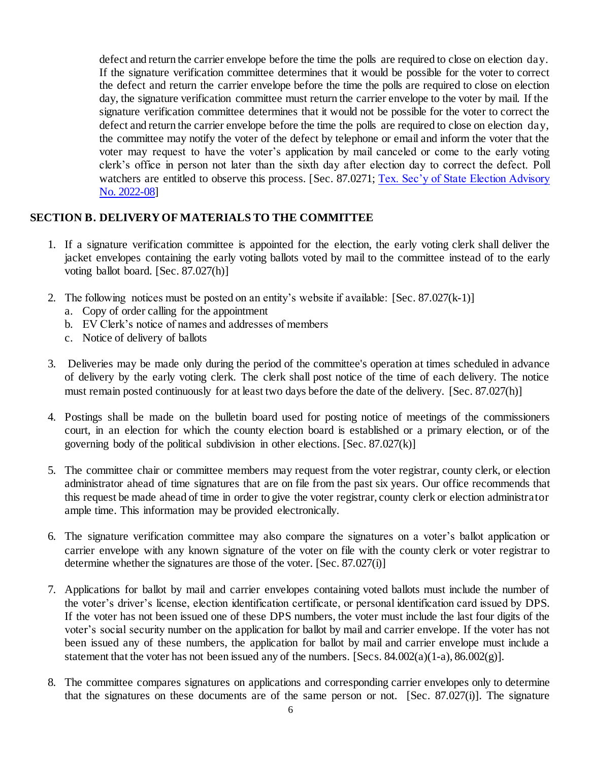defect and return the carrier envelope before the time the polls are required to close on election day. If the signature verification committee determines that it would be possible for the voter to correct the defect and return the carrier envelope before the time the polls are required to close on election day, the signature verification committee must return the carrier envelope to the voter by mail. If the signature verification committee determines that it would not be possible for the voter to correct the defect and return the carrier envelope before the time the polls are required to close on election day, the committee may notify the voter of the defect by telephone or email and inform the voter that the voter may request to have the voter's application by mail canceled or come to the early voting clerk's office in person not later than the sixth day after election day to correct the defect. Poll watchers are entitled to observe this process. [Sec. 87.0271; Tex. Sec'y of State Election Advisory No. 2022-08]

## SECTION B. DELIVERY OF MATERIALS TO THE COMMITTEE

1. If a signature verification committee is appointed for the election, the early voting clerk shall deliver the jacket envelopes containing the early voting ballots voted by mail to the committee instead of to the early voting ballot board. [Sec. 87.027(h)]

2. The following notices must be posted on an entity's website if available: [Sec. 87.027(k-1)]
   a. Copy of order calling for the appointment
   b. EV Clerk's notice of names and addresses of members
   c. Notice of delivery of ballots

3. Deliveries may be made only during the period of the committee's operation at times scheduled in advance of delivery by the early voting clerk. The clerk shall post notice of the time of each delivery. The notice must remain posted continuously for at least two days before the date of the delivery. [Sec. 87.027(h)]

4. Postings shall be made on the bulletin board used for posting notice of meetings of the commissioners court, in an election for which the county election board is established or a primary election, or of the governing body of the political subdivision in other elections. [Sec. 87.027(k)]

5. The committee chair or committee members may request from the voter registrar, county clerk, or election administrator ahead of time signatures that are on file from the past six years. Our office recommends that this request be made ahead of time in order to give the voter registrar, county clerk or election administrator ample time. This information may be provided electronically.

6. The signature verification committee may also compare the signatures on a voter's ballot application or carrier envelope with any known signature of the voter on file with the county clerk or voter registrar to determine whether the signatures are those of the voter. [Sec. 87.027(i)]

7. Applications for ballot by mail and carrier envelopes containing voted ballots must include the number of the voter's driver's license, election identification certificate, or personal identification card issued by DPS. If the voter has not been issued one of these DPS numbers, the voter must include the last four digits of the voter's social security number on the application for ballot by mail and carrier envelope. If the voter has not been issued any of these numbers, the application for ballot by mail and carrier envelope must include a statement that the voter has not been issued any of the numbers. [Secs. 84.002(a)(1-a), 86.002(g)].

8. The committee compares signatures on applications and corresponding carrier envelopes only to determine that the signatures on these documents are of the same person or not. [Sec. 87.027(i)]. The signature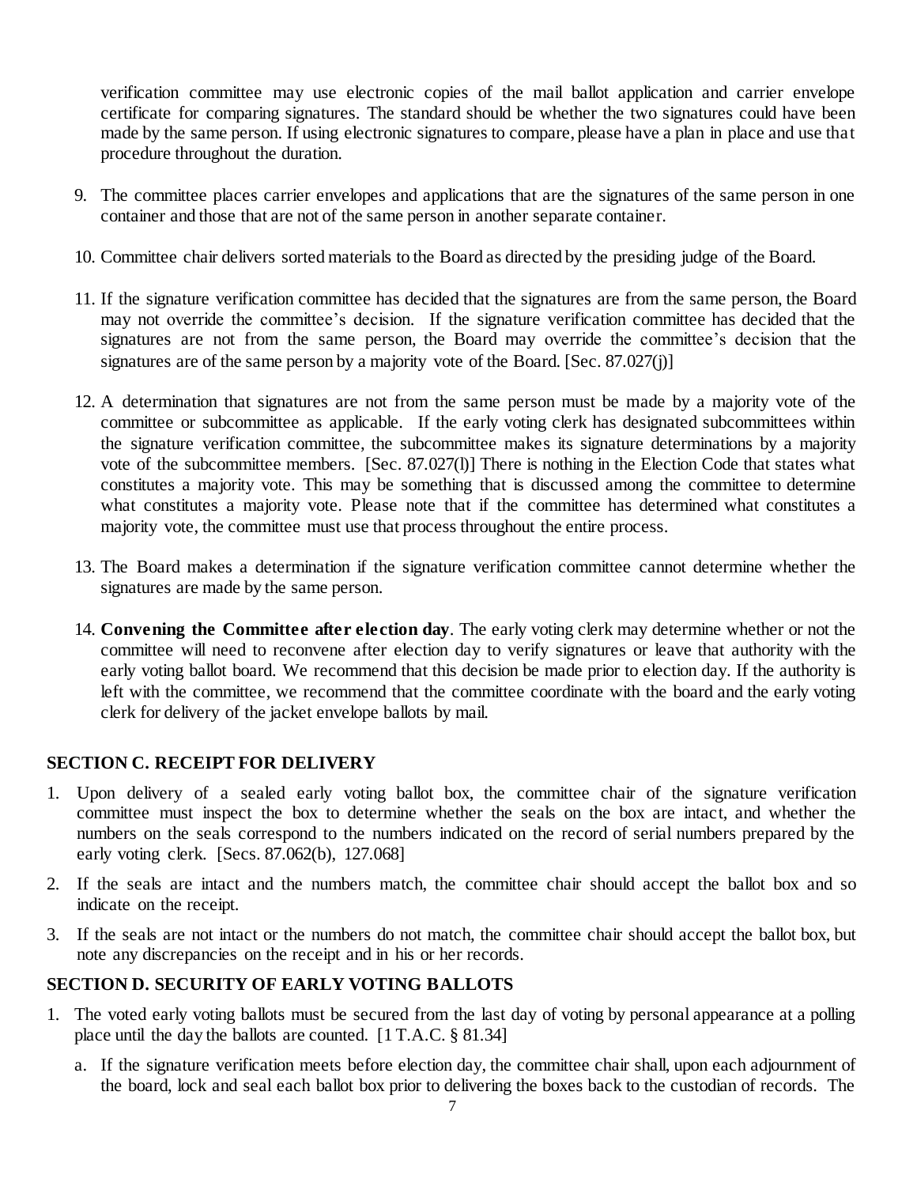verification committee may use electronic copies of the mail ballot application and carrier envelope certificate for comparing signatures. The standard should be whether the two signatures could have been made by the same person. If using electronic signatures to compare, please have a plan in place and use that procedure throughout the duration.

9. The committee places carrier envelopes and applications that are the signatures of the same person in one container and those that are not of the same person in another separate container.

10. Committee chair delivers sorted materials to the Board as directed by the presiding judge of the Board.

11. If the signature verification committee has decided that the signatures are from the same person, the Board may not override the committee's decision. If the signature verification committee has decided that the signatures are not from the same person, the Board may override the committee's decision that the signatures are of the same person by a majority vote of the Board. [Sec. 87.027(j)]

12. A determination that signatures are not from the same person must be made by a majority vote of the committee or subcommittee as applicable. If the early voting clerk has designated subcommittees within the signature verification committee, the subcommittee makes its signature determinations by a majority vote of the subcommittee members. [Sec. 87.027(l)] There is nothing in the Election Code that states what constitutes a majority vote. This may be something that is discussed among the committee to determine what constitutes a majority vote. Please note that if the committee has determined what constitutes a majority vote, the committee must use that process throughout the entire process.

13. The Board makes a determination if the signature verification committee cannot determine whether the signatures are made by the same person.

14. **Convening the Committee after election day**. The early voting clerk may determine whether or not the committee will need to reconvene after election day to verify signatures or leave that authority with the early voting ballot board. We recommend that this decision be made prior to election day. If the authority is left with the committee, we recommend that the committee coordinate with the board and the early voting clerk for delivery of the jacket envelope ballots by mail.

## SECTION C. RECEIPT FOR DELIVERY

1. Upon delivery of a sealed early voting ballot box, the committee chair of the signature verification committee must inspect the box to determine whether the seals on the box are intact, and whether the numbers on the seals correspond to the numbers indicated on the record of serial numbers prepared by the early voting clerk. [Secs. 87.062(b), 127.068]

2. If the seals are intact and the numbers match, the committee chair should accept the ballot box and so indicate on the receipt.

3. If the seals are not intact or the numbers do not match, the committee chair should accept the ballot box, but note any discrepancies on the receipt and in his or her records.

## SECTION D. SECURITY OF EARLY VOTING BALLOTS

1. The voted early voting ballots must be secured from the last day of voting by personal appearance at a polling place until the day the ballots are counted. [1 T.A.C. § 81.34]

   a. If the signature verification meets before election day, the committee chair shall, upon each adjournment of the board, lock and seal each ballot box prior to delivering the boxes back to the custodian of records. The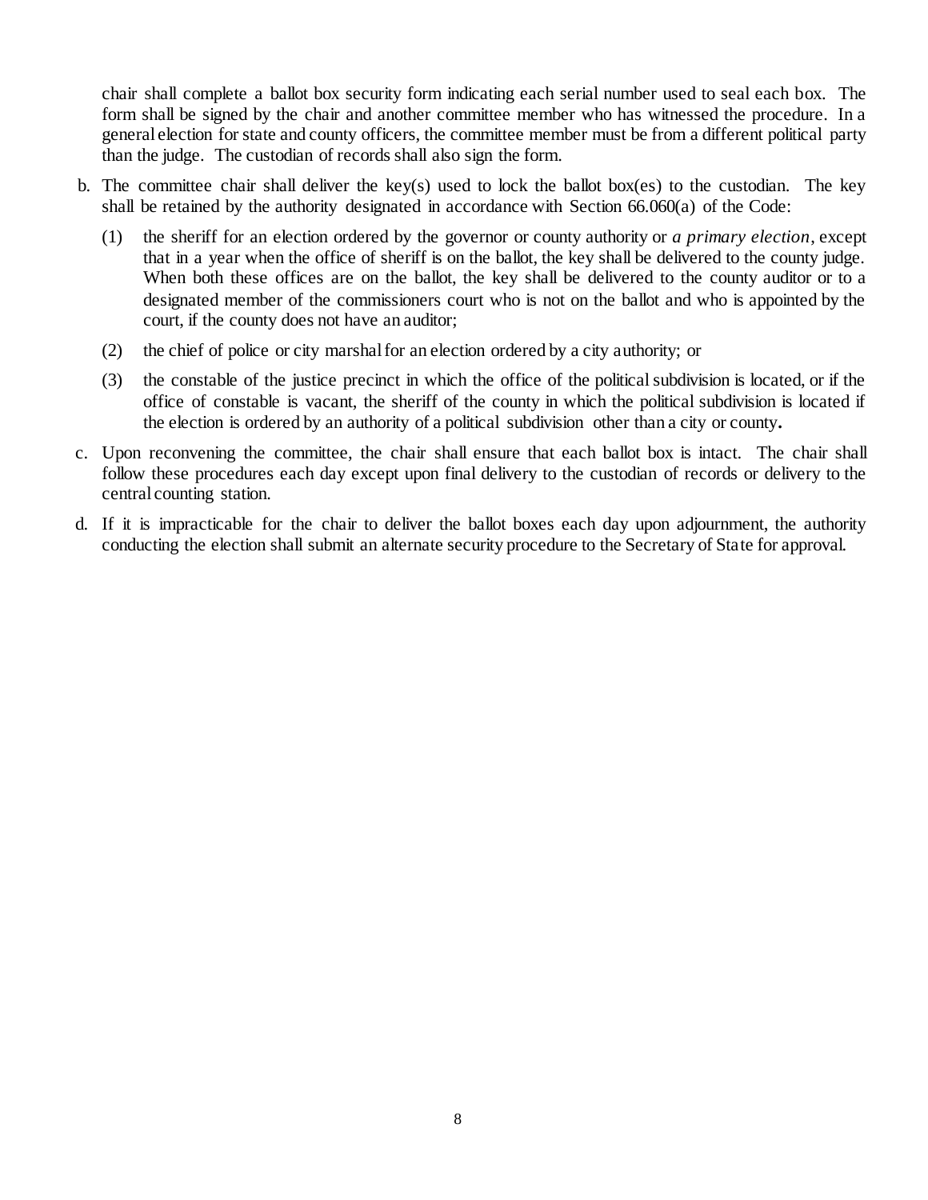chair shall complete a ballot box security form indicating each serial number used to seal each box. The form shall be signed by the chair and another committee member who has witnessed the procedure. In a general election for state and county officers, the committee member must be from a different political party than the judge. The custodian of records shall also sign the form.

b. The committee chair shall deliver the key(s) used to lock the ballot box(es) to the custodian. The key shall be retained by the authority designated in accordance with Section 66.060(a) of the Code:

   (1) the sheriff for an election ordered by the governor or county authority or *a primary election*, except that in a year when the office of sheriff is on the ballot, the key shall be delivered to the county judge. When both these offices are on the ballot, the key shall be delivered to the county auditor or to a designated member of the commissioners court who is not on the ballot and who is appointed by the court, if the county does not have an auditor;

   (2) the chief of police or city marshal for an election ordered by a city authority; or

   (3) the constable of the justice precinct in which the office of the political subdivision is located, or if the office of constable is vacant, the sheriff of the county in which the political subdivision is located if the election is ordered by an authority of a political subdivision other than a city or county.

c. Upon reconvening the committee, the chair shall ensure that each ballot box is intact. The chair shall follow these procedures each day except upon final delivery to the custodian of records or delivery to the central counting station.

d. If it is impracticable for the chair to deliver the ballot boxes each day upon adjournment, the authority conducting the election shall submit an alternate security procedure to the Secretary of State for approval.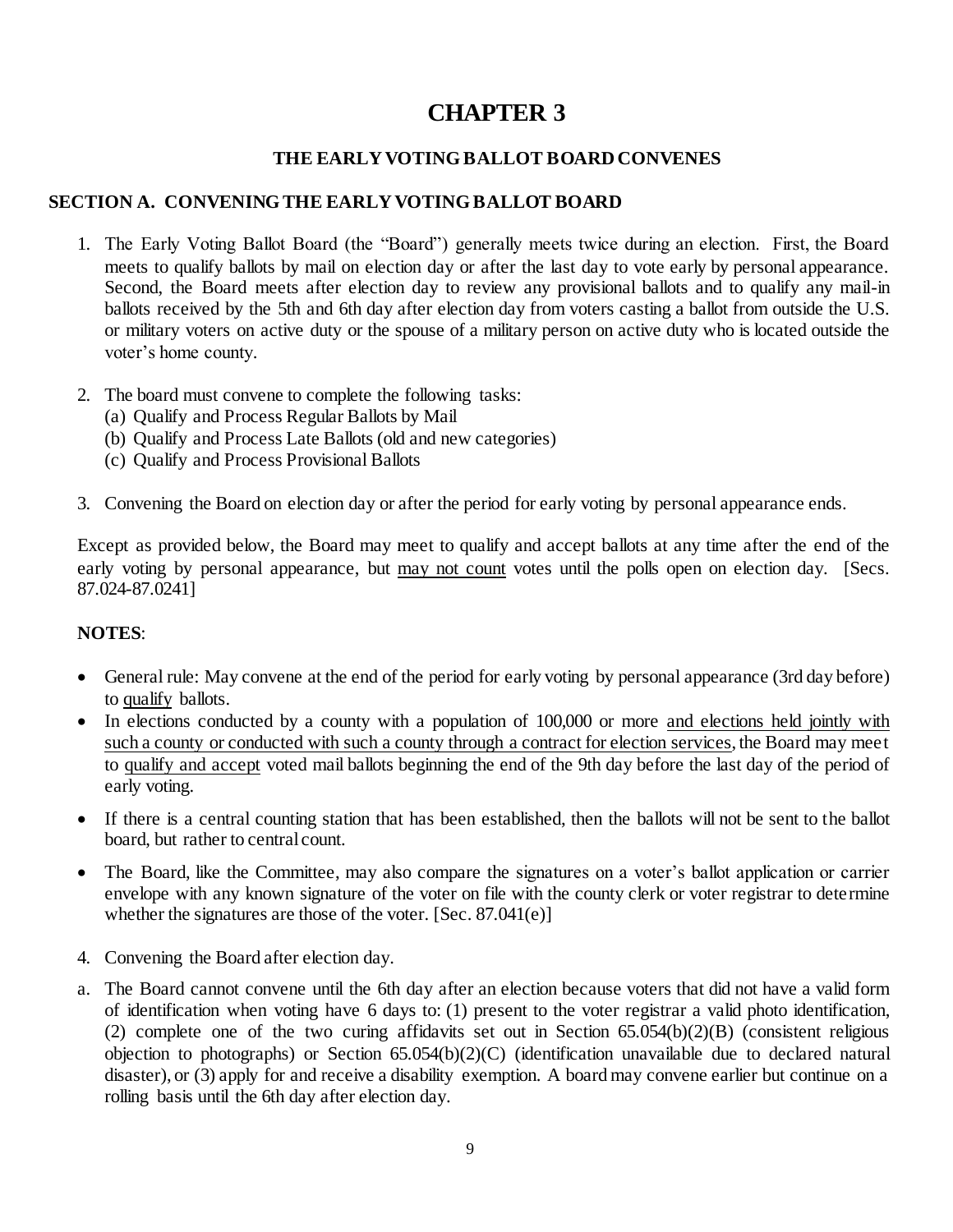# CHAPTER 3

### THE EARLY VOTING BALLOT BOARD CONVENES

## SECTION A. CONVENING THE EARLY VOTING BALLOT BOARD

1. The Early Voting Ballot Board (the "Board") generally meets twice during an election. First, the Board meets to qualify ballots by mail on election day or after the last day to vote early by personal appearance. Second, the Board meets after election day to review any provisional ballots and to qualify any mail-in ballots received by the 5th and 6th day after election day from voters casting a ballot from outside the U.S. or military voters on active duty or the spouse of a military person on active duty who is located outside the voter's home county.

2. The board must convene to complete the following tasks:
   (a) Qualify and Process Regular Ballots by Mail
   (b) Qualify and Process Late Ballots (old and new categories)
   (c) Qualify and Process Provisional Ballots

3. Convening the Board on election day or after the period for early voting by personal appearance ends.

Except as provided below, the Board may meet to qualify and accept ballots at any time after the end of the early voting by personal appearance, but <u>may not count</u> votes until the polls open on election day. [Secs. 87.024-87.0241]

**NOTES**:

- General rule: May convene at the end of the period for early voting by personal appearance (3rd day before) to <u>qualify</u> ballots.
- In elections conducted by a county with a population of 100,000 or more <u>and elections held jointly with such a county or conducted with such a county through a contract for election services</u>, the Board may meet to <u>qualify and accept</u> voted mail ballots beginning the end of the 9th day before the last day of the period of early voting.
- If there is a central counting station that has been established, then the ballots will not be sent to the ballot board, but rather to central count.
- The Board, like the Committee, may also compare the signatures on a voter's ballot application or carrier envelope with any known signature of the voter on file with the county clerk or voter registrar to determine whether the signatures are those of the voter. [Sec. 87.041(e)]

4. Convening the Board after election day.

a. The Board cannot convene until the 6th day after an election because voters that did not have a valid form of identification when voting have 6 days to: (1) present to the voter registrar a valid photo identification, (2) complete one of the two curing affidavits set out in Section 65.054(b)(2)(B) (consistent religious objection to photographs) or Section 65.054(b)(2)(C) (identification unavailable due to declared natural disaster), or (3) apply for and receive a disability exemption. A board may convene earlier but continue on a rolling basis until the 6th day after election day.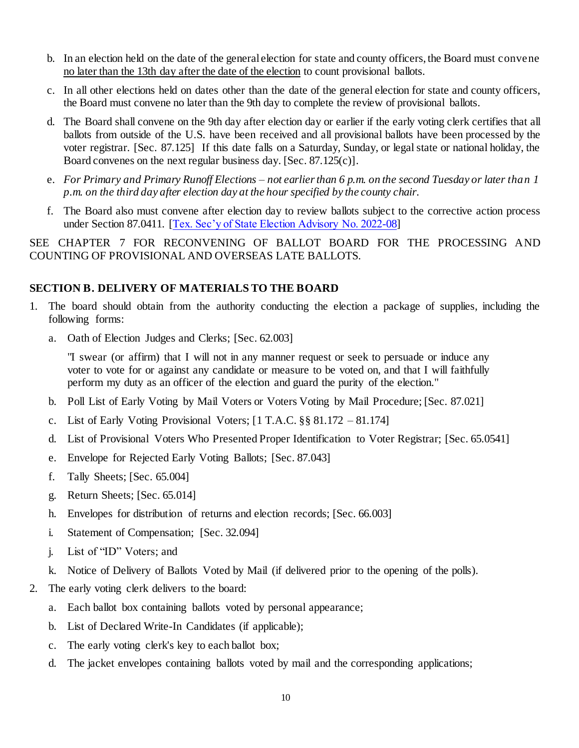b. In an election held on the date of the general election for state and county officers, the Board must convene no later than the 13th day after the date of the election to count provisional ballots.

c. In all other elections held on dates other than the date of the general election for state and county officers, the Board must convene no later than the 9th day to complete the review of provisional ballots.

d. The Board shall convene on the 9th day after election day or earlier if the early voting clerk certifies that all ballots from outside of the U.S. have been received and all provisional ballots have been processed by the voter registrar. [Sec. 87.125] If this date falls on a Saturday, Sunday, or legal state or national holiday, the Board convenes on the next regular business day. [Sec. 87.125(c)].

e. *For Primary and Primary Runoff Elections – not earlier than 6 p.m. on the second Tuesday or later than 1 p.m. on the third day after election day at the hour specified by the county chair.*

f. The Board also must convene after election day to review ballots subject to the corrective action process under Section 87.0411. [Tex. Sec'y of State Election Advisory No. 2022-08]

SEE CHAPTER 7 FOR RECONVENING OF BALLOT BOARD FOR THE PROCESSING AND COUNTING OF PROVISIONAL AND OVERSEAS LATE BALLOTS.

## SECTION B. DELIVERY OF MATERIALS TO THE BOARD

1. The board should obtain from the authority conducting the election a package of supplies, including the following forms:

   a. Oath of Election Judges and Clerks; [Sec. 62.003]

      "I swear (or affirm) that I will not in any manner request or seek to persuade or induce any voter to vote for or against any candidate or measure to be voted on, and that I will faithfully perform my duty as an officer of the election and guard the purity of the election."

   b. Poll List of Early Voting by Mail Voters or Voters Voting by Mail Procedure; [Sec. 87.021]

   c. List of Early Voting Provisional Voters; [1 T.A.C. §§ 81.172 – 81.174]

   d. List of Provisional Voters Who Presented Proper Identification to Voter Registrar; [Sec. 65.0541]

   e. Envelope for Rejected Early Voting Ballots; [Sec. 87.043]

   f. Tally Sheets; [Sec. 65.004]

   g. Return Sheets; [Sec. 65.014]

   h. Envelopes for distribution of returns and election records; [Sec. 66.003]

   i. Statement of Compensation; [Sec. 32.094]

   j. List of "ID" Voters; and

   k. Notice of Delivery of Ballots Voted by Mail (if delivered prior to the opening of the polls).

2. The early voting clerk delivers to the board:

   a. Each ballot box containing ballots voted by personal appearance;

   b. List of Declared Write-In Candidates (if applicable);

   c. The early voting clerk's key to each ballot box;

   d. The jacket envelopes containing ballots voted by mail and the corresponding applications;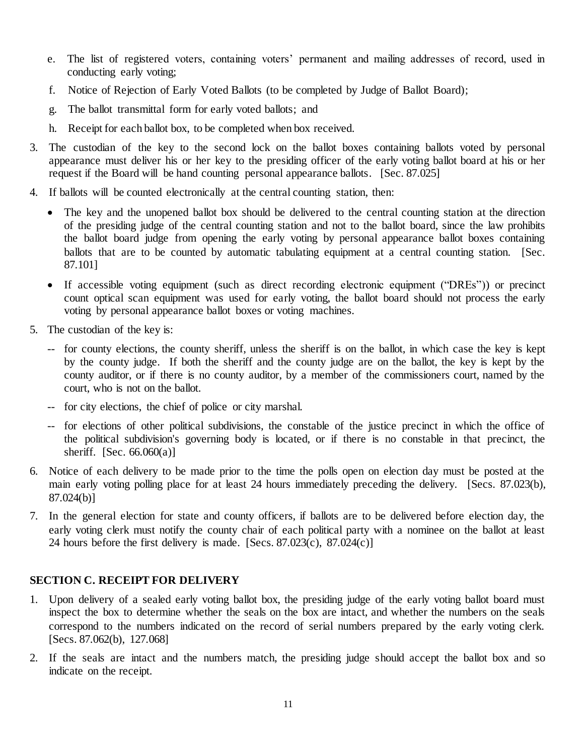e. The list of registered voters, containing voters' permanent and mailing addresses of record, used in conducting early voting;

f. Notice of Rejection of Early Voted Ballots (to be completed by Judge of Ballot Board);

g. The ballot transmittal form for early voted ballots; and

h. Receipt for each ballot box, to be completed when box received.

3. The custodian of the key to the second lock on the ballot boxes containing ballots voted by personal appearance must deliver his or her key to the presiding officer of the early voting ballot board at his or her request if the Board will be hand counting personal appearance ballots. [Sec. 87.025]

4. If ballots will be counted electronically at the central counting station, then:

   - The key and the unopened ballot box should be delivered to the central counting station at the direction of the presiding judge of the central counting station and not to the ballot board, since the law prohibits the ballot board judge from opening the early voting by personal appearance ballot boxes containing ballots that are to be counted by automatic tabulating equipment at a central counting station. [Sec. 87.101]
   - If accessible voting equipment (such as direct recording electronic equipment ("DREs")) or precinct count optical scan equipment was used for early voting, the ballot board should not process the early voting by personal appearance ballot boxes or voting machines.

5. The custodian of the key is:

   -- for county elections, the county sheriff, unless the sheriff is on the ballot, in which case the key is kept by the county judge. If both the sheriff and the county judge are on the ballot, the key is kept by the county auditor, or if there is no county auditor, by a member of the commissioners court, named by the court, who is not on the ballot.

   -- for city elections, the chief of police or city marshal.

   -- for elections of other political subdivisions, the constable of the justice precinct in which the office of the political subdivision's governing body is located, or if there is no constable in that precinct, the sheriff. [Sec. 66.060(a)]

6. Notice of each delivery to be made prior to the time the polls open on election day must be posted at the main early voting polling place for at least 24 hours immediately preceding the delivery. [Secs. 87.023(b), 87.024(b)]

7. In the general election for state and county officers, if ballots are to be delivered before election day, the early voting clerk must notify the county chair of each political party with a nominee on the ballot at least 24 hours before the first delivery is made. [Secs. 87.023(c), 87.024(c)]

## SECTION C. RECEIPT FOR DELIVERY

1. Upon delivery of a sealed early voting ballot box, the presiding judge of the early voting ballot board must inspect the box to determine whether the seals on the box are intact, and whether the numbers on the seals correspond to the numbers indicated on the record of serial numbers prepared by the early voting clerk. [Secs. 87.062(b), 127.068]

2. If the seals are intact and the numbers match, the presiding judge should accept the ballot box and so indicate on the receipt.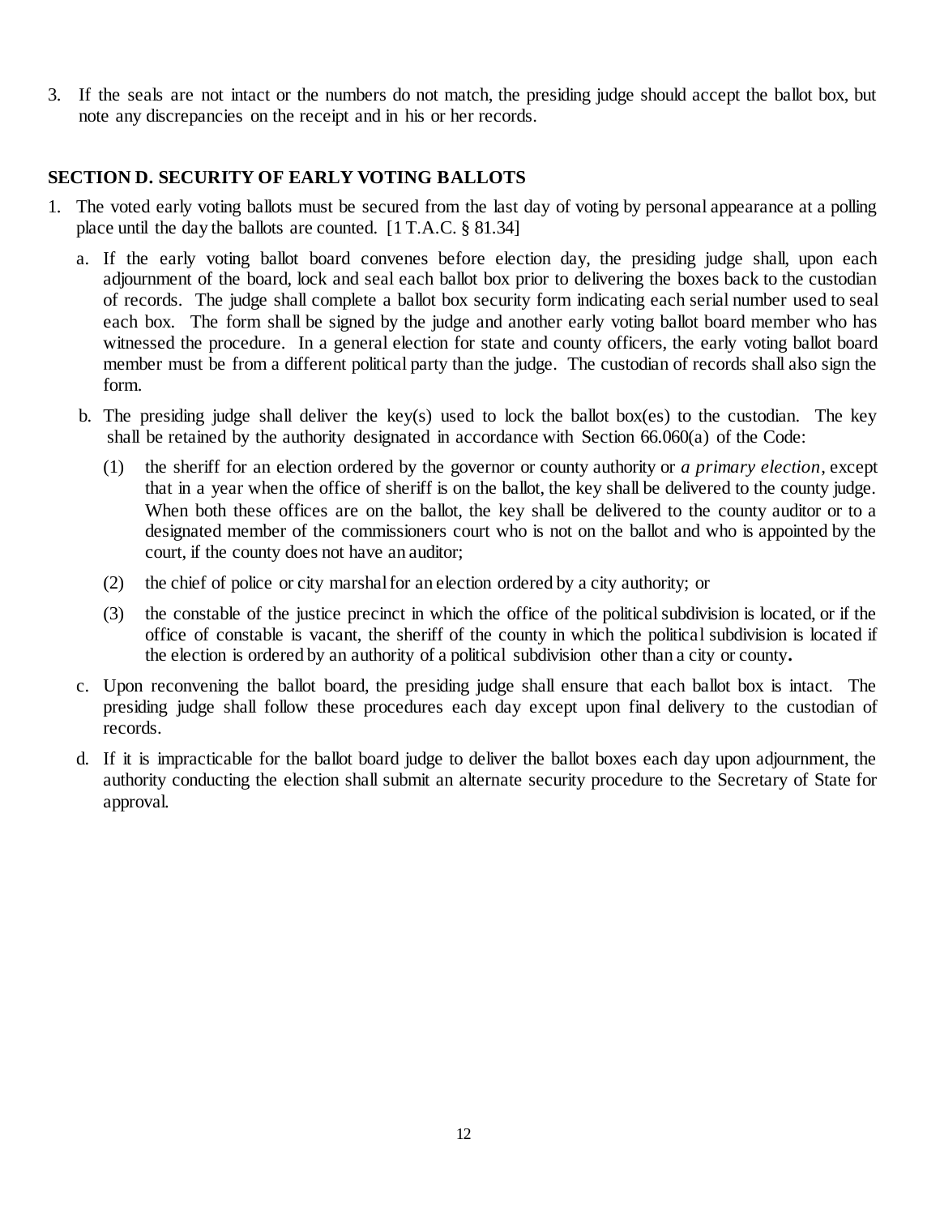3. If the seals are not intact or the numbers do not match, the presiding judge should accept the ballot box, but note any discrepancies on the receipt and in his or her records.

## SECTION D. SECURITY OF EARLY VOTING BALLOTS

1. The voted early voting ballots must be secured from the last day of voting by personal appearance at a polling place until the day the ballots are counted. [1 T.A.C. § 81.34]

   a. If the early voting ballot board convenes before election day, the presiding judge shall, upon each adjournment of the board, lock and seal each ballot box prior to delivering the boxes back to the custodian of records. The judge shall complete a ballot box security form indicating each serial number used to seal each box. The form shall be signed by the judge and another early voting ballot board member who has witnessed the procedure. In a general election for state and county officers, the early voting ballot board member must be from a different political party than the judge. The custodian of records shall also sign the form.

   b. The presiding judge shall deliver the key(s) used to lock the ballot box(es) to the custodian. The key shall be retained by the authority designated in accordance with Section 66.060(a) of the Code:

      (1) the sheriff for an election ordered by the governor or county authority or *a primary election*, except that in a year when the office of sheriff is on the ballot, the key shall be delivered to the county judge. When both these offices are on the ballot, the key shall be delivered to the county auditor or to a designated member of the commissioners court who is not on the ballot and who is appointed by the court, if the county does not have an auditor;

      (2) the chief of police or city marshal for an election ordered by a city authority; or

      (3) the constable of the justice precinct in which the office of the political subdivision is located, or if the office of constable is vacant, the sheriff of the county in which the political subdivision is located if the election is ordered by an authority of a political subdivision other than a city or county**.**

   c. Upon reconvening the ballot board, the presiding judge shall ensure that each ballot box is intact. The presiding judge shall follow these procedures each day except upon final delivery to the custodian of records.

   d. If it is impracticable for the ballot board judge to deliver the ballot boxes each day upon adjournment, the authority conducting the election shall submit an alternate security procedure to the Secretary of State for approval.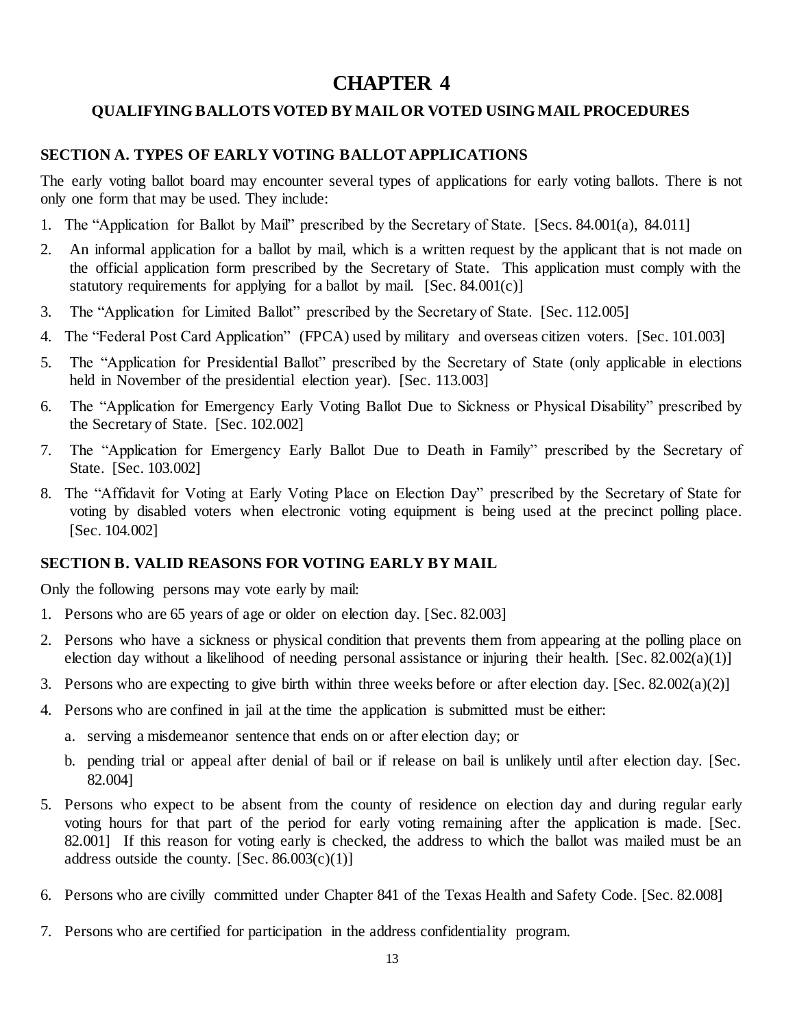# CHAPTER 4

## QUALIFYING BALLOTS VOTED BY MAIL OR VOTED USING MAIL PROCEDURES

### SECTION A. TYPES OF EARLY VOTING BALLOT APPLICATIONS

The early voting ballot board may encounter several types of applications for early voting ballots. There is not only one form that may be used. They include:

1. The "Application for Ballot by Mail" prescribed by the Secretary of State. [Secs. 84.001(a), 84.011]
2. An informal application for a ballot by mail, which is a written request by the applicant that is not made on the official application form prescribed by the Secretary of State. This application must comply with the statutory requirements for applying for a ballot by mail. [Sec. 84.001(c)]
3. The "Application for Limited Ballot" prescribed by the Secretary of State. [Sec. 112.005]
4. The "Federal Post Card Application" (FPCA) used by military and overseas citizen voters. [Sec. 101.003]
5. The "Application for Presidential Ballot" prescribed by the Secretary of State (only applicable in elections held in November of the presidential election year). [Sec. 113.003]
6. The "Application for Emergency Early Voting Ballot Due to Sickness or Physical Disability" prescribed by the Secretary of State. [Sec. 102.002]
7. The "Application for Emergency Early Ballot Due to Death in Family" prescribed by the Secretary of State. [Sec. 103.002]
8. The "Affidavit for Voting at Early Voting Place on Election Day" prescribed by the Secretary of State for voting by disabled voters when electronic voting equipment is being used at the precinct polling place. [Sec. 104.002]

### SECTION B. VALID REASONS FOR VOTING EARLY BY MAIL

Only the following persons may vote early by mail:

1. Persons who are 65 years of age or older on election day. [Sec. 82.003]
2. Persons who have a sickness or physical condition that prevents them from appearing at the polling place on election day without a likelihood of needing personal assistance or injuring their health. [Sec. 82.002(a)(1)]
3. Persons who are expecting to give birth within three weeks before or after election day. [Sec. 82.002(a)(2)]
4. Persons who are confined in jail at the time the application is submitted must be either:
   a. serving a misdemeanor sentence that ends on or after election day; or
   b. pending trial or appeal after denial of bail or if release on bail is unlikely until after election day. [Sec. 82.004]
5. Persons who expect to be absent from the county of residence on election day and during regular early voting hours for that part of the period for early voting remaining after the application is made. [Sec. 82.001] If this reason for voting early is checked, the address to which the ballot was mailed must be an address outside the county. [Sec. 86.003(c)(1)]
6. Persons who are civilly committed under Chapter 841 of the Texas Health and Safety Code. [Sec. 82.008]
7. Persons who are certified for participation in the address confidentiality program.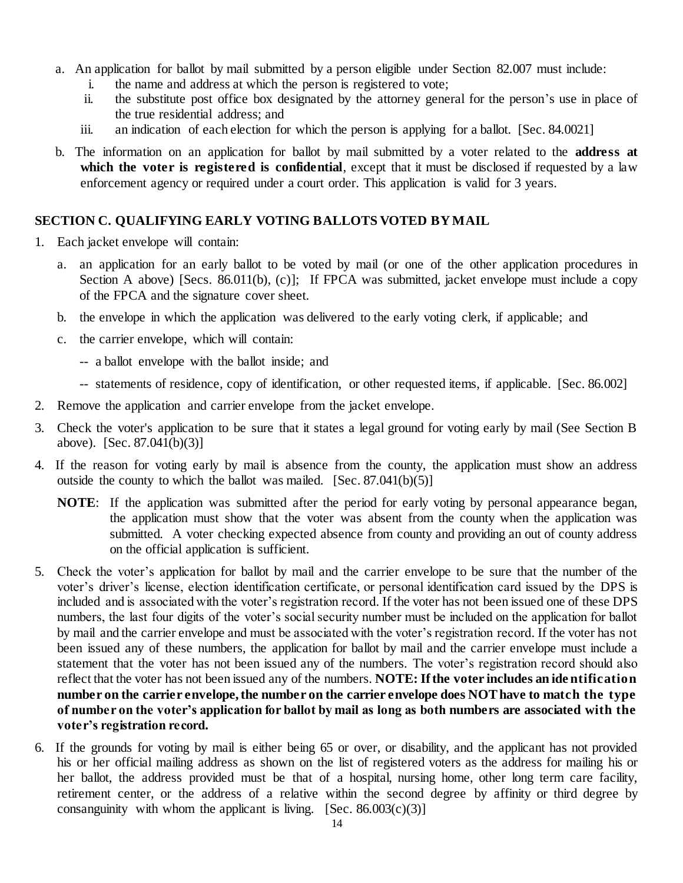a. An application for ballot by mail submitted by a person eligible under Section 82.007 must include:
   i. the name and address at which the person is registered to vote;
   ii. the substitute post office box designated by the attorney general for the person's use in place of the true residential address; and
   iii. an indication of each election for which the person is applying for a ballot. [Sec. 84.0021]

b. The information on an application for ballot by mail submitted by a voter related to the **address at which the voter is registered is confidential**, except that it must be disclosed if requested by a law enforcement agency or required under a court order. This application is valid for 3 years.

### SECTION C. QUALIFYING EARLY VOTING BALLOTS VOTED BY MAIL

1. Each jacket envelope will contain:

   a. an application for an early ballot to be voted by mail (or one of the other application procedures in Section A above) [Secs. 86.011(b), (c)]; If FPCA was submitted, jacket envelope must include a copy of the FPCA and the signature cover sheet.

   b. the envelope in which the application was delivered to the early voting clerk, if applicable; and

   c. the carrier envelope, which will contain:

      -- a ballot envelope with the ballot inside; and

      -- statements of residence, copy of identification, or other requested items, if applicable. [Sec. 86.002]

2. Remove the application and carrier envelope from the jacket envelope.

3. Check the voter's application to be sure that it states a legal ground for voting early by mail (See Section B above). [Sec. 87.041(b)(3)]

4. If the reason for voting early by mail is absence from the county, the application must show an address outside the county to which the ballot was mailed. [Sec. 87.041(b)(5)]

   **NOTE**: If the application was submitted after the period for early voting by personal appearance began, the application must show that the voter was absent from the county when the application was submitted. A voter checking expected absence from county and providing an out of county address on the official application is sufficient.

5. Check the voter's application for ballot by mail and the carrier envelope to be sure that the number of the voter's driver's license, election identification certificate, or personal identification card issued by the DPS is included and is associated with the voter's registration record. If the voter has not been issued one of these DPS numbers, the last four digits of the voter's social security number must be included on the application for ballot by mail and the carrier envelope and must be associated with the voter's registration record. If the voter has not been issued any of these numbers, the application for ballot by mail and the carrier envelope must include a statement that the voter has not been issued any of the numbers. The voter's registration record should also reflect that the voter has not been issued any of the numbers. **NOTE: If the voter includes an identification number on the carrier envelope, the number on the carrier envelope does NOT have to match the type of number on the voter's application for ballot by mail as long as both numbers are associated with the voter's registration record.**

6. If the grounds for voting by mail is either being 65 or over, or disability, and the applicant has not provided his or her official mailing address as shown on the list of registered voters as the address for mailing his or her ballot, the address provided must be that of a hospital, nursing home, other long term care facility, retirement center, or the address of a relative within the second degree by affinity or third degree by consanguinity with whom the applicant is living. [Sec. 86.003(c)(3)]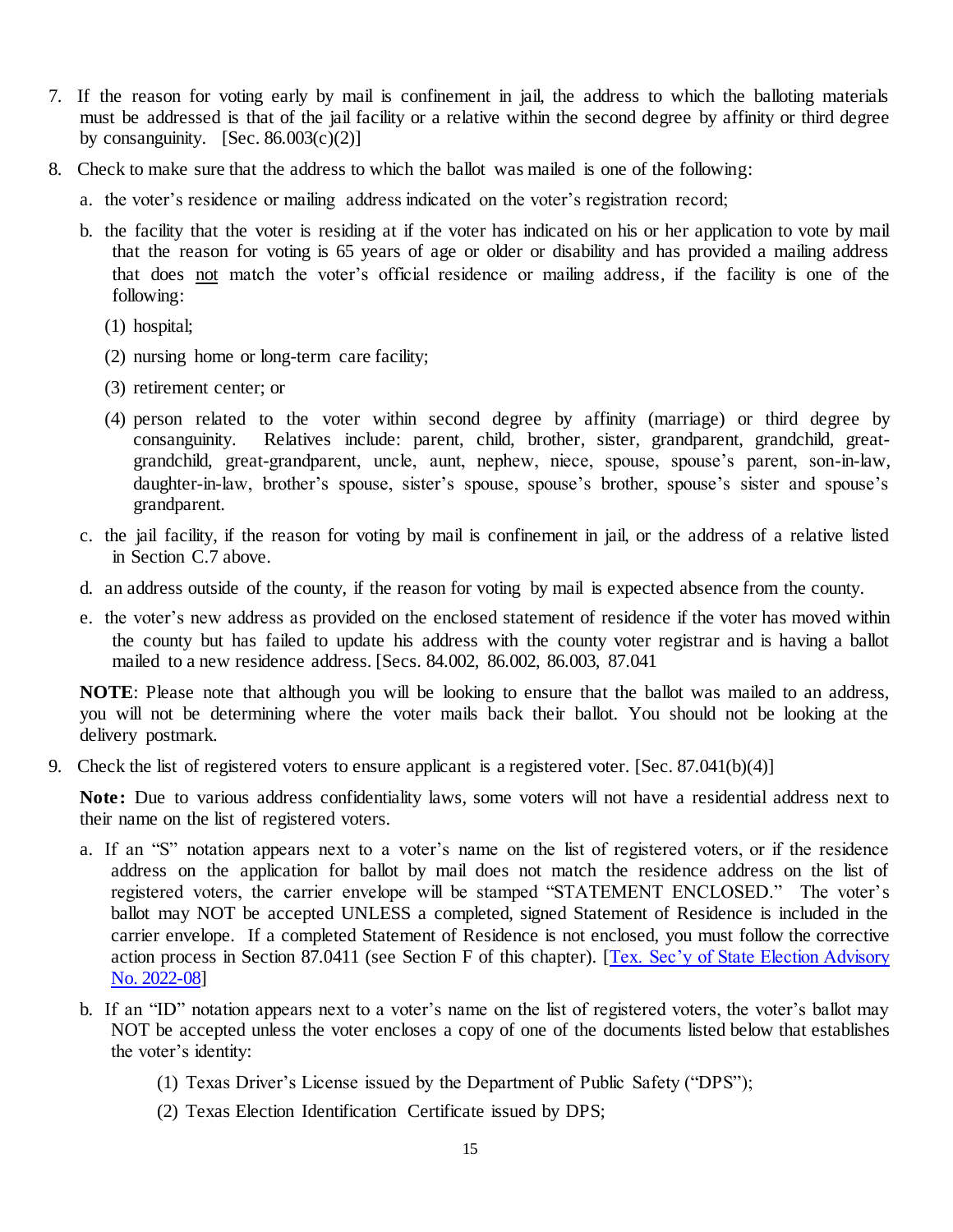7. If the reason for voting early by mail is confinement in jail, the address to which the balloting materials must be addressed is that of the jail facility or a relative within the second degree by affinity or third degree by consanguinity. [Sec. 86.003(c)(2)]

8. Check to make sure that the address to which the ballot was mailed is one of the following:

   a. the voter's residence or mailing address indicated on the voter's registration record;

   b. the facility that the voter is residing at if the voter has indicated on his or her application to vote by mail that the reason for voting is 65 years of age or older or disability and has provided a mailing address that does <u>not</u> match the voter's official residence or mailing address, if the facility is one of the following:

      (1) hospital;

      (2) nursing home or long-term care facility;

      (3) retirement center; or

      (4) person related to the voter within second degree by affinity (marriage) or third degree by consanguinity. Relatives include: parent, child, brother, sister, grandparent, grandchild, great-grandchild, great-grandparent, uncle, aunt, nephew, niece, spouse, spouse's parent, son-in-law, daughter-in-law, brother's spouse, sister's spouse, spouse's brother, spouse's sister and spouse's grandparent.

   c. the jail facility, if the reason for voting by mail is confinement in jail, or the address of a relative listed in Section C.7 above.

   d. an address outside of the county, if the reason for voting by mail is expected absence from the county.

   e. the voter's new address as provided on the enclosed statement of residence if the voter has moved within the county but has failed to update his address with the county voter registrar and is having a ballot mailed to a new residence address. [Secs. 84.002, 86.002, 86.003, 87.041

   **NOTE**: Please note that although you will be looking to ensure that the ballot was mailed to an address, you will not be determining where the voter mails back their ballot. You should not be looking at the delivery postmark.

9. Check the list of registered voters to ensure applicant is a registered voter. [Sec. 87.041(b)(4)]

   **Note:** Due to various address confidentiality laws, some voters will not have a residential address next to their name on the list of registered voters.

   a. If an "S" notation appears next to a voter's name on the list of registered voters, or if the residence address on the application for ballot by mail does not match the residence address on the list of registered voters, the carrier envelope will be stamped "STATEMENT ENCLOSED." The voter's ballot may NOT be accepted UNLESS a completed, signed Statement of Residence is included in the carrier envelope. If a completed Statement of Residence is not enclosed, you must follow the corrective action process in Section 87.0411 (see Section F of this chapter). [Tex. Sec'y of State Election Advisory No. 2022-08]

   b. If an "ID" notation appears next to a voter's name on the list of registered voters, the voter's ballot may NOT be accepted unless the voter encloses a copy of one of the documents listed below that establishes the voter's identity:

      (1) Texas Driver's License issued by the Department of Public Safety ("DPS");

      (2) Texas Election Identification Certificate issued by DPS;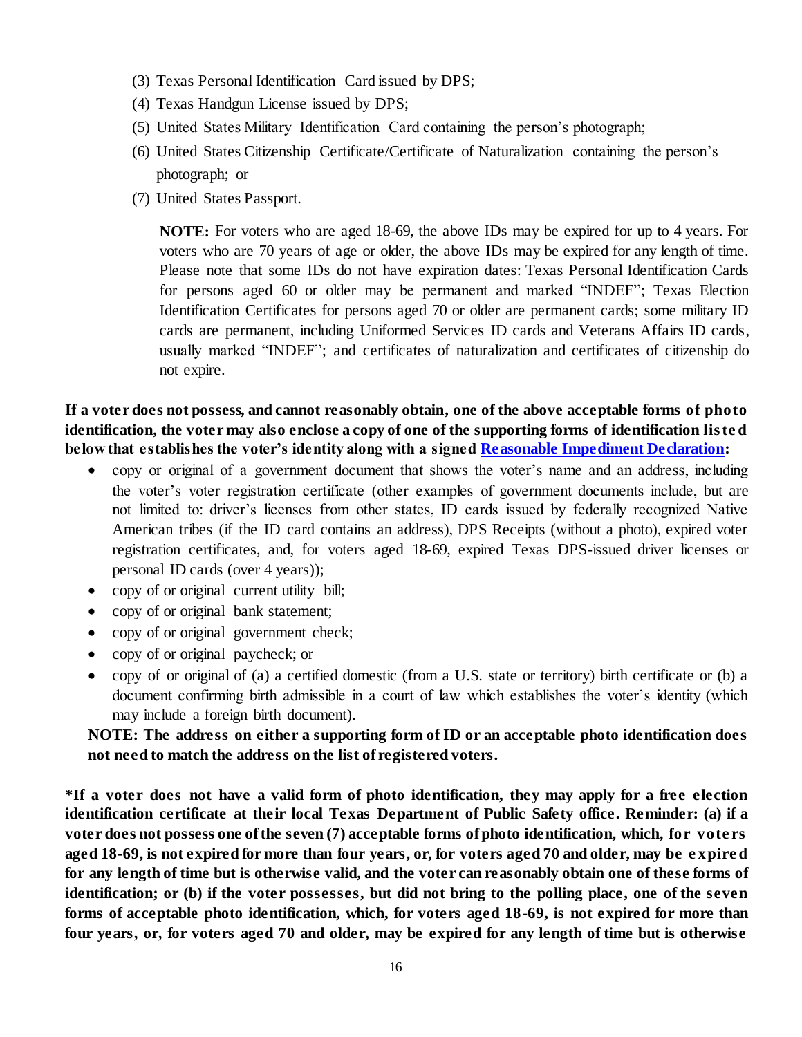(3) Texas Personal Identification Card issued by DPS;

(4) Texas Handgun License issued by DPS;

(5) United States Military Identification Card containing the person's photograph;

(6) United States Citizenship Certificate/Certificate of Naturalization containing the person's photograph; or

(7) United States Passport.

> **NOTE:** For voters who are aged 18-69, the above IDs may be expired for up to 4 years. For voters who are 70 years of age or older, the above IDs may be expired for any length of time. Please note that some IDs do not have expiration dates: Texas Personal Identification Cards for persons aged 60 or older may be permanent and marked "INDEF"; Texas Election Identification Certificates for persons aged 70 or older are permanent cards; some military ID cards are permanent, including Uniformed Services ID cards and Veterans Affairs ID cards, usually marked "INDEF"; and certificates of naturalization and certificates of citizenship do not expire.

**If a voter does not possess, and cannot reasonably obtain, one of the above acceptable forms of photo identification, the voter may also enclose a copy of one of the supporting forms of identification listed below that establishes the voter's identity along with a signed Reasonable Impediment Declaration:**

- copy or original of a government document that shows the voter's name and an address, including the voter's voter registration certificate (other examples of government documents include, but are not limited to: driver's licenses from other states, ID cards issued by federally recognized Native American tribes (if the ID card contains an address), DPS Receipts (without a photo), expired voter registration certificates, and, for voters aged 18-69, expired Texas DPS-issued driver licenses or personal ID cards (over 4 years));
- copy of or original current utility bill;
- copy of or original bank statement;
- copy of or original government check;
- copy of or original paycheck; or
- copy of or original of (a) a certified domestic (from a U.S. state or territory) birth certificate or (b) a document confirming birth admissible in a court of law which establishes the voter's identity (which may include a foreign birth document).

**NOTE: The address on either a supporting form of ID or an acceptable photo identification does not need to match the address on the list of registered voters.**

**\*If a voter does not have a valid form of photo identification, they may apply for a free election identification certificate at their local Texas Department of Public Safety office. Reminder: (a) if a voter does not possess one of the seven (7) acceptable forms of photo identification, which, for voters aged 18-69, is not expired for more than four years, or, for voters aged 70 and older, may be expired for any length of time but is otherwise valid, and the voter can reasonably obtain one of these forms of identification; or (b) if the voter possesses, but did not bring to the polling place, one of the seven forms of acceptable photo identification, which, for voters aged 18-69, is not expired for more than four years, or, for voters aged 70 and older, may be expired for any length of time but is otherwise**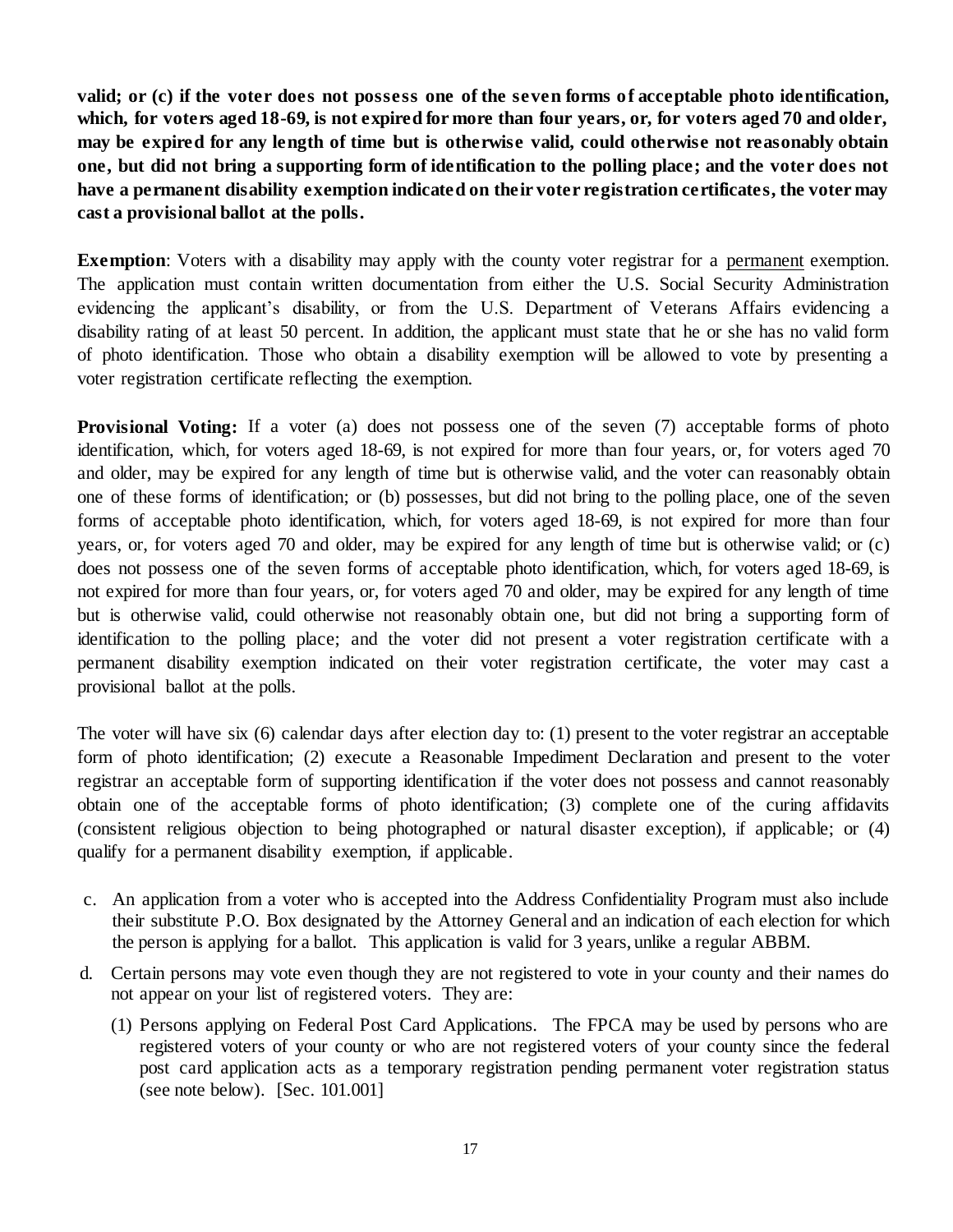**valid; or (c) if the voter does not possess one of the seven forms of acceptable photo identification, which, for voters aged 18-69, is not expired for more than four years, or, for voters aged 70 and older, may be expired for any length of time but is otherwise valid, could otherwise not reasonably obtain one, but did not bring a supporting form of identification to the polling place; and the voter does not have a permanent disability exemption indicated on their voter registration certificates, the voter may cast a provisional ballot at the polls.**

**Exemption**: Voters with a disability may apply with the county voter registrar for a permanent exemption. The application must contain written documentation from either the U.S. Social Security Administration evidencing the applicant's disability, or from the U.S. Department of Veterans Affairs evidencing a disability rating of at least 50 percent. In addition, the applicant must state that he or she has no valid form of photo identification. Those who obtain a disability exemption will be allowed to vote by presenting a voter registration certificate reflecting the exemption.

**Provisional Voting:** If a voter (a) does not possess one of the seven (7) acceptable forms of photo identification, which, for voters aged 18-69, is not expired for more than four years, or, for voters aged 70 and older, may be expired for any length of time but is otherwise valid, and the voter can reasonably obtain one of these forms of identification; or (b) possesses, but did not bring to the polling place, one of the seven forms of acceptable photo identification, which, for voters aged 18-69, is not expired for more than four years, or, for voters aged 70 and older, may be expired for any length of time but is otherwise valid; or (c) does not possess one of the seven forms of acceptable photo identification, which, for voters aged 18-69, is not expired for more than four years, or, for voters aged 70 and older, may be expired for any length of time but is otherwise valid, could otherwise not reasonably obtain one, but did not bring a supporting form of identification to the polling place; and the voter did not present a voter registration certificate with a permanent disability exemption indicated on their voter registration certificate, the voter may cast a provisional ballot at the polls.

The voter will have six (6) calendar days after election day to: (1) present to the voter registrar an acceptable form of photo identification; (2) execute a Reasonable Impediment Declaration and present to the voter registrar an acceptable form of supporting identification if the voter does not possess and cannot reasonably obtain one of the acceptable forms of photo identification; (3) complete one of the curing affidavits (consistent religious objection to being photographed or natural disaster exception), if applicable; or (4) qualify for a permanent disability exemption, if applicable.

c. An application from a voter who is accepted into the Address Confidentiality Program must also include their substitute P.O. Box designated by the Attorney General and an indication of each election for which the person is applying for a ballot. This application is valid for 3 years, unlike a regular ABBM.

d. Certain persons may vote even though they are not registered to vote in your county and their names do not appear on your list of registered voters. They are:

   (1) Persons applying on Federal Post Card Applications. The FPCA may be used by persons who are registered voters of your county or who are not registered voters of your county since the federal post card application acts as a temporary registration pending permanent voter registration status (see note below). [Sec. 101.001]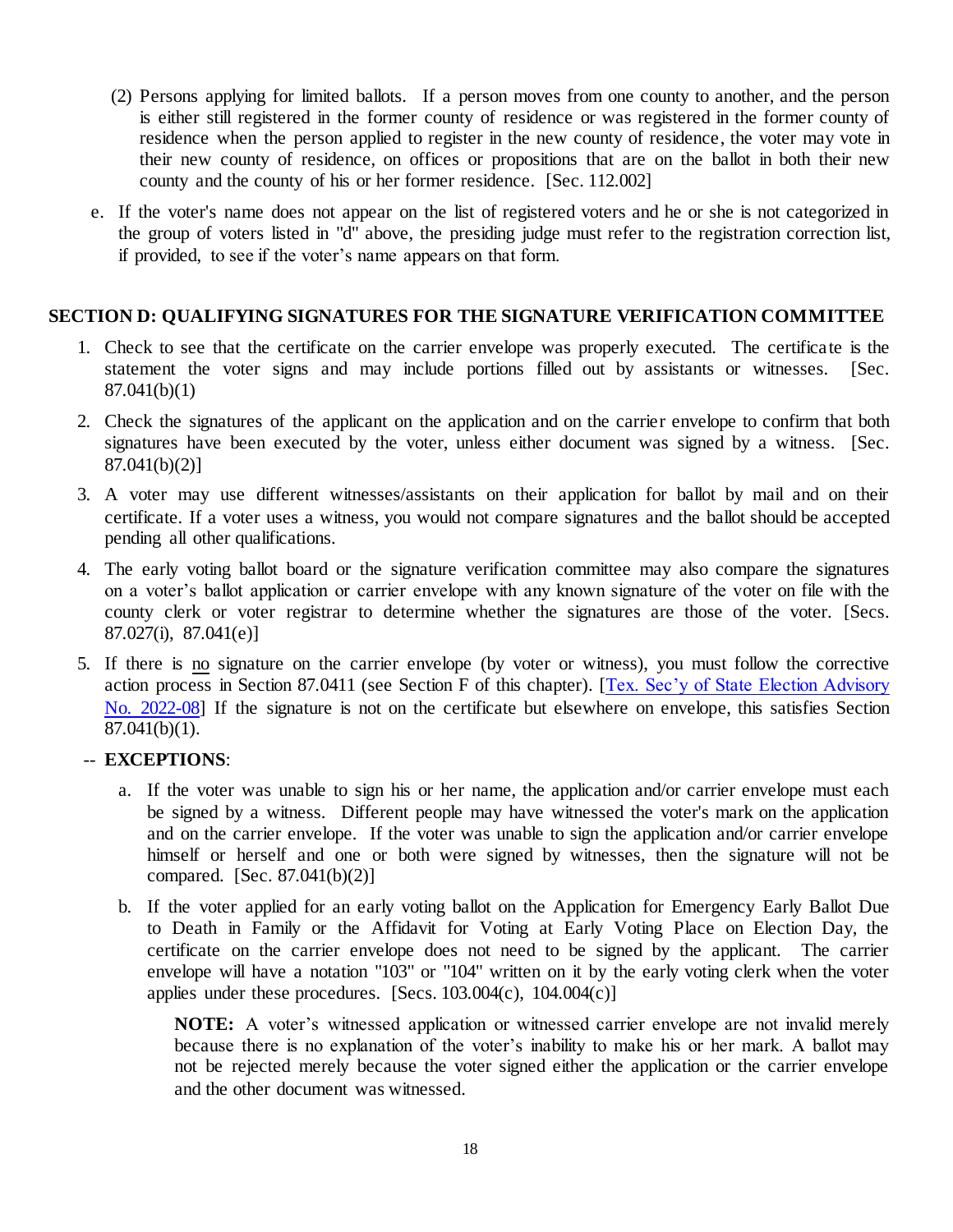(2) Persons applying for limited ballots. If a person moves from one county to another, and the person is either still registered in the former county of residence or was registered in the former county of residence when the person applied to register in the new county of residence, the voter may vote in their new county of residence, on offices or propositions that are on the ballot in both their new county and the county of his or her former residence. [Sec. 112.002]

e. If the voter's name does not appear on the list of registered voters and he or she is not categorized in the group of voters listed in "d" above, the presiding judge must refer to the registration correction list, if provided, to see if the voter's name appears on that form.

## SECTION D: QUALIFYING SIGNATURES FOR THE SIGNATURE VERIFICATION COMMITTEE

1. Check to see that the certificate on the carrier envelope was properly executed. The certificate is the statement the voter signs and may include portions filled out by assistants or witnesses. [Sec. 87.041(b)(1)
2. Check the signatures of the applicant on the application and on the carrier envelope to confirm that both signatures have been executed by the voter, unless either document was signed by a witness. [Sec. 87.041(b)(2)]
3. A voter may use different witnesses/assistants on their application for ballot by mail and on their certificate. If a voter uses a witness, you would not compare signatures and the ballot should be accepted pending all other qualifications.
4. The early voting ballot board or the signature verification committee may also compare the signatures on a voter's ballot application or carrier envelope with any known signature of the voter on file with the county clerk or voter registrar to determine whether the signatures are those of the voter. [Secs. 87.027(i), 87.041(e)]
5. If there is no signature on the carrier envelope (by voter or witness), you must follow the corrective action process in Section 87.0411 (see Section F of this chapter). [Tex. Sec'y of State Election Advisory No. 2022-08] If the signature is not on the certificate but elsewhere on envelope, this satisfies Section 87.041(b)(1).

-- **EXCEPTIONS**:

a. If the voter was unable to sign his or her name, the application and/or carrier envelope must each be signed by a witness. Different people may have witnessed the voter's mark on the application and on the carrier envelope. If the voter was unable to sign the application and/or carrier envelope himself or herself and one or both were signed by witnesses, then the signature will not be compared. [Sec. 87.041(b)(2)]

b. If the voter applied for an early voting ballot on the Application for Emergency Early Ballot Due to Death in Family or the Affidavit for Voting at Early Voting Place on Election Day, the certificate on the carrier envelope does not need to be signed by the applicant. The carrier envelope will have a notation "103" or "104" written on it by the early voting clerk when the voter applies under these procedures. [Secs. 103.004(c), 104.004(c)]

**NOTE:** A voter's witnessed application or witnessed carrier envelope are not invalid merely because there is no explanation of the voter's inability to make his or her mark. A ballot may not be rejected merely because the voter signed either the application or the carrier envelope and the other document was witnessed.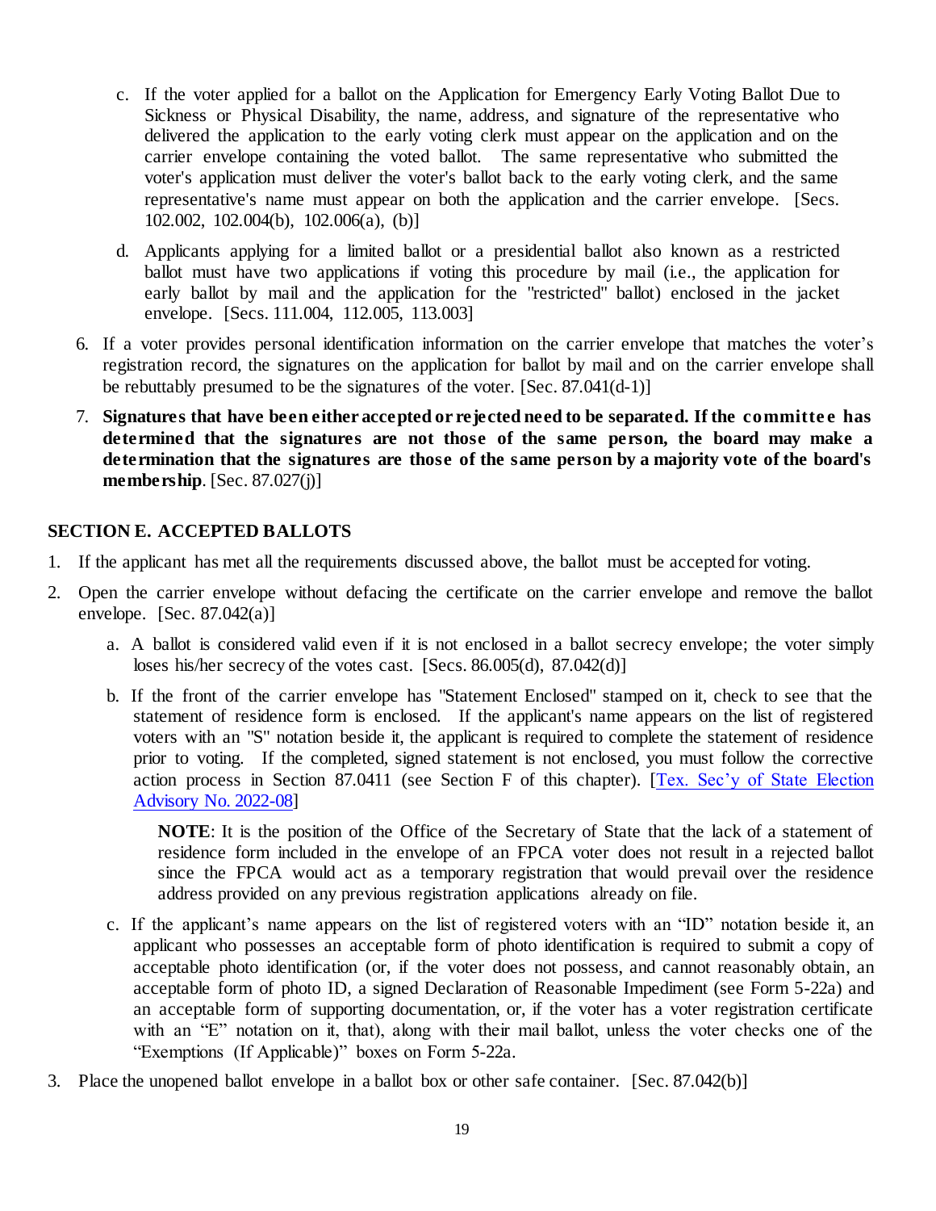c. If the voter applied for a ballot on the Application for Emergency Early Voting Ballot Due to Sickness or Physical Disability, the name, address, and signature of the representative who delivered the application to the early voting clerk must appear on the application and on the carrier envelope containing the voted ballot. The same representative who submitted the voter's application must deliver the voter's ballot back to the early voting clerk, and the same representative's name must appear on both the application and the carrier envelope. [Secs. 102.002, 102.004(b), 102.006(a), (b)]

d. Applicants applying for a limited ballot or a presidential ballot also known as a restricted ballot must have two applications if voting this procedure by mail (i.e., the application for early ballot by mail and the application for the "restricted" ballot) enclosed in the jacket envelope. [Secs. 111.004, 112.005, 113.003]

6. If a voter provides personal identification information on the carrier envelope that matches the voter's registration record, the signatures on the application for ballot by mail and on the carrier envelope shall be rebuttably presumed to be the signatures of the voter. [Sec. 87.041(d-1)]

7. **Signatures that have been either accepted or rejected need to be separated. If the committee has determined that the signatures are not those of the same person, the board may make a determination that the signatures are those of the same person by a majority vote of the board's membership**. [Sec. 87.027(j)]

## SECTION E. ACCEPTED BALLOTS

1. If the applicant has met all the requirements discussed above, the ballot must be accepted for voting.

2. Open the carrier envelope without defacing the certificate on the carrier envelope and remove the ballot envelope. [Sec. 87.042(a)]

   a. A ballot is considered valid even if it is not enclosed in a ballot secrecy envelope; the voter simply loses his/her secrecy of the votes cast. [Secs. 86.005(d), 87.042(d)]

   b. If the front of the carrier envelope has "Statement Enclosed" stamped on it, check to see that the statement of residence form is enclosed. If the applicant's name appears on the list of registered voters with an "S" notation beside it, the applicant is required to complete the statement of residence prior to voting. If the completed, signed statement is not enclosed, you must follow the corrective action process in Section 87.0411 (see Section F of this chapter). [Tex. Sec'y of State Election Advisory No. 2022-08]

      **NOTE**: It is the position of the Office of the Secretary of State that the lack of a statement of residence form included in the envelope of an FPCA voter does not result in a rejected ballot since the FPCA would act as a temporary registration that would prevail over the residence address provided on any previous registration applications already on file.

   c. If the applicant's name appears on the list of registered voters with an "ID" notation beside it, an applicant who possesses an acceptable form of photo identification is required to submit a copy of acceptable photo identification (or, if the voter does not possess, and cannot reasonably obtain, an acceptable form of photo ID, a signed Declaration of Reasonable Impediment (see Form 5-22a) and an acceptable form of supporting documentation, or, if the voter has a voter registration certificate with an "E" notation on it, that), along with their mail ballot, unless the voter checks one of the "Exemptions (If Applicable)" boxes on Form 5-22a.

3. Place the unopened ballot envelope in a ballot box or other safe container. [Sec. 87.042(b)]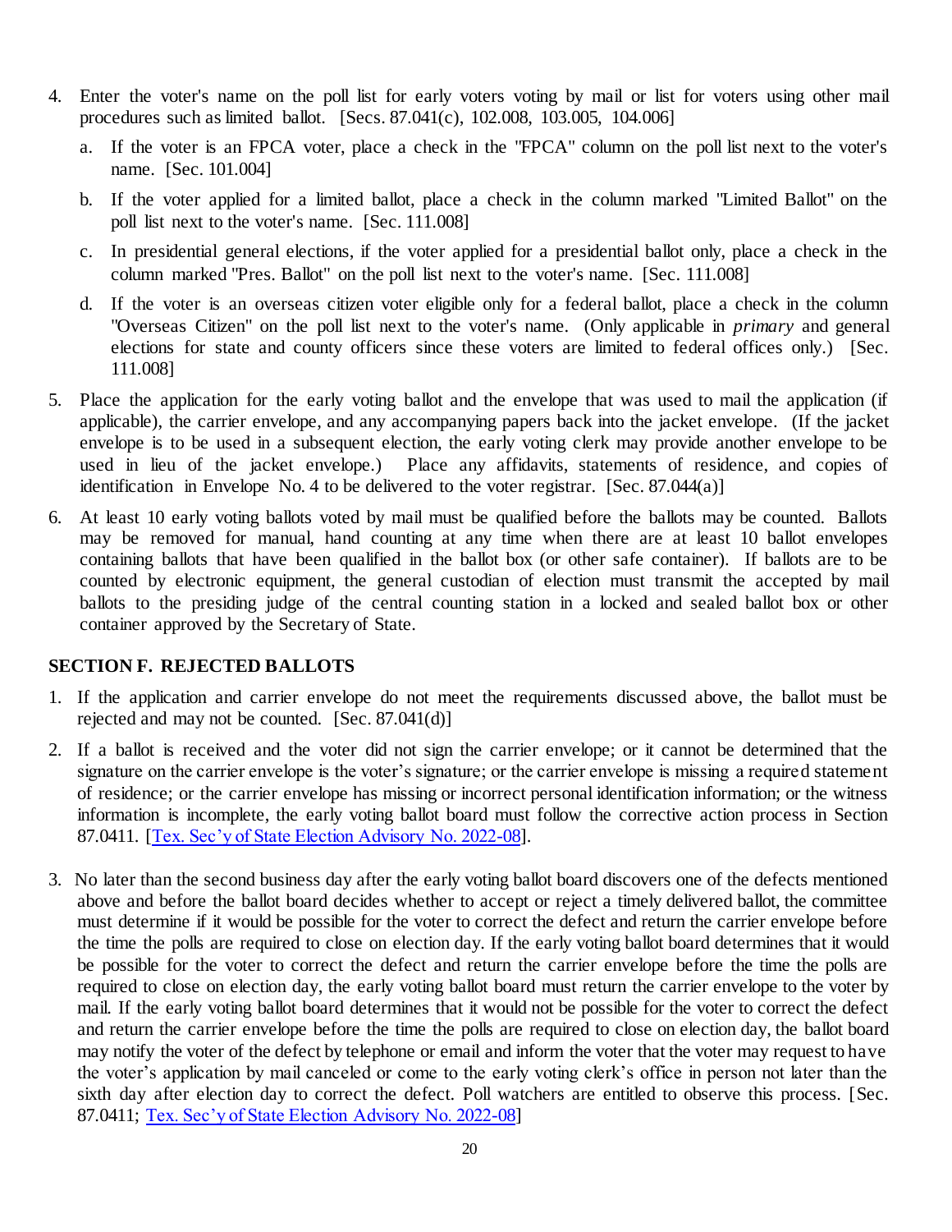4. Enter the voter's name on the poll list for early voters voting by mail or list for voters using other mail procedures such as limited ballot. [Secs. 87.041(c), 102.008, 103.005, 104.006]
   a. If the voter is an FPCA voter, place a check in the "FPCA" column on the poll list next to the voter's name. [Sec. 101.004]
   b. If the voter applied for a limited ballot, place a check in the column marked "Limited Ballot" on the poll list next to the voter's name. [Sec. 111.008]
   c. In presidential general elections, if the voter applied for a presidential ballot only, place a check in the column marked "Pres. Ballot" on the poll list next to the voter's name. [Sec. 111.008]
   d. If the voter is an overseas citizen voter eligible only for a federal ballot, place a check in the column "Overseas Citizen" on the poll list next to the voter's name. (Only applicable in *primary* and general elections for state and county officers since these voters are limited to federal offices only.) [Sec. 111.008]
5. Place the application for the early voting ballot and the envelope that was used to mail the application (if applicable), the carrier envelope, and any accompanying papers back into the jacket envelope. (If the jacket envelope is to be used in a subsequent election, the early voting clerk may provide another envelope to be used in lieu of the jacket envelope.) Place any affidavits, statements of residence, and copies of identification in Envelope No. 4 to be delivered to the voter registrar. [Sec. 87.044(a)]
6. At least 10 early voting ballots voted by mail must be qualified before the ballots may be counted. Ballots may be removed for manual, hand counting at any time when there are at least 10 ballot envelopes containing ballots that have been qualified in the ballot box (or other safe container). If ballots are to be counted by electronic equipment, the general custodian of election must transmit the accepted by mail ballots to the presiding judge of the central counting station in a locked and sealed ballot box or other container approved by the Secretary of State.

## SECTION F. REJECTED BALLOTS

1. If the application and carrier envelope do not meet the requirements discussed above, the ballot must be rejected and may not be counted. [Sec. 87.041(d)]
2. If a ballot is received and the voter did not sign the carrier envelope; or it cannot be determined that the signature on the carrier envelope is the voter's signature; or the carrier envelope is missing a required statement of residence; or the carrier envelope has missing or incorrect personal identification information; or the witness information is incomplete, the early voting ballot board must follow the corrective action process in Section 87.0411. [Tex. Sec'y of State Election Advisory No. 2022-08].
3. No later than the second business day after the early voting ballot board discovers one of the defects mentioned above and before the ballot board decides whether to accept or reject a timely delivered ballot, the committee must determine if it would be possible for the voter to correct the defect and return the carrier envelope before the time the polls are required to close on election day. If the early voting ballot board determines that it would be possible for the voter to correct the defect and return the carrier envelope before the time the polls are required to close on election day, the early voting ballot board must return the carrier envelope to the voter by mail. If the early voting ballot board determines that it would not be possible for the voter to correct the defect and return the carrier envelope before the time the polls are required to close on election day, the ballot board may notify the voter of the defect by telephone or email and inform the voter that the voter may request to have the voter's application by mail canceled or come to the early voting clerk's office in person not later than the sixth day after election day to correct the defect. Poll watchers are entitled to observe this process. [Sec. 87.0411; Tex. Sec'y of State Election Advisory No. 2022-08]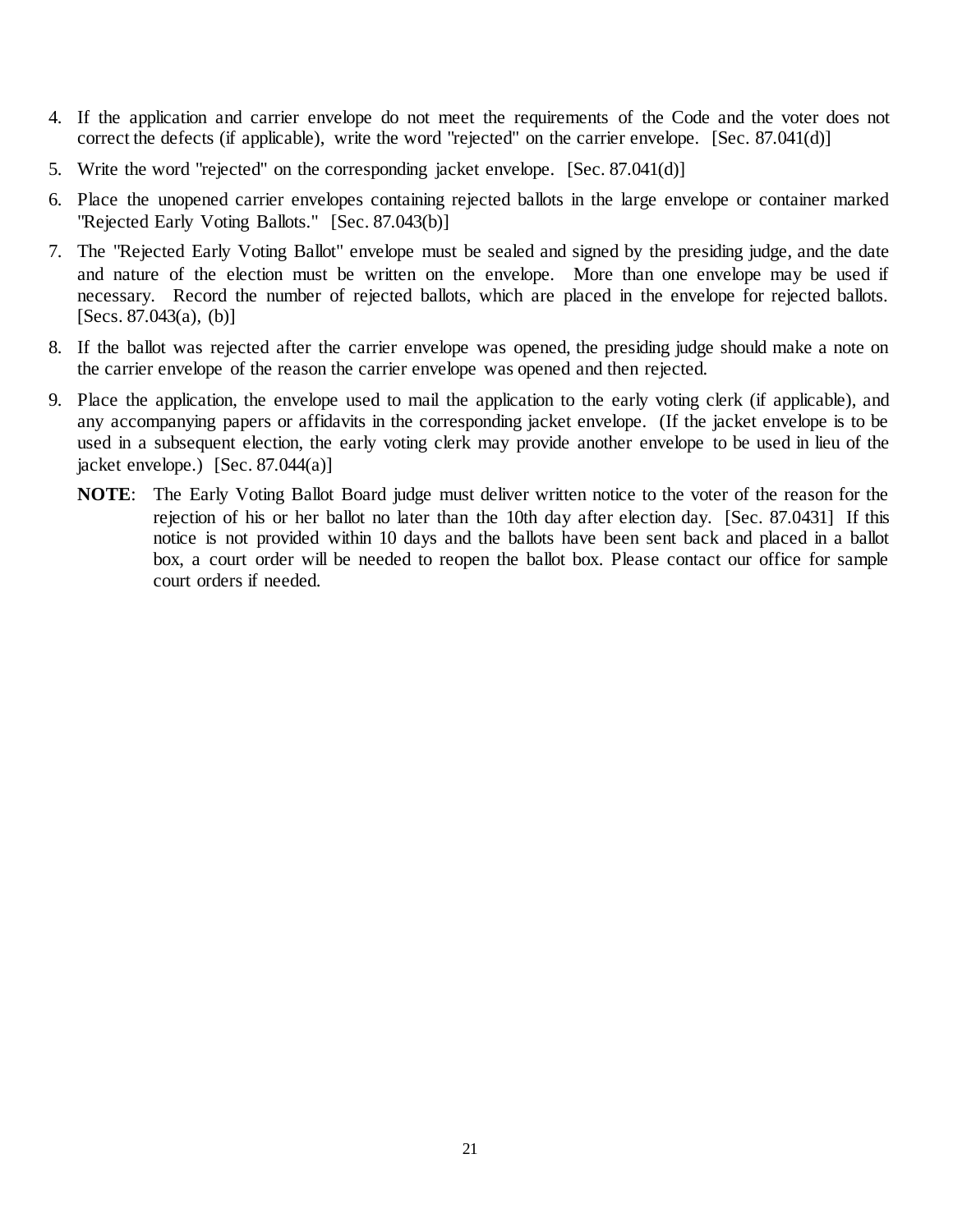4. If the application and carrier envelope do not meet the requirements of the Code and the voter does not correct the defects (if applicable), write the word "rejected" on the carrier envelope. [Sec. 87.041(d)]
5. Write the word "rejected" on the corresponding jacket envelope. [Sec. 87.041(d)]
6. Place the unopened carrier envelopes containing rejected ballots in the large envelope or container marked "Rejected Early Voting Ballots." [Sec. 87.043(b)]
7. The "Rejected Early Voting Ballot" envelope must be sealed and signed by the presiding judge, and the date and nature of the election must be written on the envelope. More than one envelope may be used if necessary. Record the number of rejected ballots, which are placed in the envelope for rejected ballots. [Secs. 87.043(a), (b)]
8. If the ballot was rejected after the carrier envelope was opened, the presiding judge should make a note on the carrier envelope of the reason the carrier envelope was opened and then rejected.
9. Place the application, the envelope used to mail the application to the early voting clerk (if applicable), and any accompanying papers or affidavits in the corresponding jacket envelope. (If the jacket envelope is to be used in a subsequent election, the early voting clerk may provide another envelope to be used in lieu of the jacket envelope.) [Sec. 87.044(a)]

   **NOTE**: The Early Voting Ballot Board judge must deliver written notice to the voter of the reason for the rejection of his or her ballot no later than the 10th day after election day. [Sec. 87.0431] If this notice is not provided within 10 days and the ballots have been sent back and placed in a ballot box, a court order will be needed to reopen the ballot box. Please contact our office for sample court orders if needed.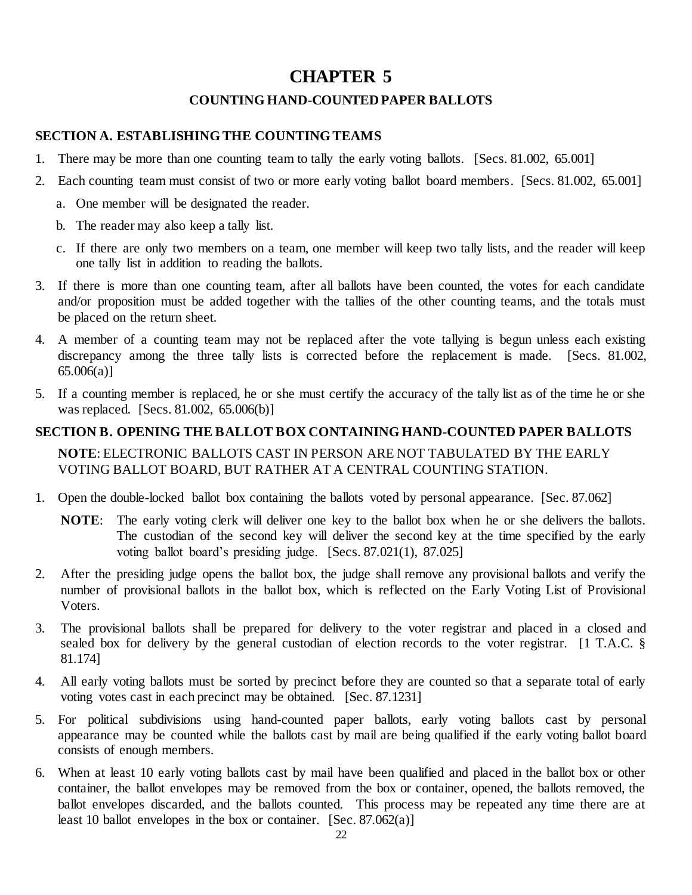# CHAPTER 5

## COUNTING HAND-COUNTED PAPER BALLOTS

### SECTION A. ESTABLISHING THE COUNTING TEAMS

1. There may be more than one counting team to tally the early voting ballots. [Secs. 81.002, 65.001]
2. Each counting team must consist of two or more early voting ballot board members. [Secs. 81.002, 65.001]
   a. One member will be designated the reader.
   b. The reader may also keep a tally list.
   c. If there are only two members on a team, one member will keep two tally lists, and the reader will keep one tally list in addition to reading the ballots.
3. If there is more than one counting team, after all ballots have been counted, the votes for each candidate and/or proposition must be added together with the tallies of the other counting teams, and the totals must be placed on the return sheet.
4. A member of a counting team may not be replaced after the vote tallying is begun unless each existing discrepancy among the three tally lists is corrected before the replacement is made. [Secs. 81.002, 65.006(a)]
5. If a counting member is replaced, he or she must certify the accuracy of the tally list as of the time he or she was replaced. [Secs. 81.002, 65.006(b)]

### SECTION B. OPENING THE BALLOT BOX CONTAINING HAND-COUNTED PAPER BALLOTS

**NOTE**: ELECTRONIC BALLOTS CAST IN PERSON ARE NOT TABULATED BY THE EARLY VOTING BALLOT BOARD, BUT RATHER AT A CENTRAL COUNTING STATION.

1. Open the double-locked ballot box containing the ballots voted by personal appearance. [Sec. 87.062]

   **NOTE**: The early voting clerk will deliver one key to the ballot box when he or she delivers the ballots. The custodian of the second key will deliver the second key at the time specified by the early voting ballot board's presiding judge. [Secs. 87.021(1), 87.025]

2. After the presiding judge opens the ballot box, the judge shall remove any provisional ballots and verify the number of provisional ballots in the ballot box, which is reflected on the Early Voting List of Provisional Voters.
3. The provisional ballots shall be prepared for delivery to the voter registrar and placed in a closed and sealed box for delivery by the general custodian of election records to the voter registrar. [1 T.A.C. § 81.174]
4. All early voting ballots must be sorted by precinct before they are counted so that a separate total of early voting votes cast in each precinct may be obtained. [Sec. 87.1231]
5. For political subdivisions using hand-counted paper ballots, early voting ballots cast by personal appearance may be counted while the ballots cast by mail are being qualified if the early voting ballot board consists of enough members.
6. When at least 10 early voting ballots cast by mail have been qualified and placed in the ballot box or other container, the ballot envelopes may be removed from the box or container, opened, the ballots removed, the ballot envelopes discarded, and the ballots counted. This process may be repeated any time there are at least 10 ballot envelopes in the box or container. [Sec. 87.062(a)]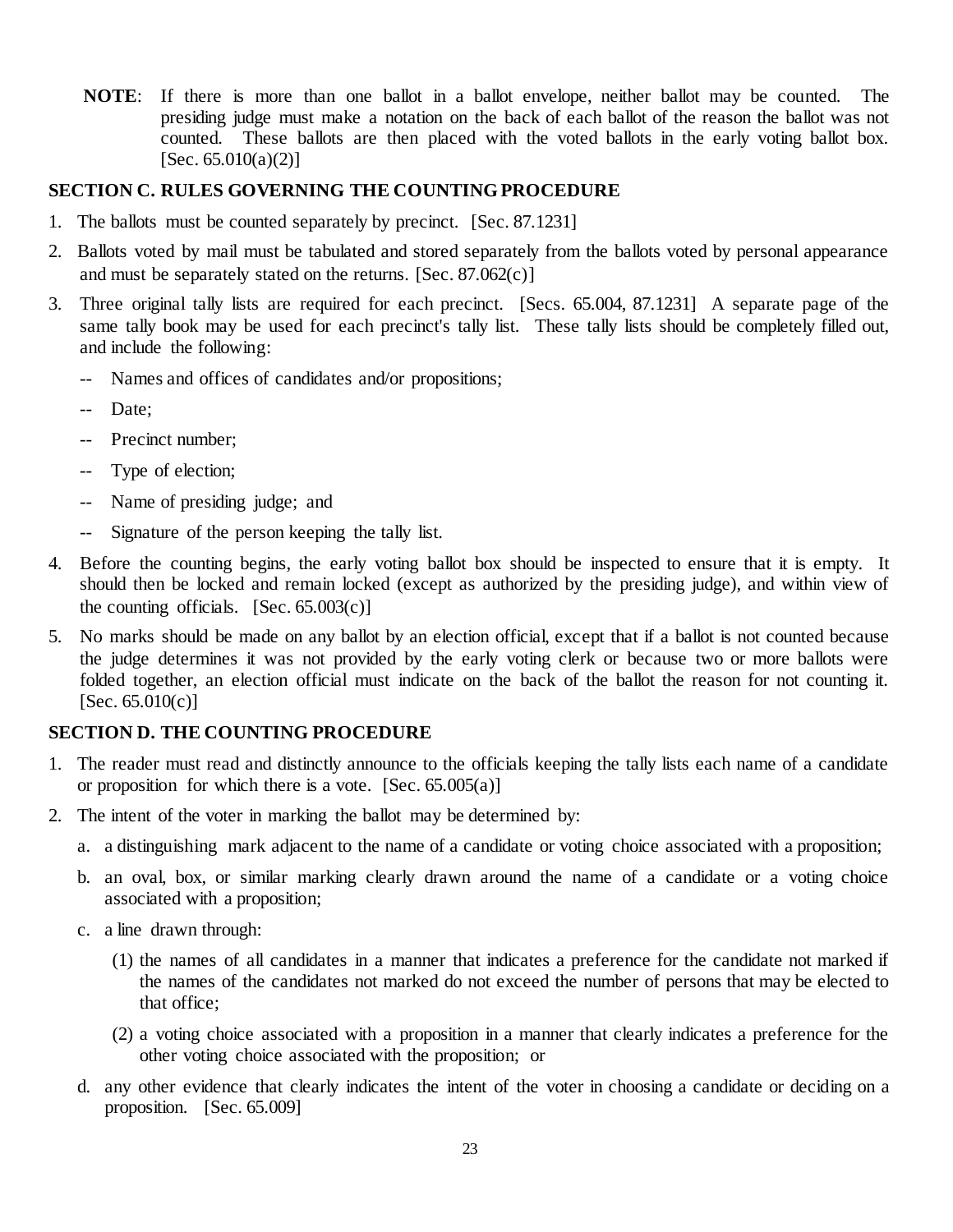**NOTE**: If there is more than one ballot in a ballot envelope, neither ballot may be counted. The presiding judge must make a notation on the back of each ballot of the reason the ballot was not counted. These ballots are then placed with the voted ballots in the early voting ballot box. [Sec. 65.010(a)(2)]

## SECTION C. RULES GOVERNING THE COUNTING PROCEDURE

1. The ballots must be counted separately by precinct. [Sec. 87.1231]
2. Ballots voted by mail must be tabulated and stored separately from the ballots voted by personal appearance and must be separately stated on the returns. [Sec. 87.062(c)]
3. Three original tally lists are required for each precinct. [Secs. 65.004, 87.1231] A separate page of the same tally book may be used for each precinct's tally list. These tally lists should be completely filled out, and include the following:
   - -- Names and offices of candidates and/or propositions;
   - -- Date;
   - -- Precinct number;
   - -- Type of election;
   - -- Name of presiding judge; and
   - -- Signature of the person keeping the tally list.
4. Before the counting begins, the early voting ballot box should be inspected to ensure that it is empty. It should then be locked and remain locked (except as authorized by the presiding judge), and within view of the counting officials. [Sec. 65.003(c)]
5. No marks should be made on any ballot by an election official, except that if a ballot is not counted because the judge determines it was not provided by the early voting clerk or because two or more ballots were folded together, an election official must indicate on the back of the ballot the reason for not counting it. [Sec. 65.010(c)]

## SECTION D. THE COUNTING PROCEDURE

1. The reader must read and distinctly announce to the officials keeping the tally lists each name of a candidate or proposition for which there is a vote. [Sec. 65.005(a)]
2. The intent of the voter in marking the ballot may be determined by:
   a. a distinguishing mark adjacent to the name of a candidate or voting choice associated with a proposition;
   b. an oval, box, or similar marking clearly drawn around the name of a candidate or a voting choice associated with a proposition;
   c. a line drawn through:
      (1) the names of all candidates in a manner that indicates a preference for the candidate not marked if the names of the candidates not marked do not exceed the number of persons that may be elected to that office;
      (2) a voting choice associated with a proposition in a manner that clearly indicates a preference for the other voting choice associated with the proposition; or
   d. any other evidence that clearly indicates the intent of the voter in choosing a candidate or deciding on a proposition. [Sec. 65.009]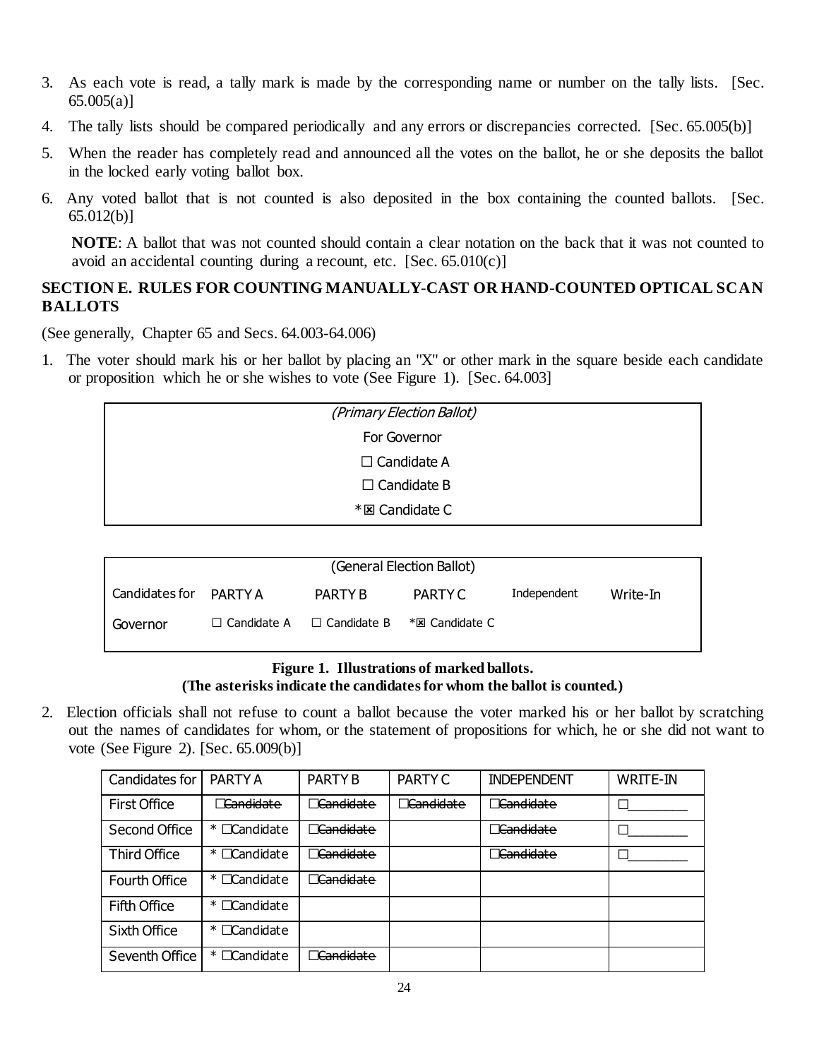3. As each vote is read, a tally mark is made by the corresponding name or number on the tally lists. [Sec. 65.005(a)]

4. The tally lists should be compared periodically and any errors or discrepancies corrected. [Sec. 65.005(b)]

5. When the reader has completely read and announced all the votes on the ballot, he or she deposits the ballot in the locked early voting ballot box.

6. Any voted ballot that is not counted is also deposited in the box containing the counted ballots. [Sec. 65.012(b)]

   **NOTE**: A ballot that was not counted should contain a clear notation on the back that it was not counted to avoid an accidental counting during a recount, etc. [Sec. 65.010(c)]

## SECTION E. RULES FOR COUNTING MANUALLY-CAST OR HAND-COUNTED OPTICAL SCAN BALLOTS

(See generally, Chapter 65 and Secs. 64.003-64.006)

1. The voter should mark his or her ballot by placing an "X" or other mark in the square beside each candidate or proposition which he or she wishes to vote (See Figure 1). [Sec. 64.003]

| *(Primary Election Ballot)* |
|---|
| For Governor |
| ☐ Candidate A |
| ☐ Candidate B |
| *☒ Candidate C |

| (General Election Ballot) | | | | | |
|---|---|---|---|---|---|
| Candidates for | PARTY A | PARTY B | PARTY C | Independent | Write-In |
| Governor | ☐ Candidate A | ☐ Candidate B | *☒ Candidate C | | |

**Figure 1. Illustrations of marked ballots.**
**(The asterisks indicate the candidates for whom the ballot is counted.)**

2. Election officials shall not refuse to count a ballot because the voter marked his or her ballot by scratching out the names of candidates for whom, or the statement of propositions for which, he or she did not want to vote (See Figure 2). [Sec. 65.009(b)]

| Candidates for | PARTY A | PARTY B | PARTY C | INDEPENDENT | WRITE-IN |
|---|---|---|---|---|---|
| First Office | ☐~~Candidate~~ | ☐~~Candidate~~ | ☐~~Candidate~~ | ☐~~Candidate~~ | ☐________ |
| Second Office | * ☐Candidate | ☐~~Candidate~~ | | ☐~~Candidate~~ | ☐________ |
| Third Office | * ☐Candidate | ☐~~Candidate~~ | | ☐~~Candidate~~ | ☐________ |
| Fourth Office | * ☐Candidate | ☐~~Candidate~~ | | | |
| Fifth Office | * ☐Candidate | | | | |
| Sixth Office | * ☐Candidate | | | | |
| Seventh Office | * ☐Candidate | ☐~~Candidate~~ | | | |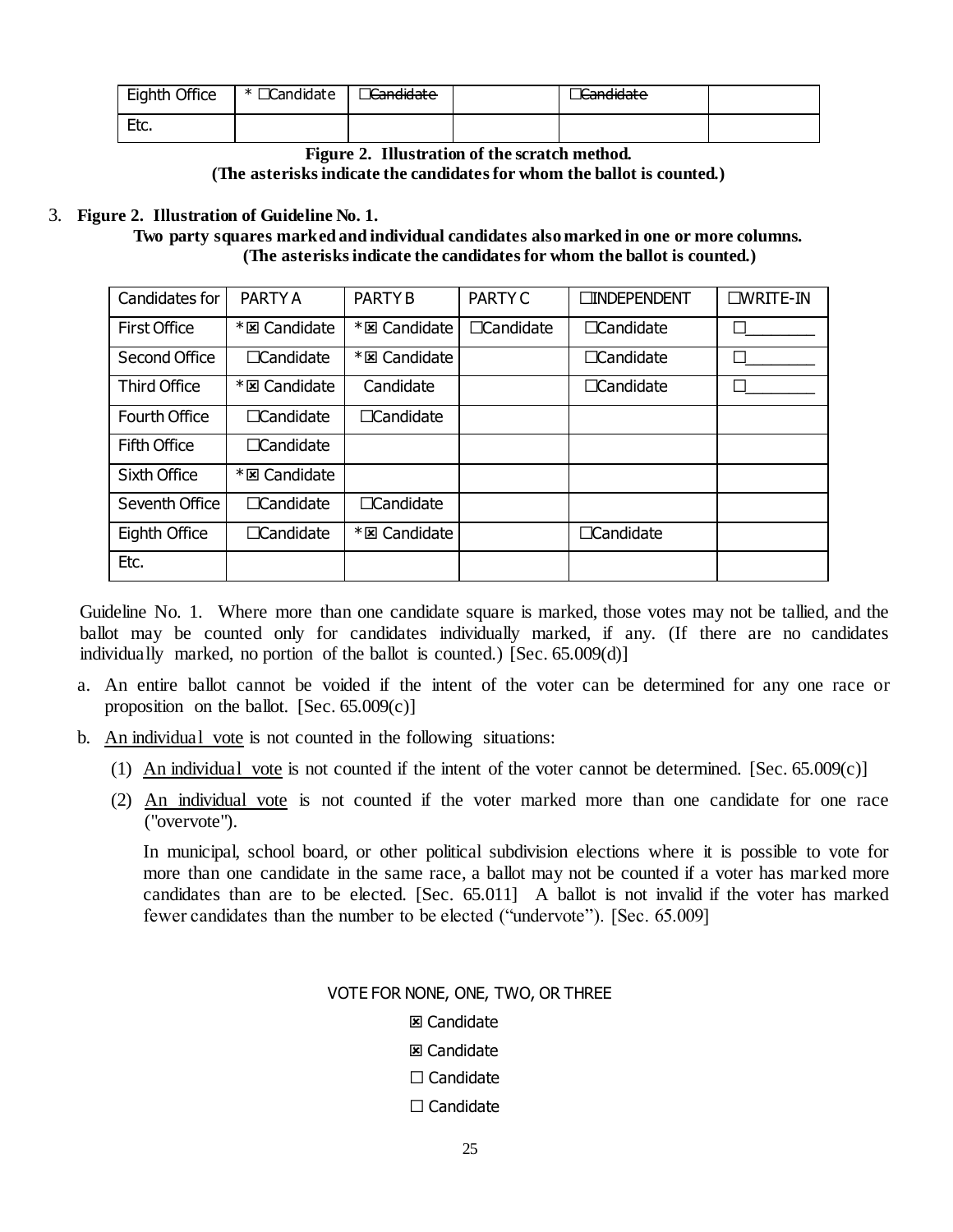| Eighth Office | * ☐Candidate | ☐~~Candidate~~ | | ☐~~Candidate~~ | |
|---|---|---|---|---|---|
| Etc. | | | | | |

**Figure 2. Illustration of the scratch method.**
**(The asterisks indicate the candidates for whom the ballot is counted.)**

3. **Figure 2. Illustration of Guideline No. 1.**
**Two party squares marked and individual candidates also marked in one or more columns.**
**(The asterisks indicate the candidates for whom the ballot is counted.)**

| Candidates for | PARTY A | PARTY B | PARTY C | ☐INDEPENDENT | ☐WRITE-IN |
|---|---|---|---|---|---|
| First Office | *☒ Candidate | *☒ Candidate | ☐Candidate | ☐Candidate | ☐________ |
| Second Office | ☐Candidate | *☒ Candidate | | ☐Candidate | ☐________ |
| Third Office | *☒ Candidate | Candidate | | ☐Candidate | ☐________ |
| Fourth Office | ☐Candidate | ☐Candidate | | | |
| Fifth Office | ☐Candidate | | | | |
| Sixth Office | *☒ Candidate | | | | |
| Seventh Office | ☐Candidate | ☐Candidate | | | |
| Eighth Office | ☐Candidate | *☒ Candidate | | ☐Candidate | |
| Etc. | | | | | |

Guideline No. 1. Where more than one candidate square is marked, those votes may not be tallied, and the ballot may be counted only for candidates individually marked, if any. (If there are no candidates individually marked, no portion of the ballot is counted.) [Sec. 65.009(d)]

a. An entire ballot cannot be voided if the intent of the voter can be determined for any one race or proposition on the ballot. [Sec. 65.009(c)]

b. An individual vote is not counted in the following situations:

   (1) An individual vote is not counted if the intent of the voter cannot be determined. [Sec. 65.009(c)]

   (2) An individual vote is not counted if the voter marked more than one candidate for one race ("overvote").

   In municipal, school board, or other political subdivision elections where it is possible to vote for more than one candidate in the same race, a ballot may not be counted if a voter has marked more candidates than are to be elected. [Sec. 65.011] A ballot is not invalid if the voter has marked fewer candidates than the number to be elected ("undervote"). [Sec. 65.009]

VOTE FOR NONE, ONE, TWO, OR THREE

☒ Candidate

☒ Candidate

☐ Candidate

☐ Candidate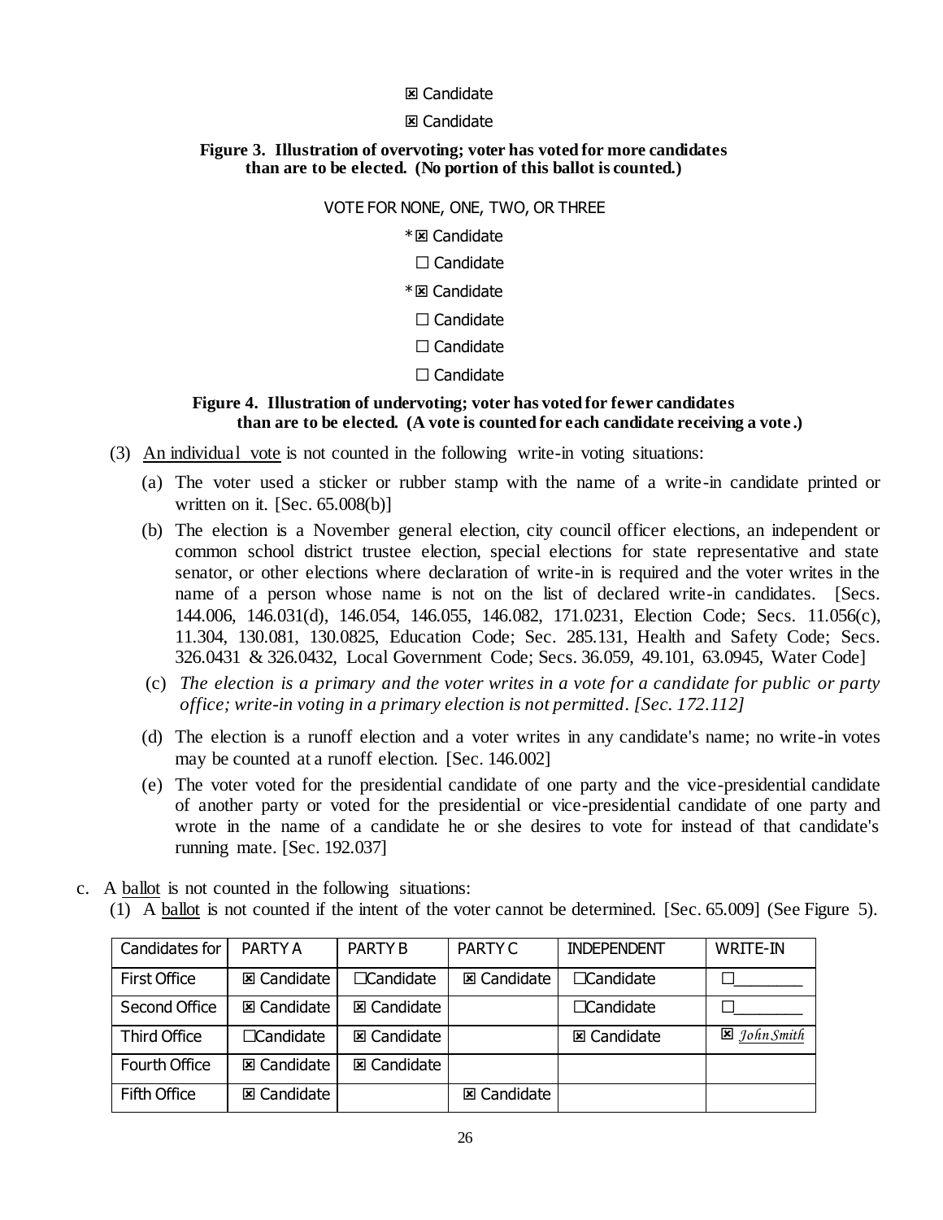☒ Candidate

☒ Candidate

**Figure 3. Illustration of overvoting; voter has voted for more candidates than are to be elected. (No portion of this ballot is counted.)**

VOTE FOR NONE, ONE, TWO, OR THREE

*☒ Candidate

☐ Candidate

*☒ Candidate

☐ Candidate

☐ Candidate

☐ Candidate

**Figure 4. Illustration of undervoting; voter has voted for fewer candidates than are to be elected. (A vote is counted for each candidate receiving a vote.)**

(3) An individual vote is not counted in the following write-in voting situations:

(a) The voter used a sticker or rubber stamp with the name of a write-in candidate printed or written on it. [Sec. 65.008(b)]

(b) The election is a November general election, city council officer elections, an independent or common school district trustee election, special elections for state representative and state senator, or other elections where declaration of write-in is required and the voter writes in the name of a person whose name is not on the list of declared write-in candidates. [Secs. 144.006, 146.031(d), 146.054, 146.055, 146.082, 171.0231, Election Code; Secs. 11.056(c), 11.304, 130.081, 130.0825, Education Code; Sec. 285.131, Health and Safety Code; Secs. 326.0431 & 326.0432, Local Government Code; Secs. 36.059, 49.101, 63.0945, Water Code]

(c) *The election is a primary and the voter writes in a vote for a candidate for public or party office; write-in voting in a primary election is not permitted. [Sec. 172.112]*

(d) The election is a runoff election and a voter writes in any candidate's name; no write-in votes may be counted at a runoff election. [Sec. 146.002]

(e) The voter voted for the presidential candidate of one party and the vice-presidential candidate of another party or voted for the presidential or vice-presidential candidate of one party and wrote in the name of a candidate he or she desires to vote for instead of that candidate's running mate. [Sec. 192.037]

c. A ballot is not counted in the following situations:

(1) A ballot is not counted if the intent of the voter cannot be determined. [Sec. 65.009] (See Figure 5).

| Candidates for | PARTY A | PARTY B | PARTY C | INDEPENDENT | WRITE-IN |
|---|---|---|---|---|---|
| First Office | ☒ Candidate | ☐Candidate | ☒ Candidate | ☐Candidate | ☐________ |
| Second Office | ☒ Candidate | ☒ Candidate | | ☐Candidate | ☐________ |
| Third Office | ☐Candidate | ☒ Candidate | | ☒ Candidate | ☒ *John Smith* |
| Fourth Office | ☒ Candidate | ☒ Candidate | | | |
| Fifth Office | ☒ Candidate | | ☒ Candidate | | |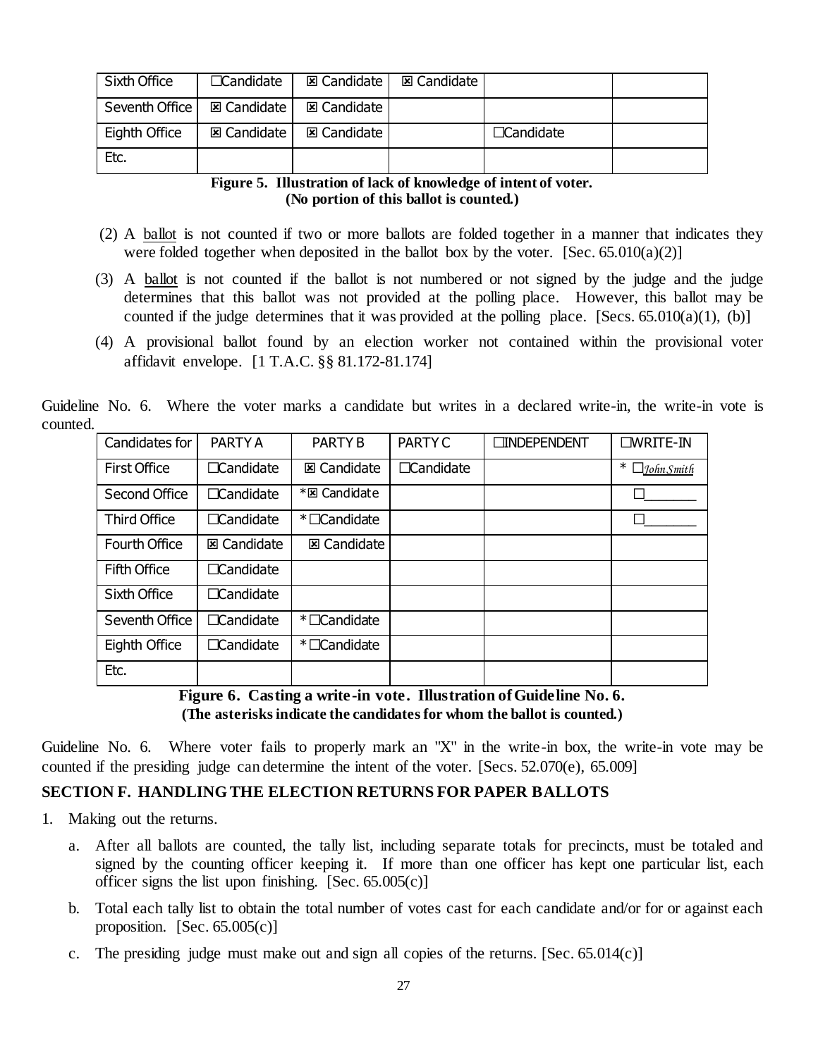| Sixth Office | ☐Candidate | ☒ Candidate | ☒ Candidate | | |
|---|---|---|---|---|---|
| Seventh Office | ☒ Candidate | ☒ Candidate | | | |
| Eighth Office | ☒ Candidate | ☒ Candidate | | ☐Candidate | |
| Etc. | | | | | |

**Figure 5. Illustration of lack of knowledge of intent of voter.**
**(No portion of this ballot is counted.)**

(2) A ballot is not counted if two or more ballots are folded together in a manner that indicates they were folded together when deposited in the ballot box by the voter. [Sec. 65.010(a)(2)]

(3) A ballot is not counted if the ballot is not numbered or not signed by the judge and the judge determines that this ballot was not provided at the polling place. However, this ballot may be counted if the judge determines that it was provided at the polling place. [Secs. 65.010(a)(1), (b)]

(4) A provisional ballot found by an election worker not contained within the provisional voter affidavit envelope. [1 T.A.C. §§ 81.172-81.174]

Guideline No. 6. Where the voter marks a candidate but writes in a declared write-in, the write-in vote is counted.

| Candidates for | PARTY A | PARTY B | PARTY C | ☐INDEPENDENT | ☐WRITE-IN |
|---|---|---|---|---|---|
| First Office | ☐Candidate | ☒ Candidate | ☐Candidate | | * ☐*John Smith* |
| Second Office | ☐Candidate | *☒ Candidate | | | ☐_______ |
| Third Office | ☐Candidate | * ☐Candidate | | | ☐_______ |
| Fourth Office | ☒ Candidate | ☒ Candidate | | | |
| Fifth Office | ☐Candidate | | | | |
| Sixth Office | ☐Candidate | | | | |
| Seventh Office | ☐Candidate | * ☐Candidate | | | |
| Eighth Office | ☐Candidate | * ☐Candidate | | | |
| Etc. | | | | | |

**Figure 6. Casting a write-in vote. Illustration of Guideline No. 6.**
**(The asterisks indicate the candidates for whom the ballot is counted.)**

Guideline No. 6. Where voter fails to properly mark an "X" in the write-in box, the write-in vote may be counted if the presiding judge can determine the intent of the voter. [Secs. 52.070(e), 65.009]

## SECTION F. HANDLING THE ELECTION RETURNS FOR PAPER BALLOTS

1. Making out the returns.

   a. After all ballots are counted, the tally list, including separate totals for precincts, must be totaled and signed by the counting officer keeping it. If more than one officer has kept one particular list, each officer signs the list upon finishing. [Sec. 65.005(c)]

   b. Total each tally list to obtain the total number of votes cast for each candidate and/or for or against each proposition. [Sec. 65.005(c)]

   c. The presiding judge must make out and sign all copies of the returns. [Sec. 65.014(c)]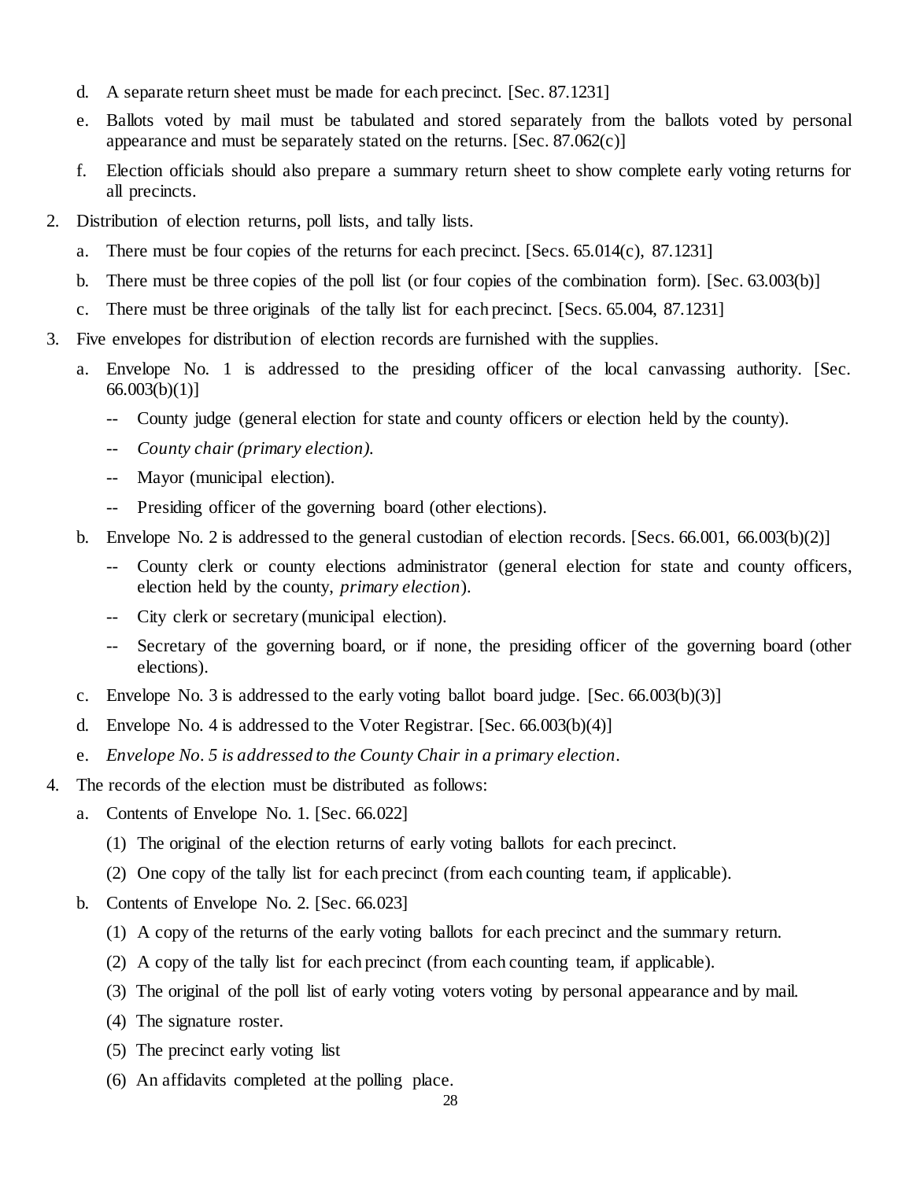d. A separate return sheet must be made for each precinct. [Sec. 87.1231]

e. Ballots voted by mail must be tabulated and stored separately from the ballots voted by personal appearance and must be separately stated on the returns. [Sec. 87.062(c)]

f. Election officials should also prepare a summary return sheet to show complete early voting returns for all precincts.

2. Distribution of election returns, poll lists, and tally lists.

   a. There must be four copies of the returns for each precinct. [Secs. 65.014(c), 87.1231]

   b. There must be three copies of the poll list (or four copies of the combination form). [Sec. 63.003(b)]

   c. There must be three originals of the tally list for each precinct. [Secs. 65.004, 87.1231]

3. Five envelopes for distribution of election records are furnished with the supplies.

   a. Envelope No. 1 is addressed to the presiding officer of the local canvassing authority. [Sec. 66.003(b)(1)]

      -- County judge (general election for state and county officers or election held by the county).

      -- *County chair (primary election).*

      -- Mayor (municipal election).

      -- Presiding officer of the governing board (other elections).

   b. Envelope No. 2 is addressed to the general custodian of election records. [Secs. 66.001, 66.003(b)(2)]

      -- County clerk or county elections administrator (general election for state and county officers, election held by the county, *primary election*).

      -- City clerk or secretary (municipal election).

      -- Secretary of the governing board, or if none, the presiding officer of the governing board (other elections).

   c. Envelope No. 3 is addressed to the early voting ballot board judge. [Sec. 66.003(b)(3)]

   d. Envelope No. 4 is addressed to the Voter Registrar. [Sec. 66.003(b)(4)]

   e. *Envelope No. 5 is addressed to the County Chair in a primary election.*

4. The records of the election must be distributed as follows:

   a. Contents of Envelope No. 1. [Sec. 66.022]

      (1) The original of the election returns of early voting ballots for each precinct.

      (2) One copy of the tally list for each precinct (from each counting team, if applicable).

   b. Contents of Envelope No. 2. [Sec. 66.023]

      (1) A copy of the returns of the early voting ballots for each precinct and the summary return.

      (2) A copy of the tally list for each precinct (from each counting team, if applicable).

      (3) The original of the poll list of early voting voters voting by personal appearance and by mail.

      (4) The signature roster.

      (5) The precinct early voting list

      (6) An affidavits completed at the polling place.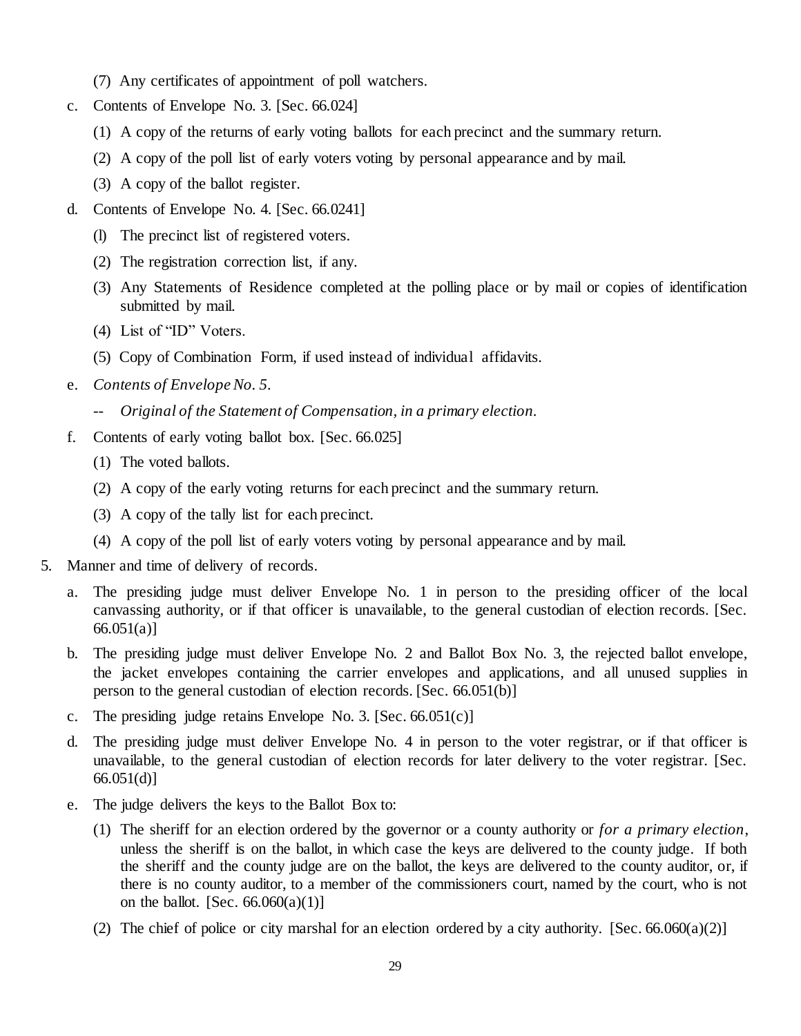(7) Any certificates of appointment of poll watchers.

c. Contents of Envelope No. 3. [Sec. 66.024]

   (1) A copy of the returns of early voting ballots for each precinct and the summary return.

   (2) A copy of the poll list of early voters voting by personal appearance and by mail.

   (3) A copy of the ballot register.

d. Contents of Envelope No. 4. [Sec. 66.0241]

   (l) The precinct list of registered voters.

   (2) The registration correction list, if any.

   (3) Any Statements of Residence completed at the polling place or by mail or copies of identification submitted by mail.

   (4) List of "ID" Voters.

   (5) Copy of Combination Form, if used instead of individual affidavits.

e. *Contents of Envelope No. 5.*

   -- *Original of the Statement of Compensation, in a primary election.*

f. Contents of early voting ballot box. [Sec. 66.025]

   (1) The voted ballots.

   (2) A copy of the early voting returns for each precinct and the summary return.

   (3) A copy of the tally list for each precinct.

   (4) A copy of the poll list of early voters voting by personal appearance and by mail.

5. Manner and time of delivery of records.

   a. The presiding judge must deliver Envelope No. 1 in person to the presiding officer of the local canvassing authority, or if that officer is unavailable, to the general custodian of election records. [Sec. 66.051(a)]

   b. The presiding judge must deliver Envelope No. 2 and Ballot Box No. 3, the rejected ballot envelope, the jacket envelopes containing the carrier envelopes and applications, and all unused supplies in person to the general custodian of election records. [Sec. 66.051(b)]

   c. The presiding judge retains Envelope No. 3. [Sec. 66.051(c)]

   d. The presiding judge must deliver Envelope No. 4 in person to the voter registrar, or if that officer is unavailable, to the general custodian of election records for later delivery to the voter registrar. [Sec. 66.051(d)]

   e. The judge delivers the keys to the Ballot Box to:

      (1) The sheriff for an election ordered by the governor or a county authority or *for a primary election*, unless the sheriff is on the ballot, in which case the keys are delivered to the county judge. If both the sheriff and the county judge are on the ballot, the keys are delivered to the county auditor, or, if there is no county auditor, to a member of the commissioners court, named by the court, who is not on the ballot. [Sec. 66.060(a)(1)]

      (2) The chief of police or city marshal for an election ordered by a city authority. [Sec. 66.060(a)(2)]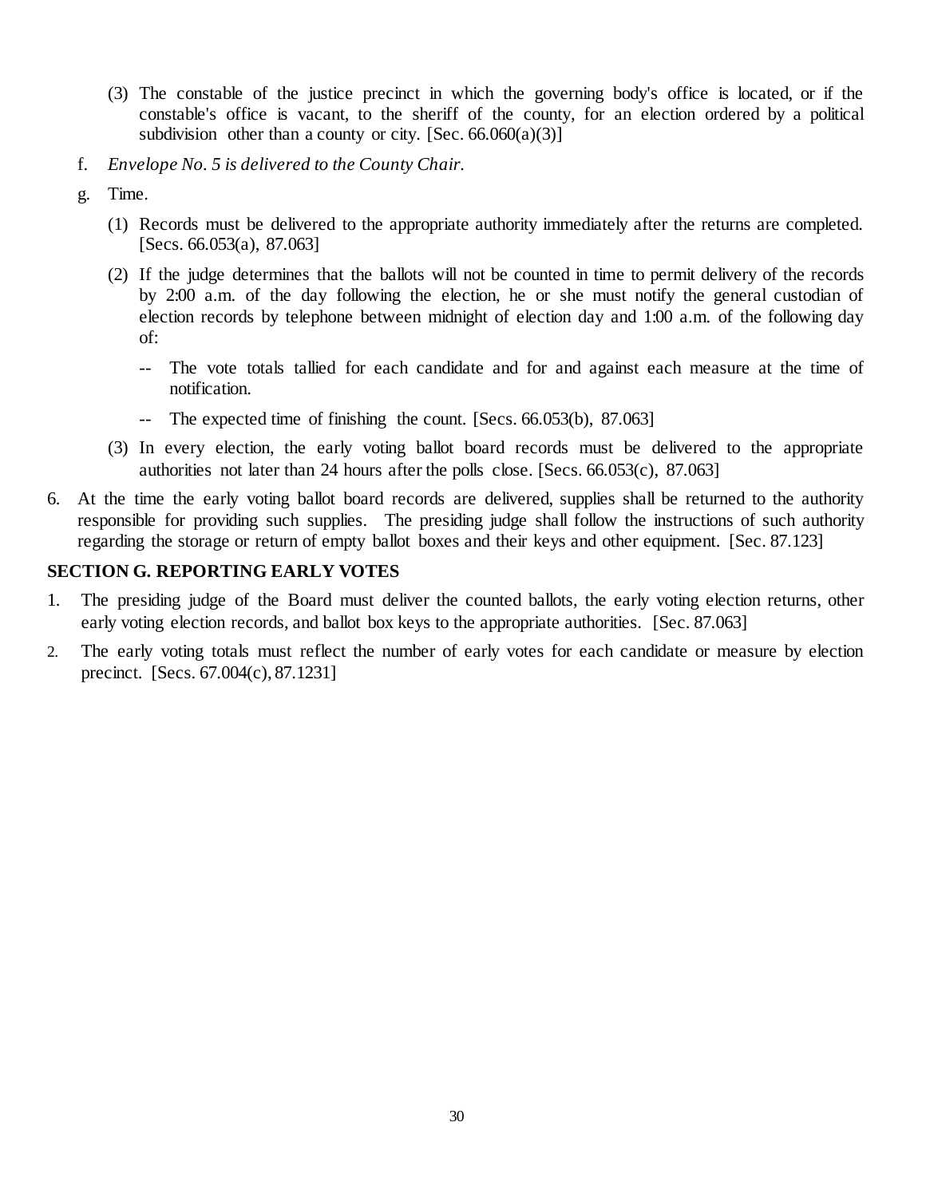(3) The constable of the justice precinct in which the governing body's office is located, or if the constable's office is vacant, to the sheriff of the county, for an election ordered by a political subdivision other than a county or city. [Sec. 66.060(a)(3)]

f. *Envelope No. 5 is delivered to the County Chair.*

g. Time.

(1) Records must be delivered to the appropriate authority immediately after the returns are completed. [Secs. 66.053(a), 87.063]

(2) If the judge determines that the ballots will not be counted in time to permit delivery of the records by 2:00 a.m. of the day following the election, he or she must notify the general custodian of election records by telephone between midnight of election day and 1:00 a.m. of the following day of:

-- The vote totals tallied for each candidate and for and against each measure at the time of notification.

-- The expected time of finishing the count. [Secs. 66.053(b), 87.063]

(3) In every election, the early voting ballot board records must be delivered to the appropriate authorities not later than 24 hours after the polls close. [Secs. 66.053(c), 87.063]

6. At the time the early voting ballot board records are delivered, supplies shall be returned to the authority responsible for providing such supplies. The presiding judge shall follow the instructions of such authority regarding the storage or return of empty ballot boxes and their keys and other equipment. [Sec. 87.123]

## SECTION G. REPORTING EARLY VOTES

1. The presiding judge of the Board must deliver the counted ballots, the early voting election returns, other early voting election records, and ballot box keys to the appropriate authorities. [Sec. 87.063]
2. The early voting totals must reflect the number of early votes for each candidate or measure by election precinct. [Secs. 67.004(c), 87.1231]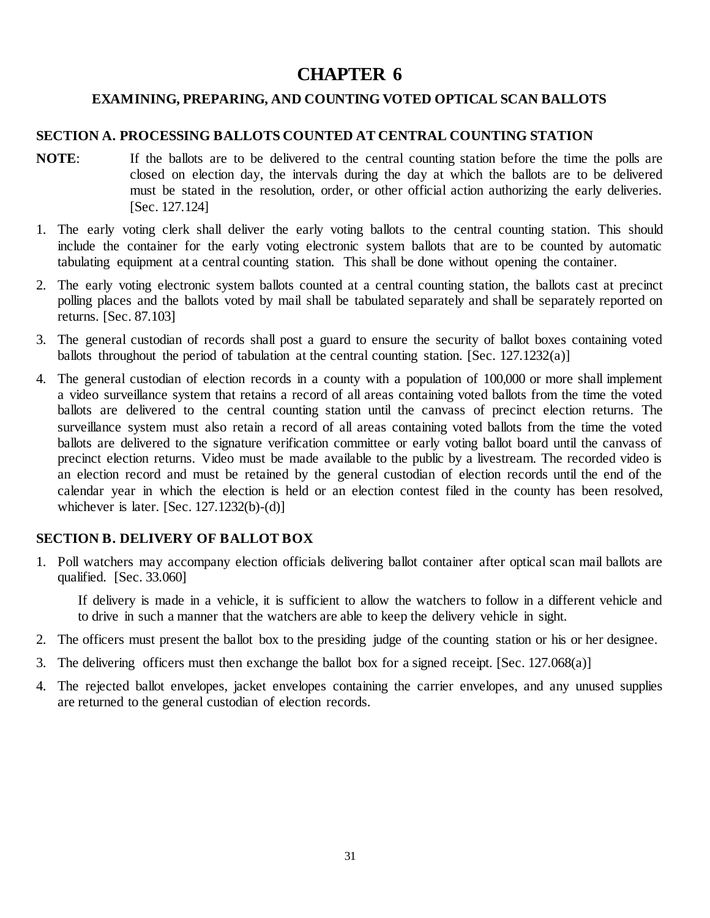# CHAPTER 6

## EXAMINING, PREPARING, AND COUNTING VOTED OPTICAL SCAN BALLOTS

### SECTION A. PROCESSING BALLOTS COUNTED AT CENTRAL COUNTING STATION

**NOTE**: If the ballots are to be delivered to the central counting station before the time the polls are closed on election day, the intervals during the day at which the ballots are to be delivered must be stated in the resolution, order, or other official action authorizing the early deliveries. [Sec. 127.124]

1. The early voting clerk shall deliver the early voting ballots to the central counting station. This should include the container for the early voting electronic system ballots that are to be counted by automatic tabulating equipment at a central counting station. This shall be done without opening the container.
2. The early voting electronic system ballots counted at a central counting station, the ballots cast at precinct polling places and the ballots voted by mail shall be tabulated separately and shall be separately reported on returns. [Sec. 87.103]
3. The general custodian of records shall post a guard to ensure the security of ballot boxes containing voted ballots throughout the period of tabulation at the central counting station. [Sec. 127.1232(a)]
4. The general custodian of election records in a county with a population of 100,000 or more shall implement a video surveillance system that retains a record of all areas containing voted ballots from the time the voted ballots are delivered to the central counting station until the canvass of precinct election returns. The surveillance system must also retain a record of all areas containing voted ballots from the time the voted ballots are delivered to the signature verification committee or early voting ballot board until the canvass of precinct election returns. Video must be made available to the public by a livestream. The recorded video is an election record and must be retained by the general custodian of election records until the end of the calendar year in which the election is held or an election contest filed in the county has been resolved, whichever is later. [Sec. 127.1232(b)-(d)]

### SECTION B. DELIVERY OF BALLOT BOX

1. Poll watchers may accompany election officials delivering ballot container after optical scan mail ballots are qualified. [Sec. 33.060]

   If delivery is made in a vehicle, it is sufficient to allow the watchers to follow in a different vehicle and to drive in such a manner that the watchers are able to keep the delivery vehicle in sight.
2. The officers must present the ballot box to the presiding judge of the counting station or his or her designee.
3. The delivering officers must then exchange the ballot box for a signed receipt. [Sec. 127.068(a)]
4. The rejected ballot envelopes, jacket envelopes containing the carrier envelopes, and any unused supplies are returned to the general custodian of election records.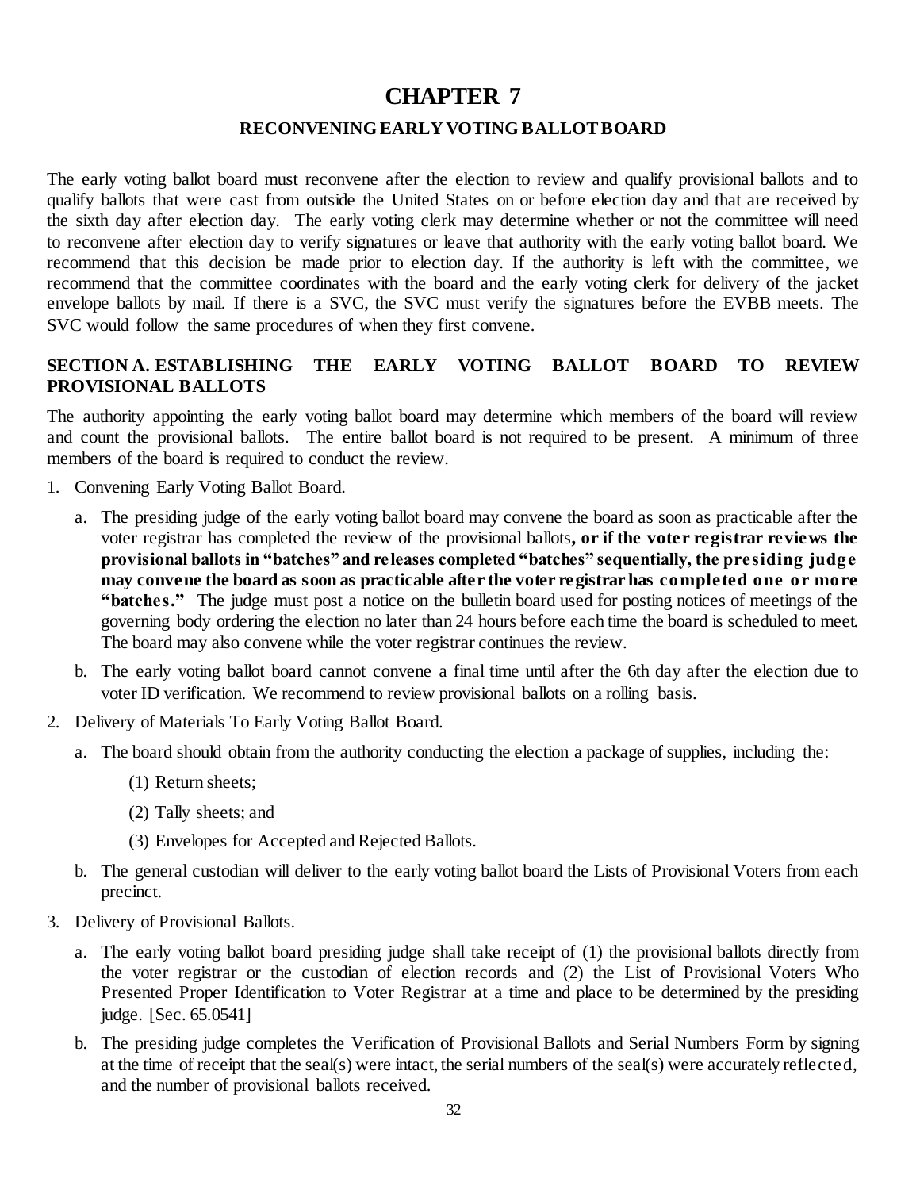# CHAPTER 7

## RECONVENING EARLY VOTING BALLOT BOARD

The early voting ballot board must reconvene after the election to review and qualify provisional ballots and to qualify ballots that were cast from outside the United States on or before election day and that are received by the sixth day after election day. The early voting clerk may determine whether or not the committee will need to reconvene after election day to verify signatures or leave that authority with the early voting ballot board. We recommend that this decision be made prior to election day. If the authority is left with the committee, we recommend that the committee coordinates with the board and the early voting clerk for delivery of the jacket envelope ballots by mail. If there is a SVC, the SVC must verify the signatures before the EVBB meets. The SVC would follow the same procedures of when they first convene.

### SECTION A. ESTABLISHING THE EARLY VOTING BALLOT BOARD TO REVIEW PROVISIONAL BALLOTS

The authority appointing the early voting ballot board may determine which members of the board will review and count the provisional ballots. The entire ballot board is not required to be present. A minimum of three members of the board is required to conduct the review.

1. Convening Early Voting Ballot Board.
   a. The presiding judge of the early voting ballot board may convene the board as soon as practicable after the voter registrar has completed the review of the provisional ballots**, or if the voter registrar reviews the provisional ballots in "batches" and releases completed "batches" sequentially, the presiding judge may convene the board as soon as practicable after the voter registrar has completed one or more "batches."** The judge must post a notice on the bulletin board used for posting notices of meetings of the governing body ordering the election no later than 24 hours before each time the board is scheduled to meet. The board may also convene while the voter registrar continues the review.
   b. The early voting ballot board cannot convene a final time until after the 6th day after the election due to voter ID verification. We recommend to review provisional ballots on a rolling basis.
2. Delivery of Materials To Early Voting Ballot Board.
   a. The board should obtain from the authority conducting the election a package of supplies, including the:
      (1) Return sheets;
      (2) Tally sheets; and
      (3) Envelopes for Accepted and Rejected Ballots.
   b. The general custodian will deliver to the early voting ballot board the Lists of Provisional Voters from each precinct.
3. Delivery of Provisional Ballots.
   a. The early voting ballot board presiding judge shall take receipt of (1) the provisional ballots directly from the voter registrar or the custodian of election records and (2) the List of Provisional Voters Who Presented Proper Identification to Voter Registrar at a time and place to be determined by the presiding judge. [Sec. 65.0541]
   b. The presiding judge completes the Verification of Provisional Ballots and Serial Numbers Form by signing at the time of receipt that the seal(s) were intact, the serial numbers of the seal(s) were accurately reflected, and the number of provisional ballots received.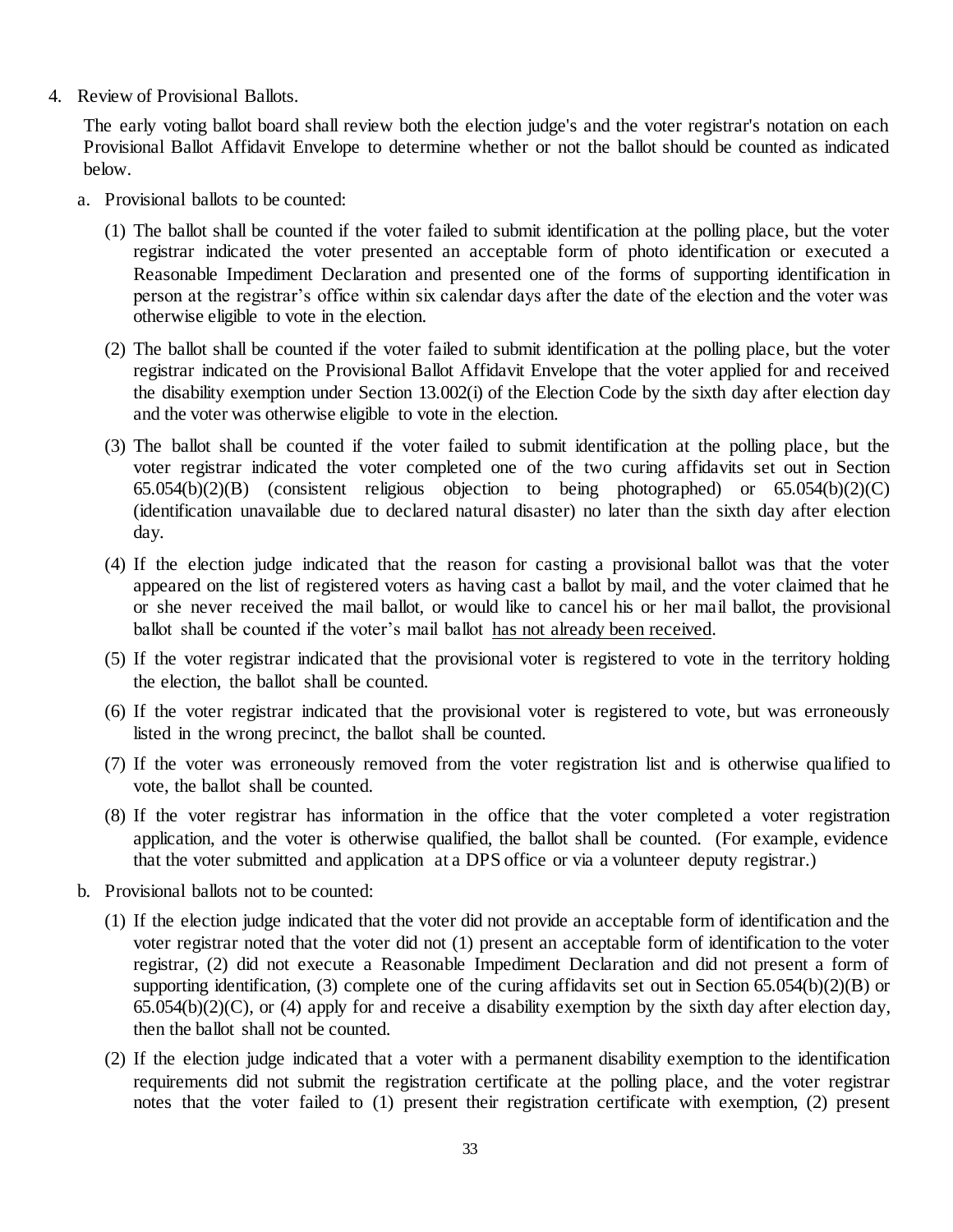4. Review of Provisional Ballots.

   The early voting ballot board shall review both the election judge's and the voter registrar's notation on each Provisional Ballot Affidavit Envelope to determine whether or not the ballot should be counted as indicated below.

   a. Provisional ballots to be counted:

      (1) The ballot shall be counted if the voter failed to submit identification at the polling place, but the voter registrar indicated the voter presented an acceptable form of photo identification or executed a Reasonable Impediment Declaration and presented one of the forms of supporting identification in person at the registrar's office within six calendar days after the date of the election and the voter was otherwise eligible to vote in the election.

      (2) The ballot shall be counted if the voter failed to submit identification at the polling place, but the voter registrar indicated on the Provisional Ballot Affidavit Envelope that the voter applied for and received the disability exemption under Section 13.002(i) of the Election Code by the sixth day after election day and the voter was otherwise eligible to vote in the election.

      (3) The ballot shall be counted if the voter failed to submit identification at the polling place, but the voter registrar indicated the voter completed one of the two curing affidavits set out in Section 65.054(b)(2)(B) (consistent religious objection to being photographed) or 65.054(b)(2)(C) (identification unavailable due to declared natural disaster) no later than the sixth day after election day.

      (4) If the election judge indicated that the reason for casting a provisional ballot was that the voter appeared on the list of registered voters as having cast a ballot by mail, and the voter claimed that he or she never received the mail ballot, or would like to cancel his or her mail ballot, the provisional ballot shall be counted if the voter's mail ballot <u>has not already been received</u>.

      (5) If the voter registrar indicated that the provisional voter is registered to vote in the territory holding the election, the ballot shall be counted.

      (6) If the voter registrar indicated that the provisional voter is registered to vote, but was erroneously listed in the wrong precinct, the ballot shall be counted.

      (7) If the voter was erroneously removed from the voter registration list and is otherwise qualified to vote, the ballot shall be counted.

      (8) If the voter registrar has information in the office that the voter completed a voter registration application, and the voter is otherwise qualified, the ballot shall be counted. (For example, evidence that the voter submitted and application at a DPS office or via a volunteer deputy registrar.)

   b. Provisional ballots not to be counted:

      (1) If the election judge indicated that the voter did not provide an acceptable form of identification and the voter registrar noted that the voter did not (1) present an acceptable form of identification to the voter registrar, (2) did not execute a Reasonable Impediment Declaration and did not present a form of supporting identification, (3) complete one of the curing affidavits set out in Section 65.054(b)(2)(B) or 65.054(b)(2)(C), or (4) apply for and receive a disability exemption by the sixth day after election day, then the ballot shall not be counted.

      (2) If the election judge indicated that a voter with a permanent disability exemption to the identification requirements did not submit the registration certificate at the polling place, and the voter registrar notes that the voter failed to (1) present their registration certificate with exemption, (2) present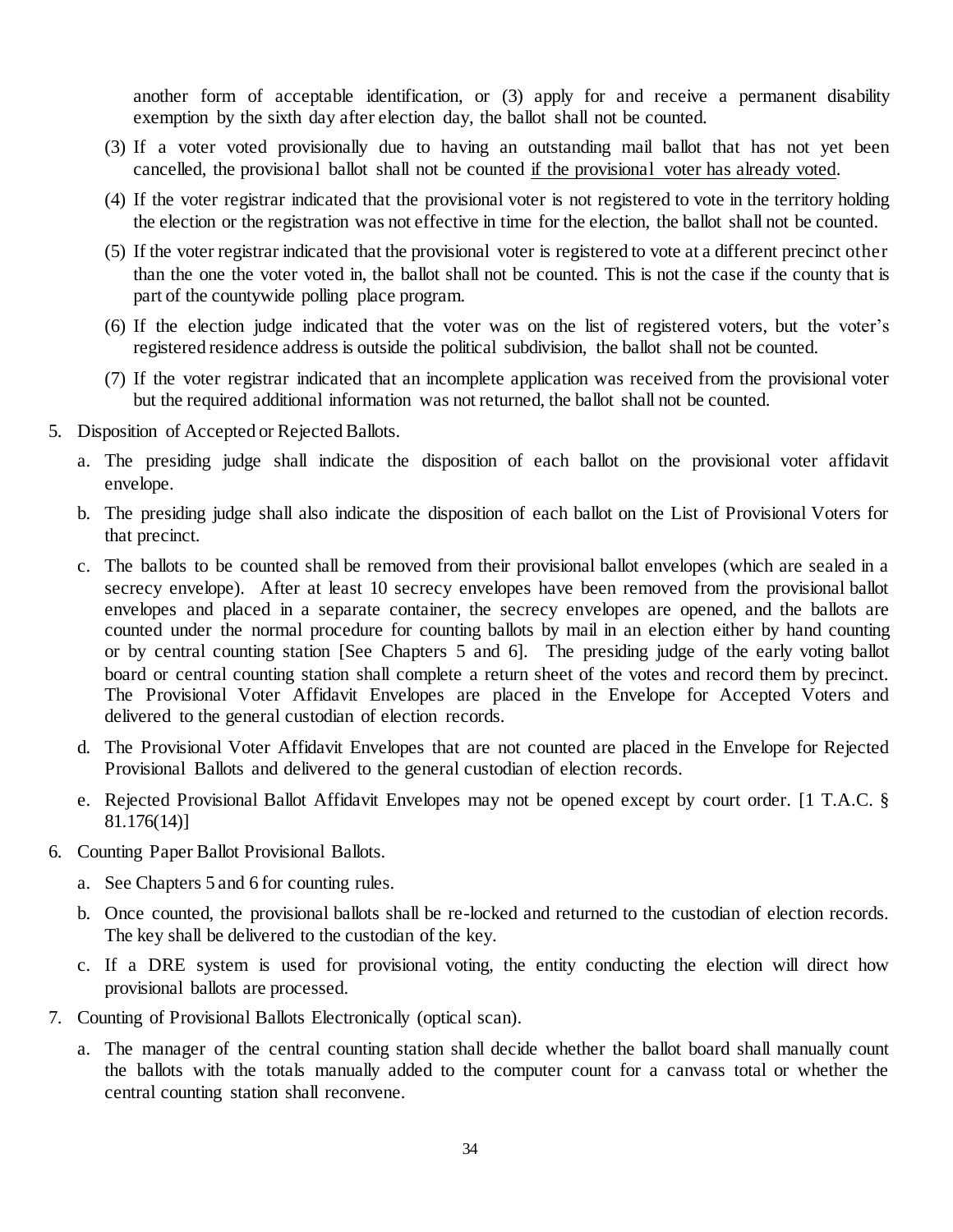another form of acceptable identification, or (3) apply for and receive a permanent disability exemption by the sixth day after election day, the ballot shall not be counted.

(3) If a voter voted provisionally due to having an outstanding mail ballot that has not yet been cancelled, the provisional ballot shall not be counted <u>if the provisional voter has already voted</u>.

(4) If the voter registrar indicated that the provisional voter is not registered to vote in the territory holding the election or the registration was not effective in time for the election, the ballot shall not be counted.

(5) If the voter registrar indicated that the provisional voter is registered to vote at a different precinct other than the one the voter voted in, the ballot shall not be counted. This is not the case if the county that is part of the countywide polling place program.

(6) If the election judge indicated that the voter was on the list of registered voters, but the voter's registered residence address is outside the political subdivision, the ballot shall not be counted.

(7) If the voter registrar indicated that an incomplete application was received from the provisional voter but the required additional information was not returned, the ballot shall not be counted.

5. Disposition of Accepted or Rejected Ballots.

   a. The presiding judge shall indicate the disposition of each ballot on the provisional voter affidavit envelope.

   b. The presiding judge shall also indicate the disposition of each ballot on the List of Provisional Voters for that precinct.

   c. The ballots to be counted shall be removed from their provisional ballot envelopes (which are sealed in a secrecy envelope). After at least 10 secrecy envelopes have been removed from the provisional ballot envelopes and placed in a separate container, the secrecy envelopes are opened, and the ballots are counted under the normal procedure for counting ballots by mail in an election either by hand counting or by central counting station [See Chapters 5 and 6]. The presiding judge of the early voting ballot board or central counting station shall complete a return sheet of the votes and record them by precinct. The Provisional Voter Affidavit Envelopes are placed in the Envelope for Accepted Voters and delivered to the general custodian of election records.

   d. The Provisional Voter Affidavit Envelopes that are not counted are placed in the Envelope for Rejected Provisional Ballots and delivered to the general custodian of election records.

   e. Rejected Provisional Ballot Affidavit Envelopes may not be opened except by court order. [1 T.A.C. § 81.176(14)]

6. Counting Paper Ballot Provisional Ballots.

   a. See Chapters 5 and 6 for counting rules.

   b. Once counted, the provisional ballots shall be re-locked and returned to the custodian of election records. The key shall be delivered to the custodian of the key.

   c. If a DRE system is used for provisional voting, the entity conducting the election will direct how provisional ballots are processed.

7. Counting of Provisional Ballots Electronically (optical scan).

   a. The manager of the central counting station shall decide whether the ballot board shall manually count the ballots with the totals manually added to the computer count for a canvass total or whether the central counting station shall reconvene.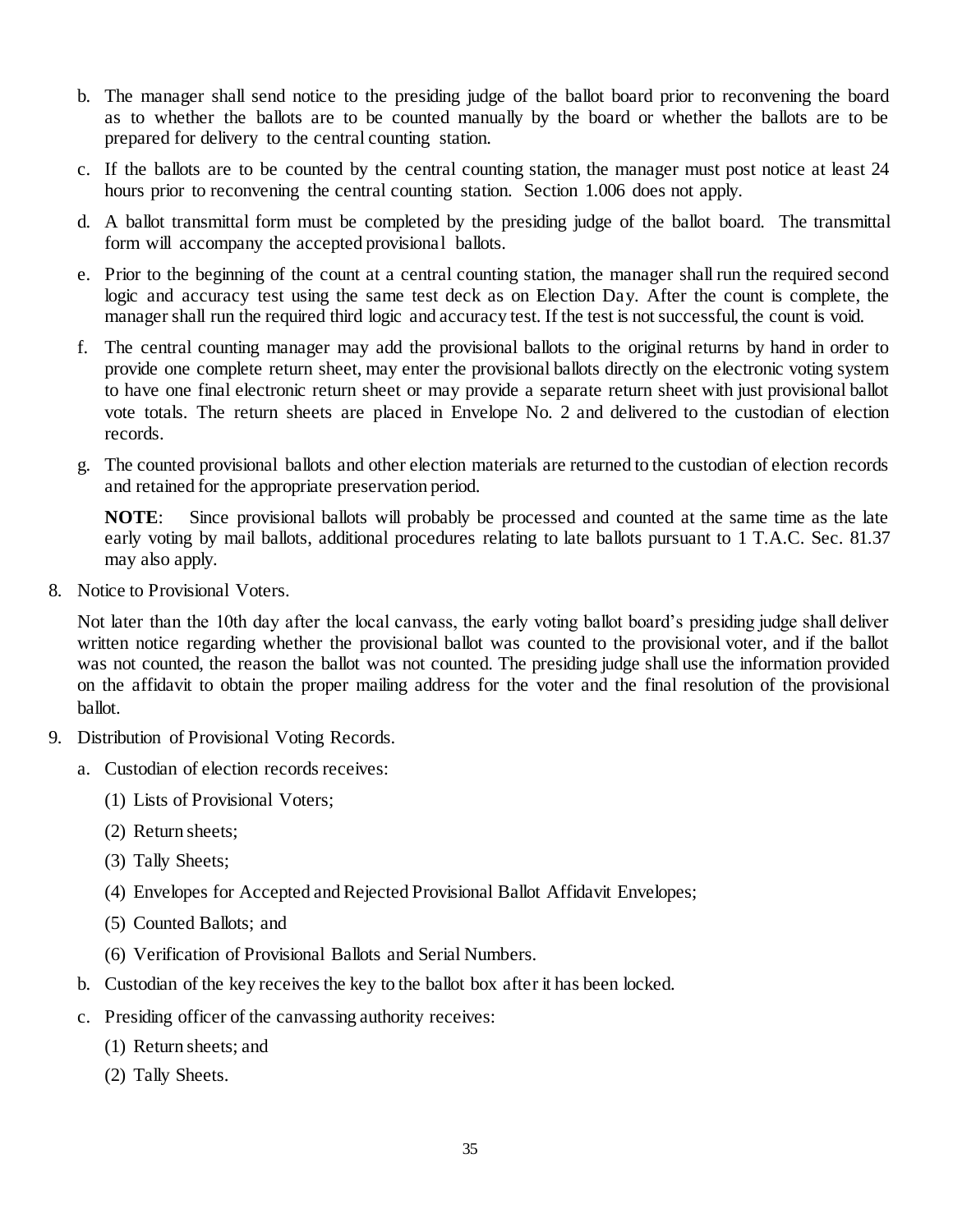b. The manager shall send notice to the presiding judge of the ballot board prior to reconvening the board as to whether the ballots are to be counted manually by the board or whether the ballots are to be prepared for delivery to the central counting station.

c. If the ballots are to be counted by the central counting station, the manager must post notice at least 24 hours prior to reconvening the central counting station. Section 1.006 does not apply.

d. A ballot transmittal form must be completed by the presiding judge of the ballot board. The transmittal form will accompany the accepted provisional ballots.

e. Prior to the beginning of the count at a central counting station, the manager shall run the required second logic and accuracy test using the same test deck as on Election Day. After the count is complete, the manager shall run the required third logic and accuracy test. If the test is not successful, the count is void.

f. The central counting manager may add the provisional ballots to the original returns by hand in order to provide one complete return sheet, may enter the provisional ballots directly on the electronic voting system to have one final electronic return sheet or may provide a separate return sheet with just provisional ballot vote totals. The return sheets are placed in Envelope No. 2 and delivered to the custodian of election records.

g. The counted provisional ballots and other election materials are returned to the custodian of election records and retained for the appropriate preservation period.

   **NOTE**: Since provisional ballots will probably be processed and counted at the same time as the late early voting by mail ballots, additional procedures relating to late ballots pursuant to 1 T.A.C. Sec. 81.37 may also apply.

8. Notice to Provisional Voters.

   Not later than the 10th day after the local canvass, the early voting ballot board's presiding judge shall deliver written notice regarding whether the provisional ballot was counted to the provisional voter, and if the ballot was not counted, the reason the ballot was not counted. The presiding judge shall use the information provided on the affidavit to obtain the proper mailing address for the voter and the final resolution of the provisional ballot.

9. Distribution of Provisional Voting Records.

   a. Custodian of election records receives:

      (1) Lists of Provisional Voters;

      (2) Return sheets;

      (3) Tally Sheets;

      (4) Envelopes for Accepted and Rejected Provisional Ballot Affidavit Envelopes;

      (5) Counted Ballots; and

      (6) Verification of Provisional Ballots and Serial Numbers.

   b. Custodian of the key receives the key to the ballot box after it has been locked.

   c. Presiding officer of the canvassing authority receives:

      (1) Return sheets; and

      (2) Tally Sheets.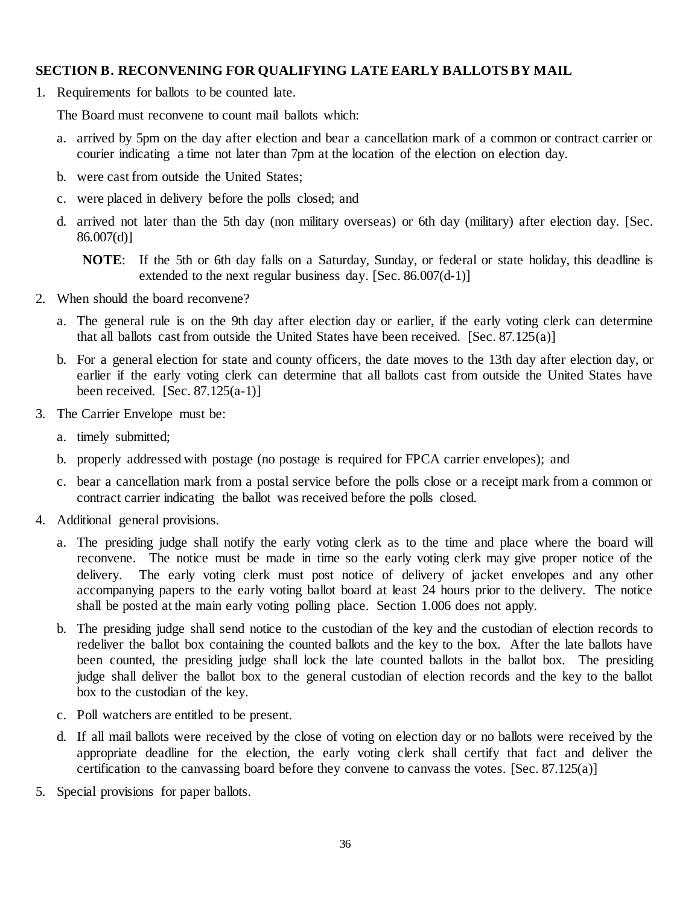### SECTION B. RECONVENING FOR QUALIFYING LATE EARLY BALLOTS BY MAIL

1. Requirements for ballots to be counted late.

   The Board must reconvene to count mail ballots which:

   a. arrived by 5pm on the day after election and bear a cancellation mark of a common or contract carrier or courier indicating a time not later than 7pm at the location of the election on election day.

   b. were cast from outside the United States;

   c. were placed in delivery before the polls closed; and

   d. arrived not later than the 5th day (non military overseas) or 6th day (military) after election day. [Sec. 86.007(d)]

      **NOTE**: If the 5th or 6th day falls on a Saturday, Sunday, or federal or state holiday, this deadline is extended to the next regular business day. [Sec. 86.007(d-1)]

2. When should the board reconvene?

   a. The general rule is on the 9th day after election day or earlier, if the early voting clerk can determine that all ballots cast from outside the United States have been received. [Sec. 87.125(a)]

   b. For a general election for state and county officers, the date moves to the 13th day after election day, or earlier if the early voting clerk can determine that all ballots cast from outside the United States have been received. [Sec. 87.125(a-1)]

3. The Carrier Envelope must be:

   a. timely submitted;

   b. properly addressed with postage (no postage is required for FPCA carrier envelopes); and

   c. bear a cancellation mark from a postal service before the polls close or a receipt mark from a common or contract carrier indicating the ballot was received before the polls closed.

4. Additional general provisions.

   a. The presiding judge shall notify the early voting clerk as to the time and place where the board will reconvene. The notice must be made in time so the early voting clerk may give proper notice of the delivery. The early voting clerk must post notice of delivery of jacket envelopes and any other accompanying papers to the early voting ballot board at least 24 hours prior to the delivery. The notice shall be posted at the main early voting polling place. Section 1.006 does not apply.

   b. The presiding judge shall send notice to the custodian of the key and the custodian of election records to redeliver the ballot box containing the counted ballots and the key to the box. After the late ballots have been counted, the presiding judge shall lock the late counted ballots in the ballot box. The presiding judge shall deliver the ballot box to the general custodian of election records and the key to the ballot box to the custodian of the key.

   c. Poll watchers are entitled to be present.

   d. If all mail ballots were received by the close of voting on election day or no ballots were received by the appropriate deadline for the election, the early voting clerk shall certify that fact and deliver the certification to the canvassing board before they convene to canvass the votes. [Sec. 87.125(a)]

5. Special provisions for paper ballots.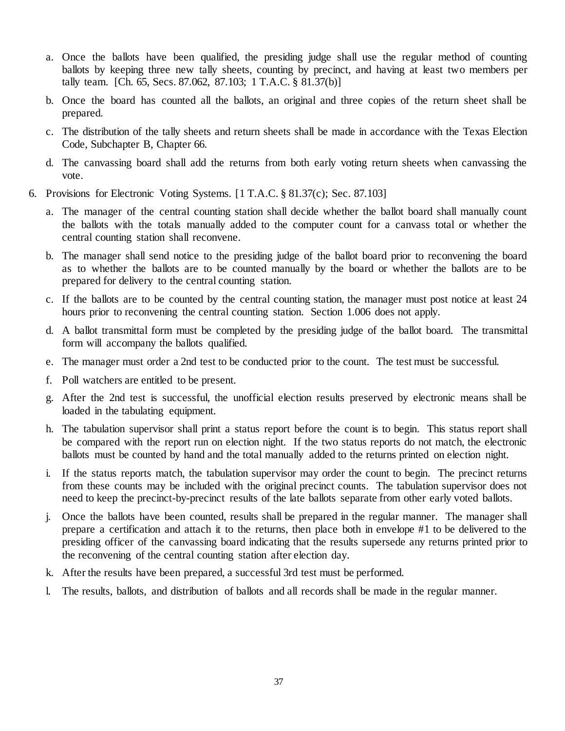a. Once the ballots have been qualified, the presiding judge shall use the regular method of counting ballots by keeping three new tally sheets, counting by precinct, and having at least two members per tally team. [Ch. 65, Secs. 87.062, 87.103; 1 T.A.C. § 81.37(b)]

b. Once the board has counted all the ballots, an original and three copies of the return sheet shall be prepared.

c. The distribution of the tally sheets and return sheets shall be made in accordance with the Texas Election Code, Subchapter B, Chapter 66.

d. The canvassing board shall add the returns from both early voting return sheets when canvassing the vote.

6. Provisions for Electronic Voting Systems. [1 T.A.C. § 81.37(c); Sec. 87.103]

   a. The manager of the central counting station shall decide whether the ballot board shall manually count the ballots with the totals manually added to the computer count for a canvass total or whether the central counting station shall reconvene.

   b. The manager shall send notice to the presiding judge of the ballot board prior to reconvening the board as to whether the ballots are to be counted manually by the board or whether the ballots are to be prepared for delivery to the central counting station.

   c. If the ballots are to be counted by the central counting station, the manager must post notice at least 24 hours prior to reconvening the central counting station. Section 1.006 does not apply.

   d. A ballot transmittal form must be completed by the presiding judge of the ballot board. The transmittal form will accompany the ballots qualified.

   e. The manager must order a 2nd test to be conducted prior to the count. The test must be successful.

   f. Poll watchers are entitled to be present.

   g. After the 2nd test is successful, the unofficial election results preserved by electronic means shall be loaded in the tabulating equipment.

   h. The tabulation supervisor shall print a status report before the count is to begin. This status report shall be compared with the report run on election night. If the two status reports do not match, the electronic ballots must be counted by hand and the total manually added to the returns printed on election night.

   i. If the status reports match, the tabulation supervisor may order the count to begin. The precinct returns from these counts may be included with the original precinct counts. The tabulation supervisor does not need to keep the precinct-by-precinct results of the late ballots separate from other early voted ballots.

   j. Once the ballots have been counted, results shall be prepared in the regular manner. The manager shall prepare a certification and attach it to the returns, then place both in envelope #1 to be delivered to the presiding officer of the canvassing board indicating that the results supersede any returns printed prior to the reconvening of the central counting station after election day.

   k. After the results have been prepared, a successful 3rd test must be performed.

   l. The results, ballots, and distribution of ballots and all records shall be made in the regular manner.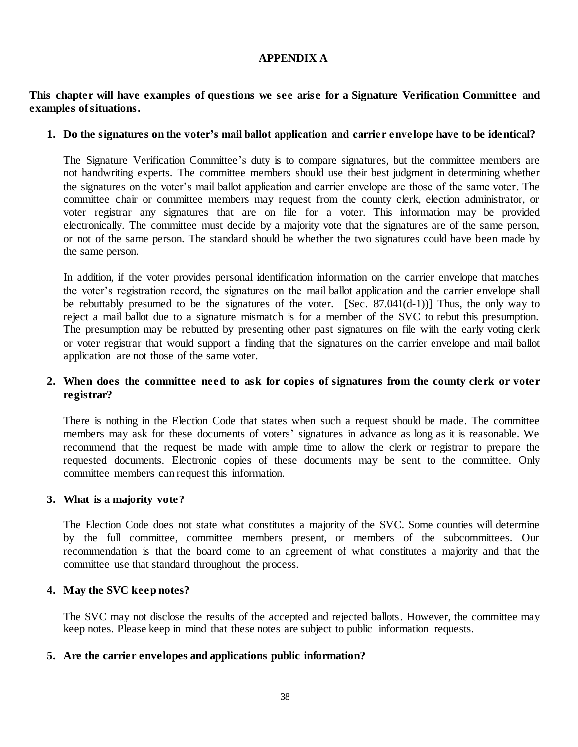# APPENDIX A

**This chapter will have examples of questions we see arise for a Signature Verification Committee and examples of situations.**

1. **Do the signatures on the voter's mail ballot application and carrier envelope have to be identical?**

   The Signature Verification Committee's duty is to compare signatures, but the committee members are not handwriting experts. The committee members should use their best judgment in determining whether the signatures on the voter's mail ballot application and carrier envelope are those of the same voter. The committee chair or committee members may request from the county clerk, election administrator, or voter registrar any signatures that are on file for a voter. This information may be provided electronically. The committee must decide by a majority vote that the signatures are of the same person, or not of the same person. The standard should be whether the two signatures could have been made by the same person.

   In addition, if the voter provides personal identification information on the carrier envelope that matches the voter's registration record, the signatures on the mail ballot application and the carrier envelope shall be rebuttably presumed to be the signatures of the voter. [Sec. 87.041(d-1))] Thus, the only way to reject a mail ballot due to a signature mismatch is for a member of the SVC to rebut this presumption. The presumption may be rebutted by presenting other past signatures on file with the early voting clerk or voter registrar that would support a finding that the signatures on the carrier envelope and mail ballot application are not those of the same voter.

2. **When does the committee need to ask for copies of signatures from the county clerk or voter registrar?**

   There is nothing in the Election Code that states when such a request should be made. The committee members may ask for these documents of voters' signatures in advance as long as it is reasonable. We recommend that the request be made with ample time to allow the clerk or registrar to prepare the requested documents. Electronic copies of these documents may be sent to the committee. Only committee members can request this information.

3. **What is a majority vote?**

   The Election Code does not state what constitutes a majority of the SVC. Some counties will determine by the full committee, committee members present, or members of the subcommittees. Our recommendation is that the board come to an agreement of what constitutes a majority and that the committee use that standard throughout the process.

4. **May the SVC keep notes?**

   The SVC may not disclose the results of the accepted and rejected ballots. However, the committee may keep notes. Please keep in mind that these notes are subject to public information requests.

5. **Are the carrier envelopes and applications public information?**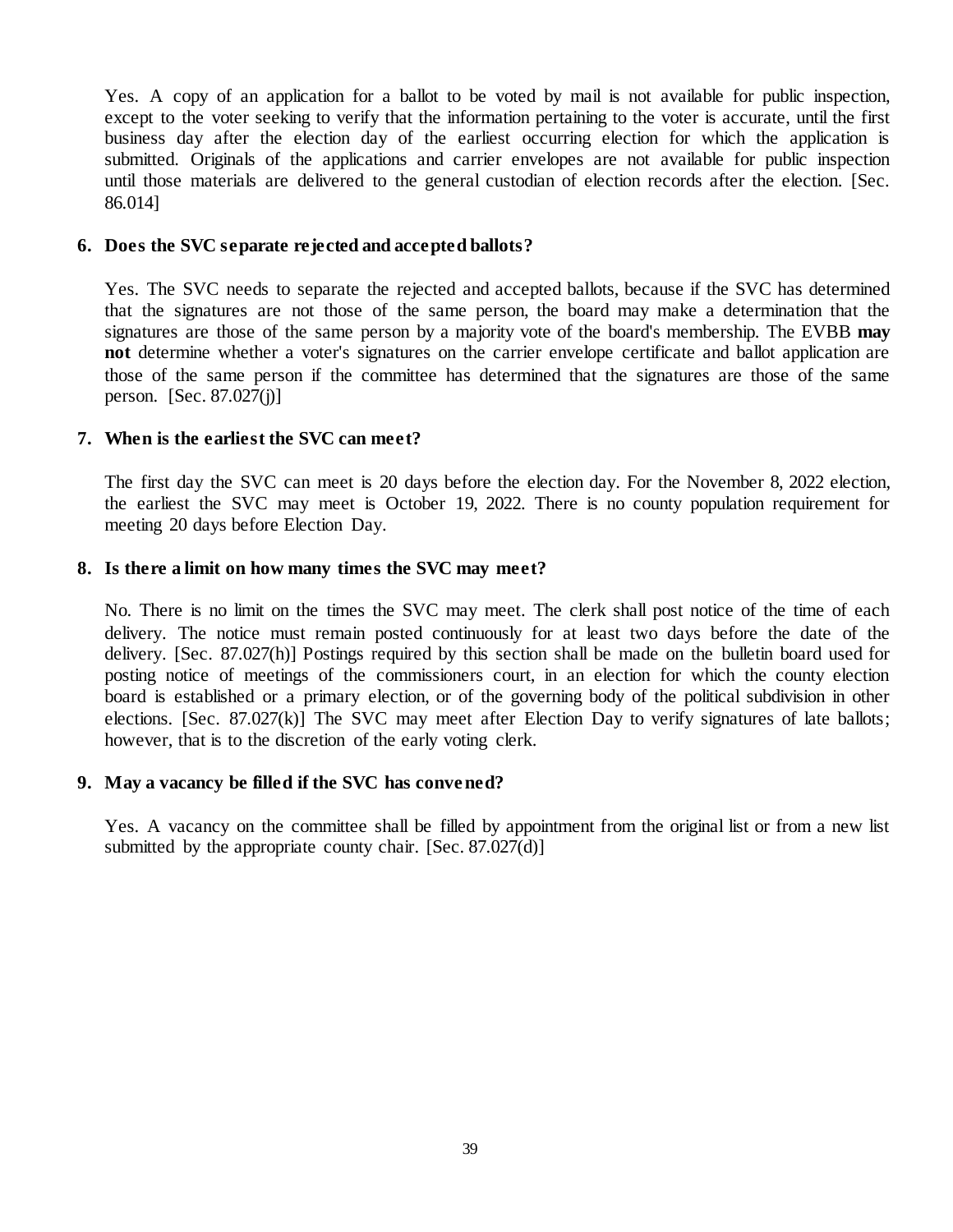Yes. A copy of an application for a ballot to be voted by mail is not available for public inspection, except to the voter seeking to verify that the information pertaining to the voter is accurate, until the first business day after the election day of the earliest occurring election for which the application is submitted. Originals of the applications and carrier envelopes are not available for public inspection until those materials are delivered to the general custodian of election records after the election. [Sec. 86.014]

**6. Does the SVC separate rejected and accepted ballots?**

Yes. The SVC needs to separate the rejected and accepted ballots, because if the SVC has determined that the signatures are not those of the same person, the board may make a determination that the signatures are those of the same person by a majority vote of the board's membership. The EVBB **may not** determine whether a voter's signatures on the carrier envelope certificate and ballot application are those of the same person if the committee has determined that the signatures are those of the same person. [Sec. 87.027(j)]

**7. When is the earliest the SVC can meet?**

The first day the SVC can meet is 20 days before the election day. For the November 8, 2022 election, the earliest the SVC may meet is October 19, 2022. There is no county population requirement for meeting 20 days before Election Day.

**8. Is there a limit on how many times the SVC may meet?**

No. There is no limit on the times the SVC may meet. The clerk shall post notice of the time of each delivery. The notice must remain posted continuously for at least two days before the date of the delivery. [Sec. 87.027(h)] Postings required by this section shall be made on the bulletin board used for posting notice of meetings of the commissioners court, in an election for which the county election board is established or a primary election, or of the governing body of the political subdivision in other elections. [Sec. 87.027(k)] The SVC may meet after Election Day to verify signatures of late ballots; however, that is to the discretion of the early voting clerk.

**9. May a vacancy be filled if the SVC has convened?**

Yes. A vacancy on the committee shall be filled by appointment from the original list or from a new list submitted by the appropriate county chair. [Sec. 87.027(d)]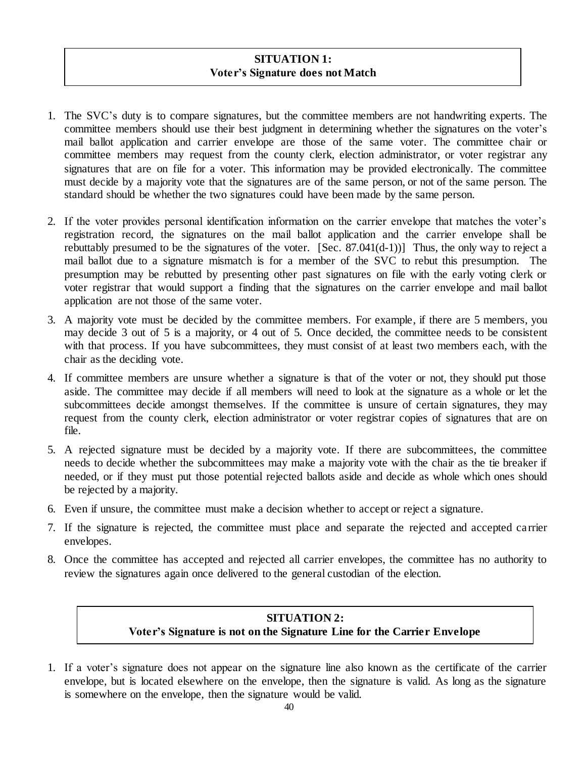## SITUATION 1:
## Voter's Signature does not Match

1. The SVC's duty is to compare signatures, but the committee members are not handwriting experts. The committee members should use their best judgment in determining whether the signatures on the voter's mail ballot application and carrier envelope are those of the same voter. The committee chair or committee members may request from the county clerk, election administrator, or voter registrar any signatures that are on file for a voter. This information may be provided electronically. The committee must decide by a majority vote that the signatures are of the same person, or not of the same person. The standard should be whether the two signatures could have been made by the same person.
2. If the voter provides personal identification information on the carrier envelope that matches the voter's registration record, the signatures on the mail ballot application and the carrier envelope shall be rebuttably presumed to be the signatures of the voter. [Sec. 87.041(d-1))] Thus, the only way to reject a mail ballot due to a signature mismatch is for a member of the SVC to rebut this presumption. The presumption may be rebutted by presenting other past signatures on file with the early voting clerk or voter registrar that would support a finding that the signatures on the carrier envelope and mail ballot application are not those of the same voter.
3. A majority vote must be decided by the committee members. For example, if there are 5 members, you may decide 3 out of 5 is a majority, or 4 out of 5. Once decided, the committee needs to be consistent with that process. If you have subcommittees, they must consist of at least two members each, with the chair as the deciding vote.
4. If committee members are unsure whether a signature is that of the voter or not, they should put those aside. The committee may decide if all members will need to look at the signature as a whole or let the subcommittees decide amongst themselves. If the committee is unsure of certain signatures, they may request from the county clerk, election administrator or voter registrar copies of signatures that are on file.
5. A rejected signature must be decided by a majority vote. If there are subcommittees, the committee needs to decide whether the subcommittees may make a majority vote with the chair as the tie breaker if needed, or if they must put those potential rejected ballots aside and decide as whole which ones should be rejected by a majority.
6. Even if unsure, the committee must make a decision whether to accept or reject a signature.
7. If the signature is rejected, the committee must place and separate the rejected and accepted carrier envelopes.
8. Once the committee has accepted and rejected all carrier envelopes, the committee has no authority to review the signatures again once delivered to the general custodian of the election.

## SITUATION 2:
## Voter's Signature is not on the Signature Line for the Carrier Envelope

1. If a voter's signature does not appear on the signature line also known as the certificate of the carrier envelope, but is located elsewhere on the envelope, then the signature is valid. As long as the signature is somewhere on the envelope, then the signature would be valid.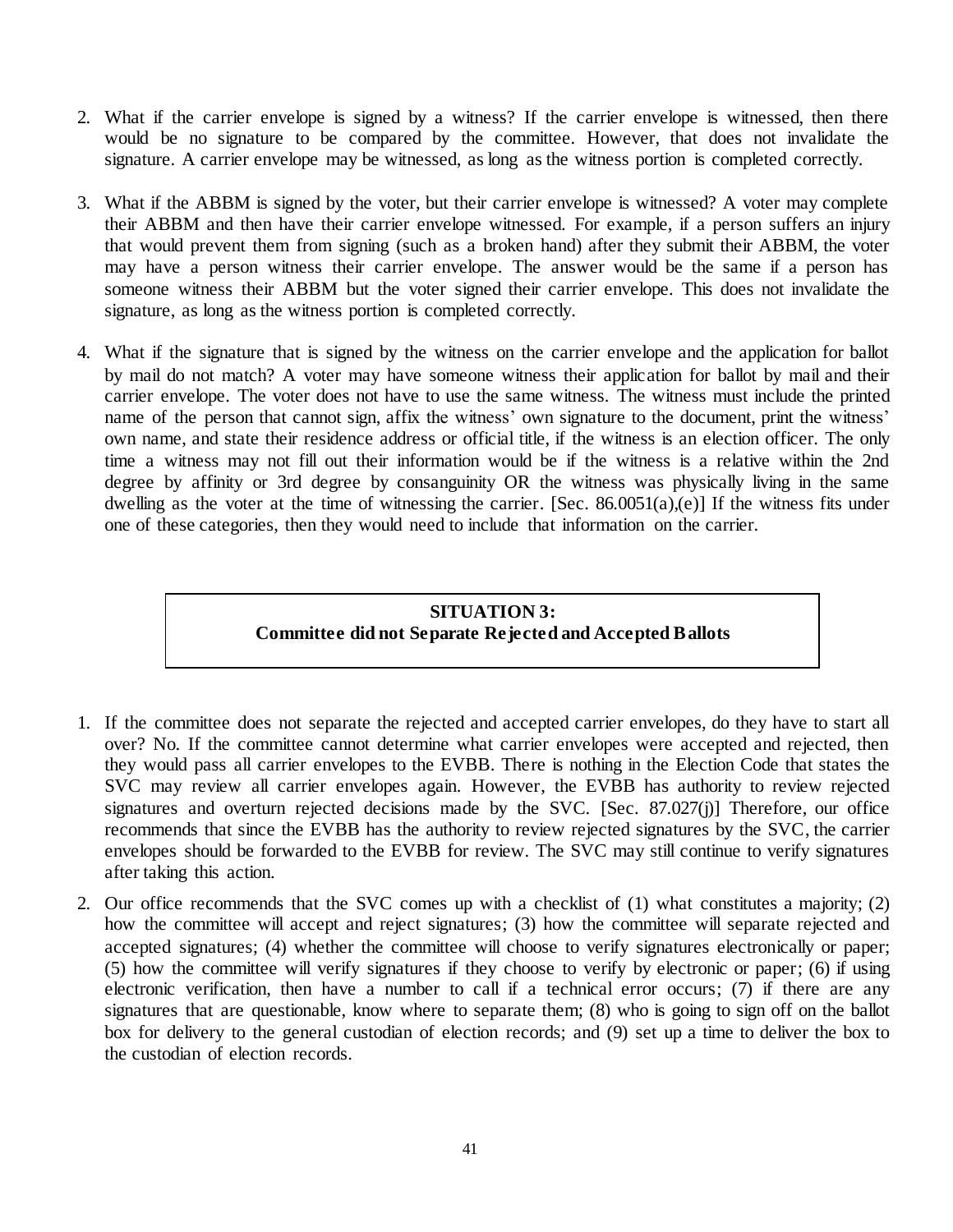2. What if the carrier envelope is signed by a witness? If the carrier envelope is witnessed, then there would be no signature to be compared by the committee. However, that does not invalidate the signature. A carrier envelope may be witnessed, as long as the witness portion is completed correctly.

3. What if the ABBM is signed by the voter, but their carrier envelope is witnessed? A voter may complete their ABBM and then have their carrier envelope witnessed. For example, if a person suffers an injury that would prevent them from signing (such as a broken hand) after they submit their ABBM, the voter may have a person witness their carrier envelope. The answer would be the same if a person has someone witness their ABBM but the voter signed their carrier envelope. This does not invalidate the signature, as long as the witness portion is completed correctly.

4. What if the signature that is signed by the witness on the carrier envelope and the application for ballot by mail do not match? A voter may have someone witness their application for ballot by mail and their carrier envelope. The voter does not have to use the same witness. The witness must include the printed name of the person that cannot sign, affix the witness' own signature to the document, print the witness' own name, and state their residence address or official title, if the witness is an election officer. The only time a witness may not fill out their information would be if the witness is a relative within the 2nd degree by affinity or 3rd degree by consanguinity OR the witness was physically living in the same dwelling as the voter at the time of witnessing the carrier. [Sec. 86.0051(a),(e)] If the witness fits under one of these categories, then they would need to include that information on the carrier.

**SITUATION 3:**
**Committee did not Separate Rejected and Accepted Ballots**

1. If the committee does not separate the rejected and accepted carrier envelopes, do they have to start all over? No. If the committee cannot determine what carrier envelopes were accepted and rejected, then they would pass all carrier envelopes to the EVBB. There is nothing in the Election Code that states the SVC may review all carrier envelopes again. However, the EVBB has authority to review rejected signatures and overturn rejected decisions made by the SVC. [Sec. 87.027(j)] Therefore, our office recommends that since the EVBB has the authority to review rejected signatures by the SVC, the carrier envelopes should be forwarded to the EVBB for review. The SVC may still continue to verify signatures after taking this action.

2. Our office recommends that the SVC comes up with a checklist of (1) what constitutes a majority; (2) how the committee will accept and reject signatures; (3) how the committee will separate rejected and accepted signatures; (4) whether the committee will choose to verify signatures electronically or paper; (5) how the committee will verify signatures if they choose to verify by electronic or paper; (6) if using electronic verification, then have a number to call if a technical error occurs; (7) if there are any signatures that are questionable, know where to separate them; (8) who is going to sign off on the ballot box for delivery to the general custodian of election records; and (9) set up a time to deliver the box to the custodian of election records.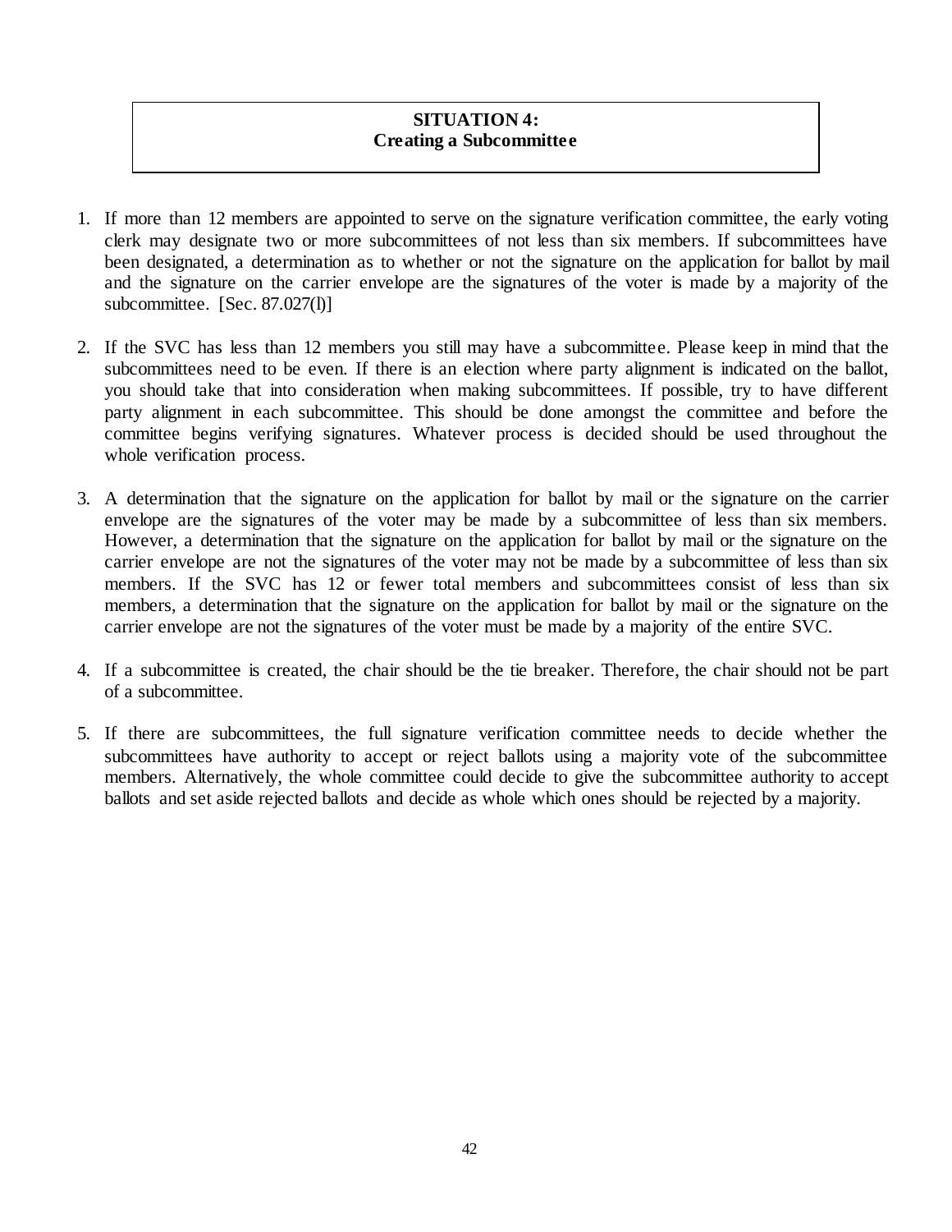## SITUATION 4:
## Creating a Subcommittee

1. If more than 12 members are appointed to serve on the signature verification committee, the early voting clerk may designate two or more subcommittees of not less than six members. If subcommittees have been designated, a determination as to whether or not the signature on the application for ballot by mail and the signature on the carrier envelope are the signatures of the voter is made by a majority of the subcommittee. [Sec. 87.027(l)]

2. If the SVC has less than 12 members you still may have a subcommittee. Please keep in mind that the subcommittees need to be even. If there is an election where party alignment is indicated on the ballot, you should take that into consideration when making subcommittees. If possible, try to have different party alignment in each subcommittee. This should be done amongst the committee and before the committee begins verifying signatures. Whatever process is decided should be used throughout the whole verification process.

3. A determination that the signature on the application for ballot by mail or the signature on the carrier envelope are the signatures of the voter may be made by a subcommittee of less than six members. However, a determination that the signature on the application for ballot by mail or the signature on the carrier envelope are not the signatures of the voter may not be made by a subcommittee of less than six members. If the SVC has 12 or fewer total members and subcommittees consist of less than six members, a determination that the signature on the application for ballot by mail or the signature on the carrier envelope are not the signatures of the voter must be made by a majority of the entire SVC.

4. If a subcommittee is created, the chair should be the tie breaker. Therefore, the chair should not be part of a subcommittee.

5. If there are subcommittees, the full signature verification committee needs to decide whether the subcommittees have authority to accept or reject ballots using a majority vote of the subcommittee members. Alternatively, the whole committee could decide to give the subcommittee authority to accept ballots and set aside rejected ballots and decide as whole which ones should be rejected by a majority.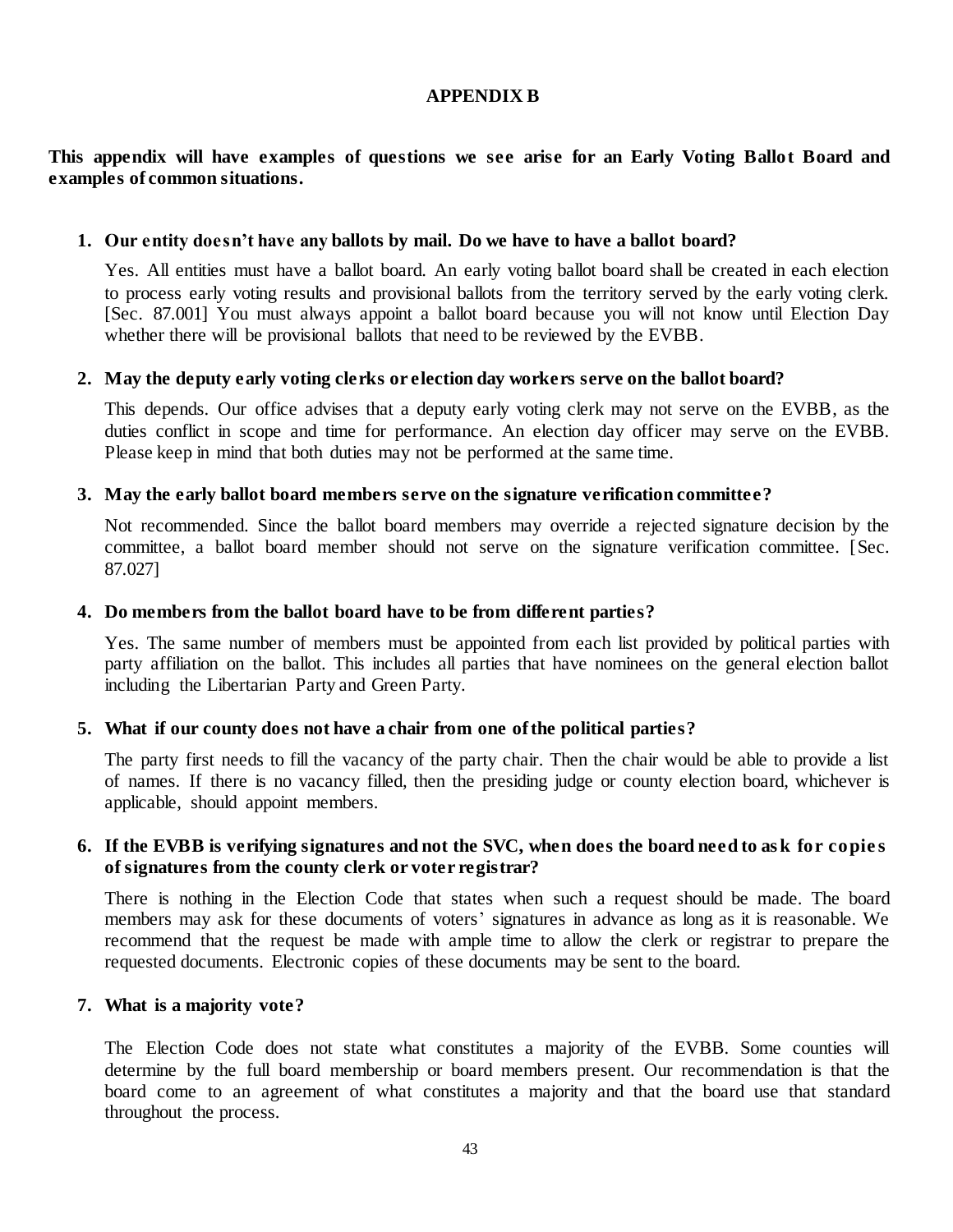# APPENDIX B

**This appendix will have examples of questions we see arise for an Early Voting Ballot Board and examples of common situations.**

1. **Our entity doesn't have any ballots by mail. Do we have to have a ballot board?**

   Yes. All entities must have a ballot board. An early voting ballot board shall be created in each election to process early voting results and provisional ballots from the territory served by the early voting clerk. [Sec. 87.001] You must always appoint a ballot board because you will not know until Election Day whether there will be provisional ballots that need to be reviewed by the EVBB.

2. **May the deputy early voting clerks or election day workers serve on the ballot board?**

   This depends. Our office advises that a deputy early voting clerk may not serve on the EVBB, as the duties conflict in scope and time for performance. An election day officer may serve on the EVBB. Please keep in mind that both duties may not be performed at the same time.

3. **May the early ballot board members serve on the signature verification committee?**

   Not recommended. Since the ballot board members may override a rejected signature decision by the committee, a ballot board member should not serve on the signature verification committee. [Sec. 87.027]

4. **Do members from the ballot board have to be from different parties?**

   Yes. The same number of members must be appointed from each list provided by political parties with party affiliation on the ballot. This includes all parties that have nominees on the general election ballot including the Libertarian Party and Green Party.

5. **What if our county does not have a chair from one of the political parties?**

   The party first needs to fill the vacancy of the party chair. Then the chair would be able to provide a list of names. If there is no vacancy filled, then the presiding judge or county election board, whichever is applicable, should appoint members.

6. **If the EVBB is verifying signatures and not the SVC, when does the board need to ask for copies of signatures from the county clerk or voter registrar?**

   There is nothing in the Election Code that states when such a request should be made. The board members may ask for these documents of voters' signatures in advance as long as it is reasonable. We recommend that the request be made with ample time to allow the clerk or registrar to prepare the requested documents. Electronic copies of these documents may be sent to the board.

7. **What is a majority vote?**

   The Election Code does not state what constitutes a majority of the EVBB. Some counties will determine by the full board membership or board members present. Our recommendation is that the board come to an agreement of what constitutes a majority and that the board use that standard throughout the process.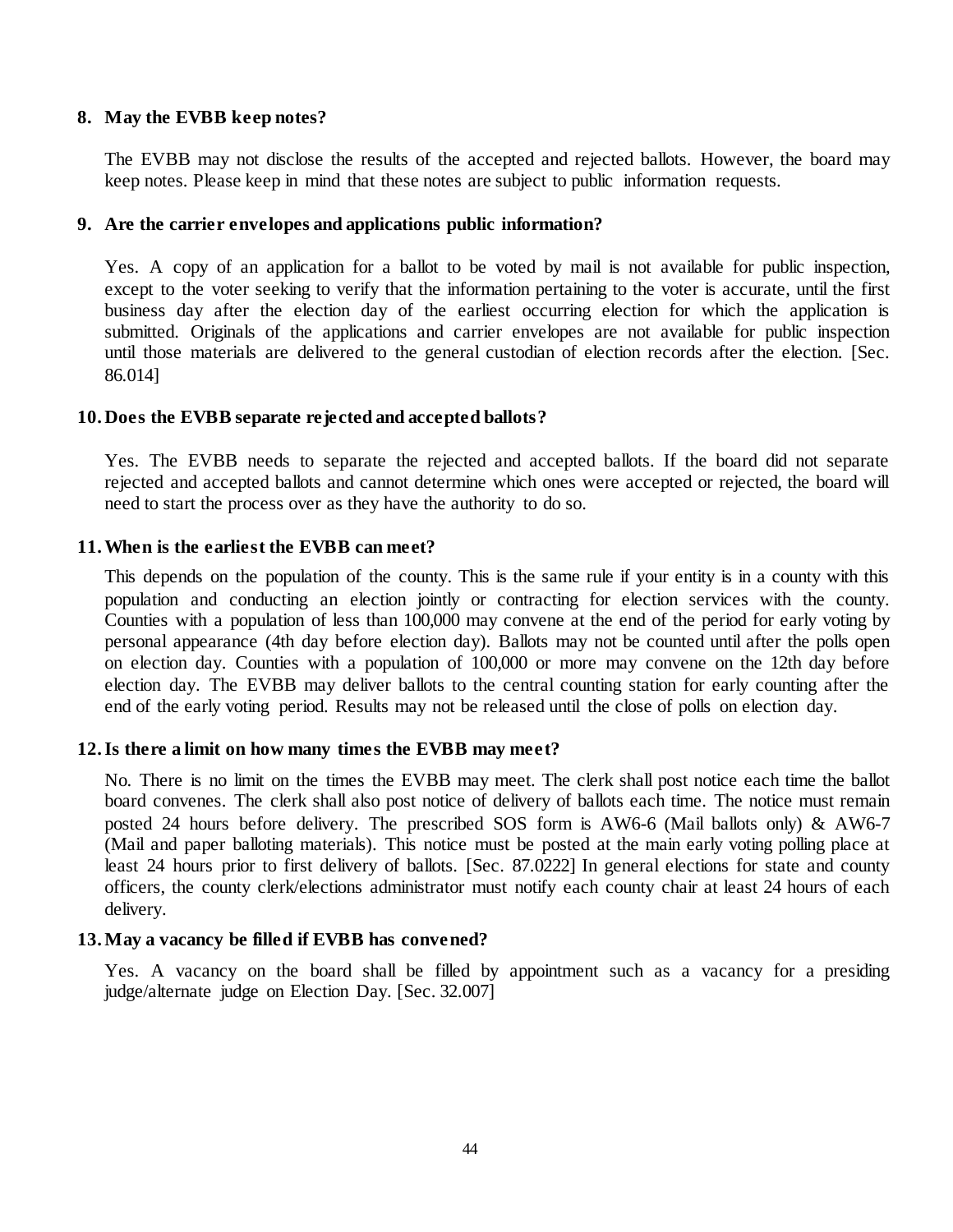**8. May the EVBB keep notes?**

The EVBB may not disclose the results of the accepted and rejected ballots. However, the board may keep notes. Please keep in mind that these notes are subject to public information requests.

**9. Are the carrier envelopes and applications public information?**

Yes. A copy of an application for a ballot to be voted by mail is not available for public inspection, except to the voter seeking to verify that the information pertaining to the voter is accurate, until the first business day after the election day of the earliest occurring election for which the application is submitted. Originals of the applications and carrier envelopes are not available for public inspection until those materials are delivered to the general custodian of election records after the election. [Sec. 86.014]

**10. Does the EVBB separate rejected and accepted ballots?**

Yes. The EVBB needs to separate the rejected and accepted ballots. If the board did not separate rejected and accepted ballots and cannot determine which ones were accepted or rejected, the board will need to start the process over as they have the authority to do so.

**11. When is the earliest the EVBB can meet?**

This depends on the population of the county. This is the same rule if your entity is in a county with this population and conducting an election jointly or contracting for election services with the county. Counties with a population of less than 100,000 may convene at the end of the period for early voting by personal appearance (4th day before election day). Ballots may not be counted until after the polls open on election day. Counties with a population of 100,000 or more may convene on the 12th day before election day. The EVBB may deliver ballots to the central counting station for early counting after the end of the early voting period. Results may not be released until the close of polls on election day.

**12. Is there a limit on how many times the EVBB may meet?**

No. There is no limit on the times the EVBB may meet. The clerk shall post notice each time the ballot board convenes. The clerk shall also post notice of delivery of ballots each time. The notice must remain posted 24 hours before delivery. The prescribed SOS form is AW6-6 (Mail ballots only) & AW6-7 (Mail and paper balloting materials). This notice must be posted at the main early voting polling place at least 24 hours prior to first delivery of ballots. [Sec. 87.0222] In general elections for state and county officers, the county clerk/elections administrator must notify each county chair at least 24 hours of each delivery.

**13. May a vacancy be filled if EVBB has convened?**

Yes. A vacancy on the board shall be filled by appointment such as a vacancy for a presiding judge/alternate judge on Election Day. [Sec. 32.007]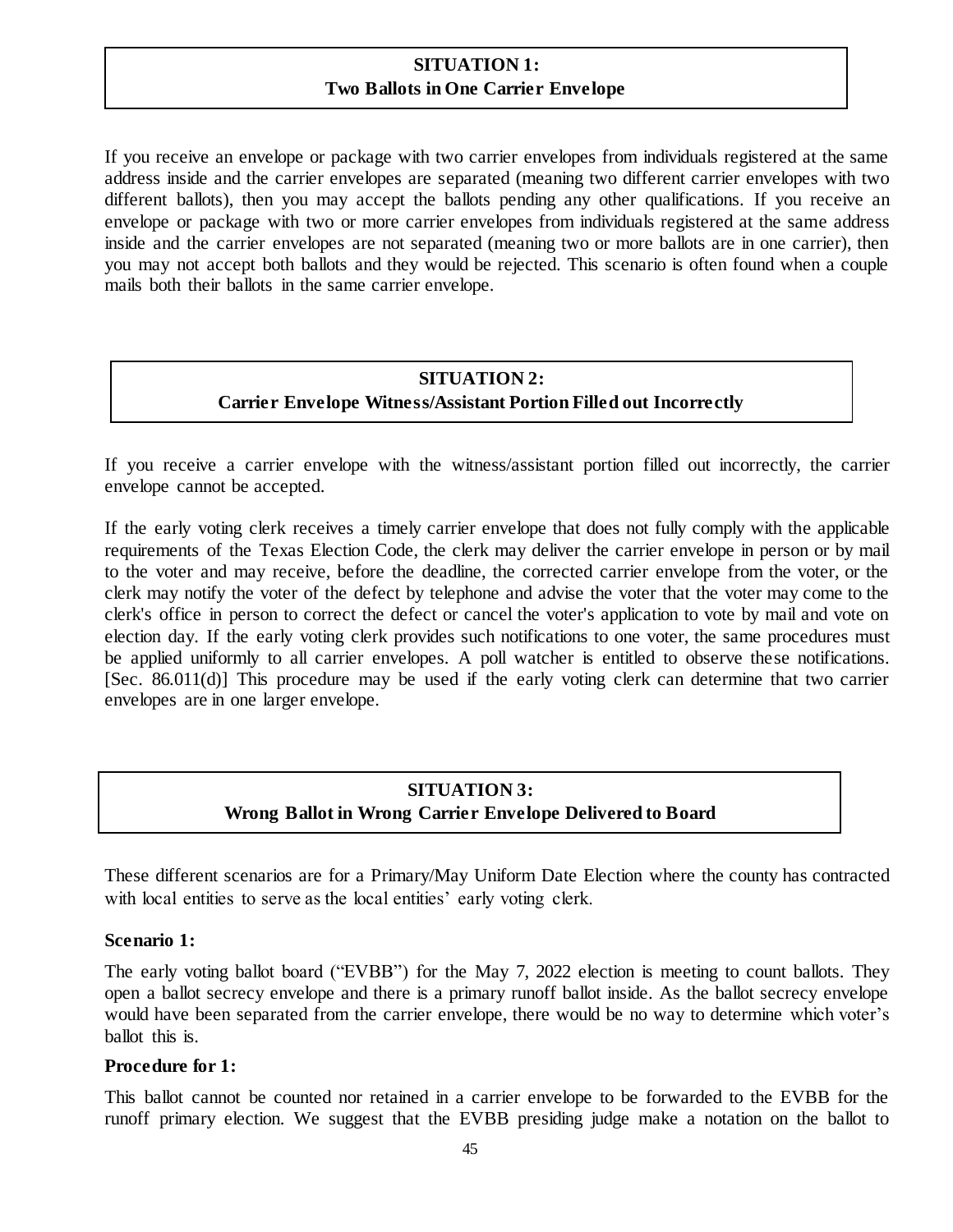## SITUATION 1:
## Two Ballots in One Carrier Envelope

If you receive an envelope or package with two carrier envelopes from individuals registered at the same address inside and the carrier envelopes are separated (meaning two different carrier envelopes with two different ballots), then you may accept the ballots pending any other qualifications. If you receive an envelope or package with two or more carrier envelopes from individuals registered at the same address inside and the carrier envelopes are not separated (meaning two or more ballots are in one carrier), then you may not accept both ballots and they would be rejected. This scenario is often found when a couple mails both their ballots in the same carrier envelope.

## SITUATION 2:
## Carrier Envelope Witness/Assistant Portion Filled out Incorrectly

If you receive a carrier envelope with the witness/assistant portion filled out incorrectly, the carrier envelope cannot be accepted.

If the early voting clerk receives a timely carrier envelope that does not fully comply with the applicable requirements of the Texas Election Code, the clerk may deliver the carrier envelope in person or by mail to the voter and may receive, before the deadline, the corrected carrier envelope from the voter, or the clerk may notify the voter of the defect by telephone and advise the voter that the voter may come to the clerk's office in person to correct the defect or cancel the voter's application to vote by mail and vote on election day. If the early voting clerk provides such notifications to one voter, the same procedures must be applied uniformly to all carrier envelopes. A poll watcher is entitled to observe these notifications. [Sec. 86.011(d)] This procedure may be used if the early voting clerk can determine that two carrier envelopes are in one larger envelope.

## SITUATION 3:
## Wrong Ballot in Wrong Carrier Envelope Delivered to Board

These different scenarios are for a Primary/May Uniform Date Election where the county has contracted with local entities to serve as the local entities' early voting clerk.

**Scenario 1:**

The early voting ballot board ("EVBB") for the May 7, 2022 election is meeting to count ballots. They open a ballot secrecy envelope and there is a primary runoff ballot inside. As the ballot secrecy envelope would have been separated from the carrier envelope, there would be no way to determine which voter's ballot this is.

**Procedure for 1:**

This ballot cannot be counted nor retained in a carrier envelope to be forwarded to the EVBB for the runoff primary election. We suggest that the EVBB presiding judge make a notation on the ballot to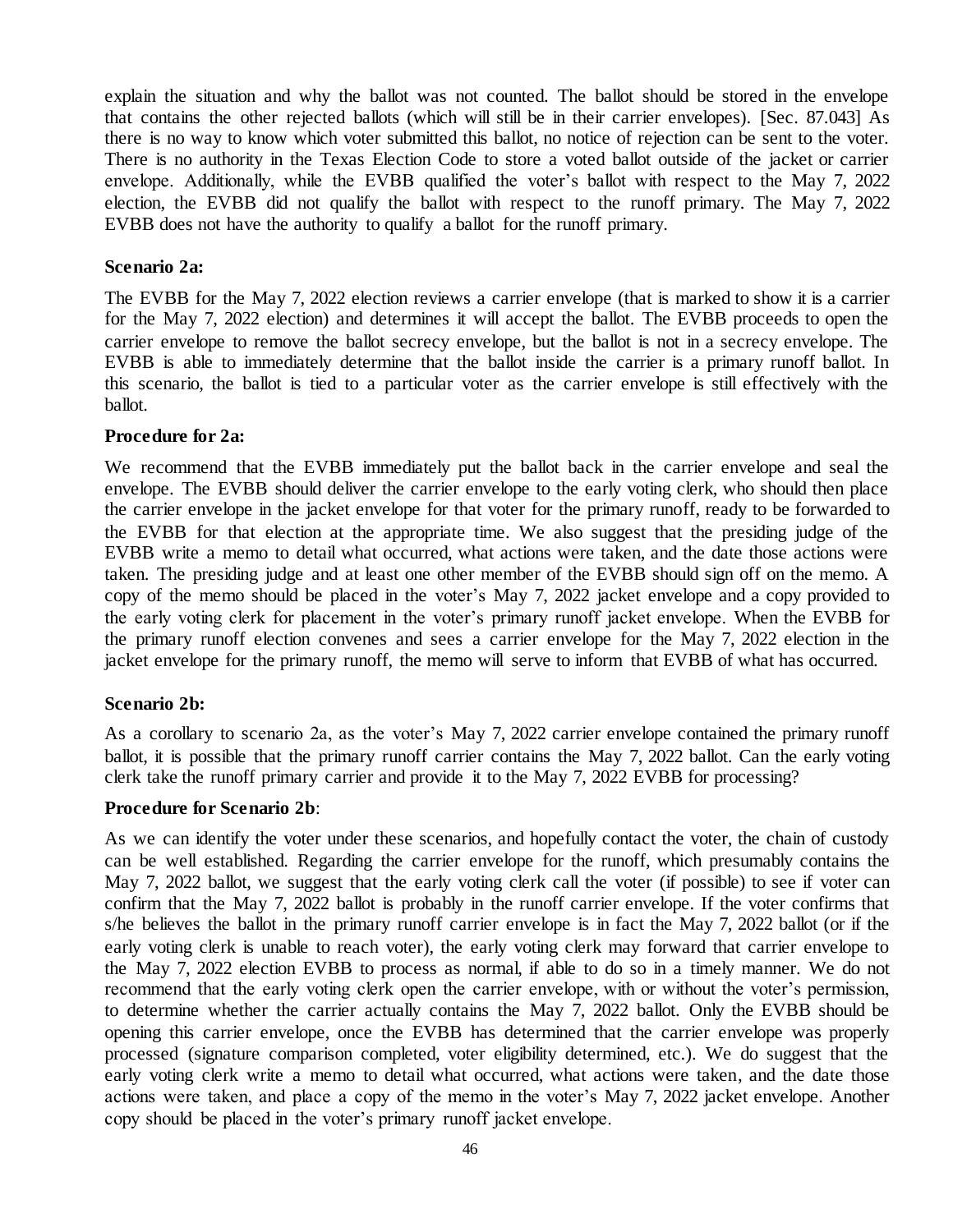explain the situation and why the ballot was not counted. The ballot should be stored in the envelope that contains the other rejected ballots (which will still be in their carrier envelopes). [Sec. 87.043] As there is no way to know which voter submitted this ballot, no notice of rejection can be sent to the voter. There is no authority in the Texas Election Code to store a voted ballot outside of the jacket or carrier envelope. Additionally, while the EVBB qualified the voter's ballot with respect to the May 7, 2022 election, the EVBB did not qualify the ballot with respect to the runoff primary. The May 7, 2022 EVBB does not have the authority to qualify a ballot for the runoff primary.

**Scenario 2a:**

The EVBB for the May 7, 2022 election reviews a carrier envelope (that is marked to show it is a carrier for the May 7, 2022 election) and determines it will accept the ballot. The EVBB proceeds to open the carrier envelope to remove the ballot secrecy envelope, but the ballot is not in a secrecy envelope. The EVBB is able to immediately determine that the ballot inside the carrier is a primary runoff ballot. In this scenario, the ballot is tied to a particular voter as the carrier envelope is still effectively with the ballot.

**Procedure for 2a:**

We recommend that the EVBB immediately put the ballot back in the carrier envelope and seal the envelope. The EVBB should deliver the carrier envelope to the early voting clerk, who should then place the carrier envelope in the jacket envelope for that voter for the primary runoff, ready to be forwarded to the EVBB for that election at the appropriate time. We also suggest that the presiding judge of the EVBB write a memo to detail what occurred, what actions were taken, and the date those actions were taken. The presiding judge and at least one other member of the EVBB should sign off on the memo. A copy of the memo should be placed in the voter's May 7, 2022 jacket envelope and a copy provided to the early voting clerk for placement in the voter's primary runoff jacket envelope. When the EVBB for the primary runoff election convenes and sees a carrier envelope for the May 7, 2022 election in the jacket envelope for the primary runoff, the memo will serve to inform that EVBB of what has occurred.

**Scenario 2b:**

As a corollary to scenario 2a, as the voter's May 7, 2022 carrier envelope contained the primary runoff ballot, it is possible that the primary runoff carrier contains the May 7, 2022 ballot. Can the early voting clerk take the runoff primary carrier and provide it to the May 7, 2022 EVBB for processing?

**Procedure for Scenario 2b**:

As we can identify the voter under these scenarios, and hopefully contact the voter, the chain of custody can be well established. Regarding the carrier envelope for the runoff, which presumably contains the May 7, 2022 ballot, we suggest that the early voting clerk call the voter (if possible) to see if voter can confirm that the May 7, 2022 ballot is probably in the runoff carrier envelope. If the voter confirms that s/he believes the ballot in the primary runoff carrier envelope is in fact the May 7, 2022 ballot (or if the early voting clerk is unable to reach voter), the early voting clerk may forward that carrier envelope to the May 7, 2022 election EVBB to process as normal, if able to do so in a timely manner. We do not recommend that the early voting clerk open the carrier envelope, with or without the voter's permission, to determine whether the carrier actually contains the May 7, 2022 ballot. Only the EVBB should be opening this carrier envelope, once the EVBB has determined that the carrier envelope was properly processed (signature comparison completed, voter eligibility determined, etc.). We do suggest that the early voting clerk write a memo to detail what occurred, what actions were taken, and the date those actions were taken, and place a copy of the memo in the voter's May 7, 2022 jacket envelope. Another copy should be placed in the voter's primary runoff jacket envelope.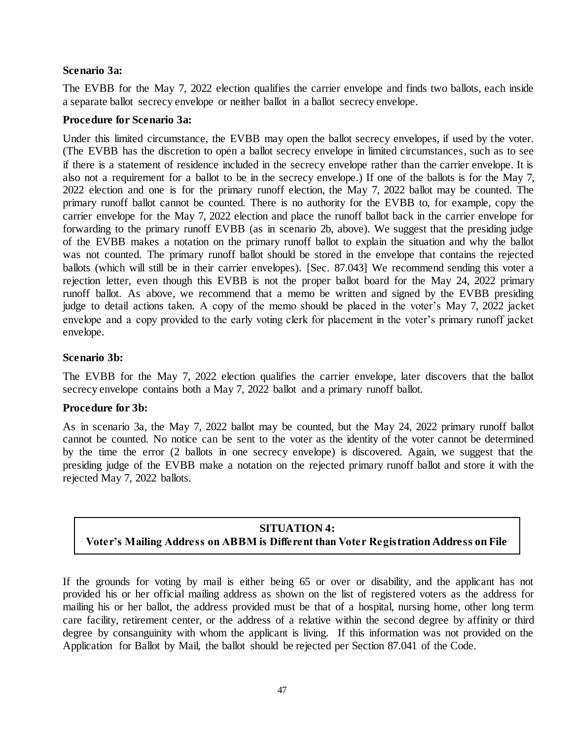**Scenario 3a:**

The EVBB for the May 7, 2022 election qualifies the carrier envelope and finds two ballots, each inside a separate ballot secrecy envelope or neither ballot in a ballot secrecy envelope.

**Procedure for Scenario 3a:**

Under this limited circumstance, the EVBB may open the ballot secrecy envelopes, if used by the voter. (The EVBB has the discretion to open a ballot secrecy envelope in limited circumstances, such as to see if there is a statement of residence included in the secrecy envelope rather than the carrier envelope. It is also not a requirement for a ballot to be in the secrecy envelope.) If one of the ballots is for the May 7, 2022 election and one is for the primary runoff election, the May 7, 2022 ballot may be counted. The primary runoff ballot cannot be counted. There is no authority for the EVBB to, for example, copy the carrier envelope for the May 7, 2022 election and place the runoff ballot back in the carrier envelope for forwarding to the primary runoff EVBB (as in scenario 2b, above). We suggest that the presiding judge of the EVBB makes a notation on the primary runoff ballot to explain the situation and why the ballot was not counted. The primary runoff ballot should be stored in the envelope that contains the rejected ballots (which will still be in their carrier envelopes). [Sec. 87.043] We recommend sending this voter a rejection letter, even though this EVBB is not the proper ballot board for the May 24, 2022 primary runoff ballot. As above, we recommend that a memo be written and signed by the EVBB presiding judge to detail actions taken. A copy of the memo should be placed in the voter's May 7, 2022 jacket envelope and a copy provided to the early voting clerk for placement in the voter's primary runoff jacket envelope.

**Scenario 3b:**

The EVBB for the May 7, 2022 election qualifies the carrier envelope, later discovers that the ballot secrecy envelope contains both a May 7, 2022 ballot and a primary runoff ballot.

**Procedure for 3b:**

As in scenario 3a, the May 7, 2022 ballot may be counted, but the May 24, 2022 primary runoff ballot cannot be counted. No notice can be sent to the voter as the identity of the voter cannot be determined by the time the error (2 ballots in one secrecy envelope) is discovered. Again, we suggest that the presiding judge of the EVBB make a notation on the rejected primary runoff ballot and store it with the rejected May 7, 2022 ballots.

## SITUATION 4: Voter's Mailing Address on ABBM is Different than Voter Registration Address on File

If the grounds for voting by mail is either being 65 or over or disability, and the applicant has not provided his or her official mailing address as shown on the list of registered voters as the address for mailing his or her ballot, the address provided must be that of a hospital, nursing home, other long term care facility, retirement center, or the address of a relative within the second degree by affinity or third degree by consanguinity with whom the applicant is living. If this information was not provided on the Application for Ballot by Mail, the ballot should be rejected per Section 87.041 of the Code.